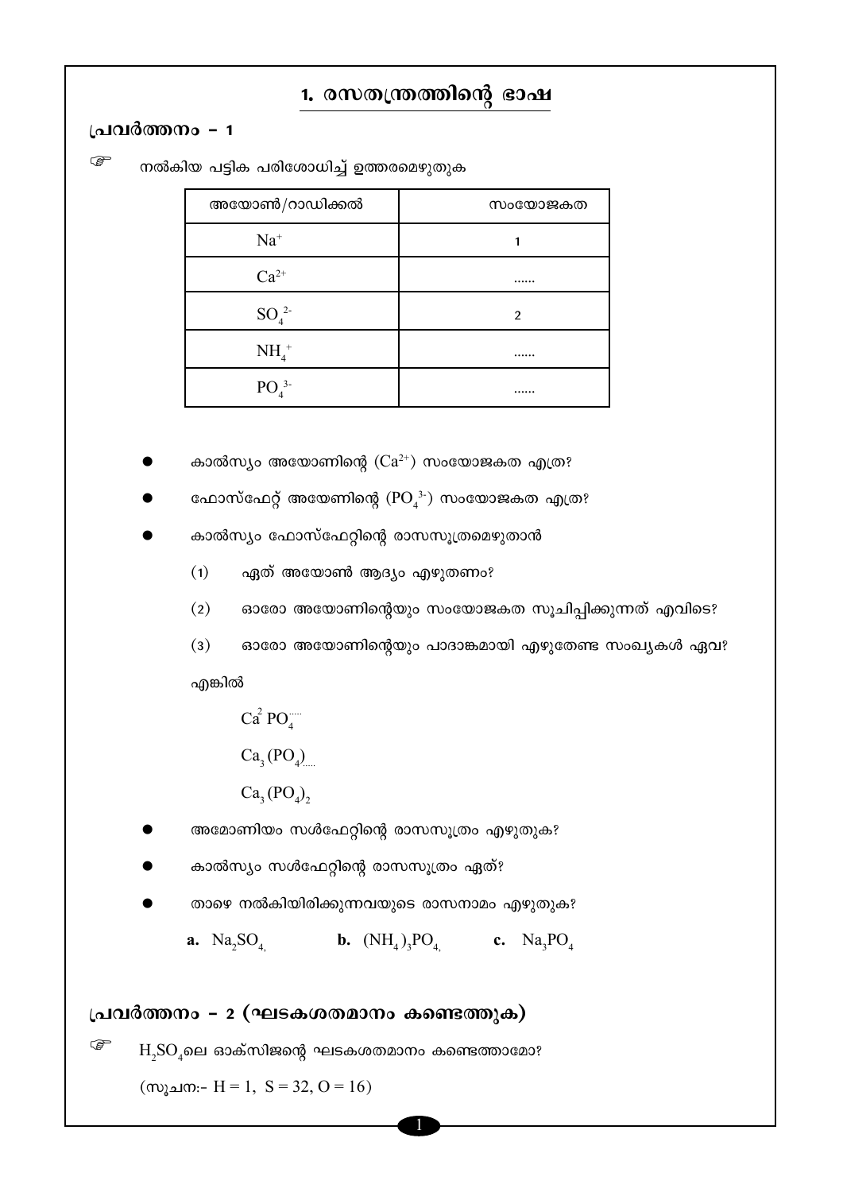# 1. രസതന്ത്രത്തിന്റെ ഭാഷ

## പ്രവർത്തനം – 1

☞ നൽകിയ പട്ടിക പരിശോധിച്ച് ഉത്തരമെഴുതുക

| അയോൺ/റാഡിക്കൽ | സംയോജകത |
|---|---|
| $Na^+$ | 1 |
| $Ca^{2+}$ | ...... |
| $SO_4^{2-}$ | 2 |
| $NH_4^+$ | ...... |
| $PO_4^{3-}$ | ...... |

- കാൽസ്യം അയോണിന്റെ ($Ca^{2+}$) സംയോജകത എത്ര?
- ഫോസ്ഫേറ്റ് അയേണിന്റെ ($PO_4^{3-}$) സംയോജകത എത്ര?
- കാൽസ്യം ഫോസ്ഫേറ്റിന്റെ രാസസൂത്രമെഴുതാൻ
  - (1) ഏത് അയോൺ ആദ്യം എഴുതണം?
  - (2) ഓരോ അയോണിന്റെയും സംയോജകത സൂചിപ്പിക്കുന്നത് എവിടെ?
  - (3) ഓരോ അയോണിന്റെയും പാദാങ്കമായി എഴുതേണ്ട സംഖ്യകൾ ഏവ?

  എങ്കിൽ

  $Ca^2 PO_4^{....}$

  $Ca_3 (PO_4)_{.....}$

  $Ca_3 (PO_4)_2$

- അമോണിയം സൾഫേറ്റിന്റെ രാസസൂത്രം എഴുതുക?
- കാൽസ്യം സൾഫേറ്റിന്റെ രാസസൂത്രം ഏത്?
- താഴെ നൽകിയിരിക്കുന്നവയുടെ രാസനാമം എഴുതുക?

  **a.** $Na_2SO_4$, **b.** $(NH_4)_3PO_4$, **c.** $Na_3PO_4$

## പ്രവർത്തനം – 2 (ഘടകശതമാനം കണ്ടെത്തുക)

☞ $H_2SO_4$ലെ ഓക്സിജന്റെ ഘടകശതമാനം കണ്ടെത്താമോ?

(സൂചന:- $H = 1$, $S = 32$, $O = 16$)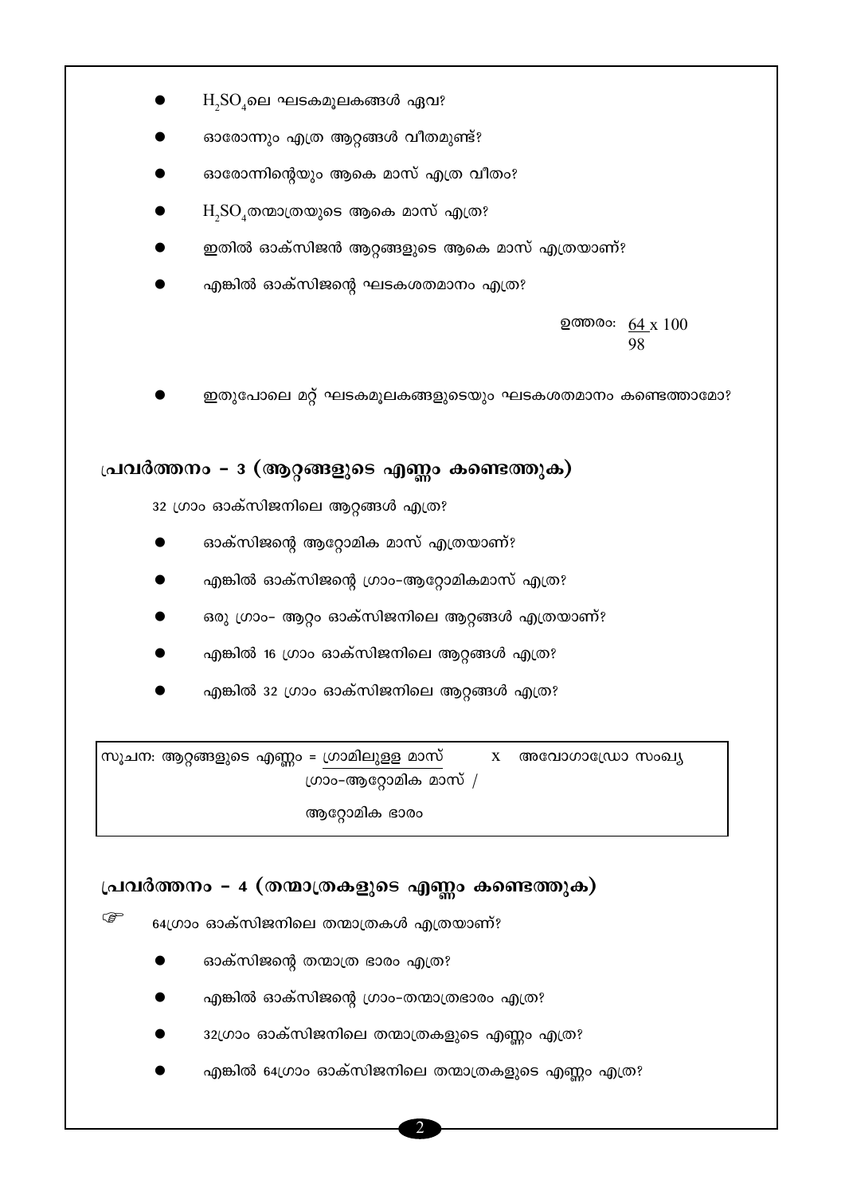- $H_2SO_4$ലെ ഘടകമൂലകങ്ങൾ ഏവ?
- ഓരോന്നും എത്ര ആറ്റങ്ങൾ വീതമുണ്ട്?
- ഓരോന്നിന്റെയും ആകെ മാസ് എത്ര വീതം?
- $H_2SO_4$തന്മാത്രയുടെ ആകെ മാസ് എത്ര?
- ഇതിൽ ഓക്സിജൻ ആറ്റങ്ങളുടെ ആകെ മാസ് എത്രയാണ്?
- എങ്കിൽ ഓക്സിജന്റെ ഘടകശതമാനം എത്ര?

ഉത്തരം: $\frac{64}{98} \times 100$

- ഇതുപോലെ മറ്റ് ഘടകമൂലകങ്ങളുടെയും ഘടകശതമാനം കണ്ടെത്താമോ?

## പ്രവർത്തനം - 3 (ആറ്റങ്ങളുടെ എണ്ണം കണ്ടെത്തുക)

32 ഗ്രാം ഓക്സിജനിലെ ആറ്റങ്ങൾ എത്ര?

- ഓക്സിജന്റെ ആറ്റോമിക മാസ് എത്രയാണ്?
- എങ്കിൽ ഓക്സിജന്റെ ഗ്രാം-ആറ്റോമികമാസ് എത്ര?
- ഒരു ഗ്രാം- ആറ്റം ഓക്സിജനിലെ ആറ്റങ്ങൾ എത്രയാണ്?
- എങ്കിൽ 16 ഗ്രാം ഓക്സിജനിലെ ആറ്റങ്ങൾ എത്ര?
- എങ്കിൽ 32 ഗ്രാം ഓക്സിജനിലെ ആറ്റങ്ങൾ എത്ര?

സൂചന: ആറ്റങ്ങളുടെ എണ്ണം = $\frac{\text{ഗ്രാമിലുള്ള മാസ്}}{\text{ഗ്രാം-ആറ്റോമിക മാസ് / ആറ്റോമിക ഭാരം}}$ x അവോഗാഡ്രോ സംഖ്യ

## പ്രവർത്തനം - 4 (തന്മാത്രകളുടെ എണ്ണം കണ്ടെത്തുക)

☞ 64ഗ്രാം ഓക്സിജനിലെ തന്മാത്രകൾ എത്രയാണ്?

- ഓക്സിജന്റെ തന്മാത്ര ഭാരം എത്ര?
- എങ്കിൽ ഓക്സിജന്റെ ഗ്രാം-തന്മാത്രഭാരം എത്ര?
- 32ഗ്രാം ഓക്സിജനിലെ തന്മാത്രകളുടെ എണ്ണം എത്ര?
- എങ്കിൽ 64ഗ്രാം ഓക്സിജനിലെ തന്മാത്രകളുടെ എണ്ണം എത്ര?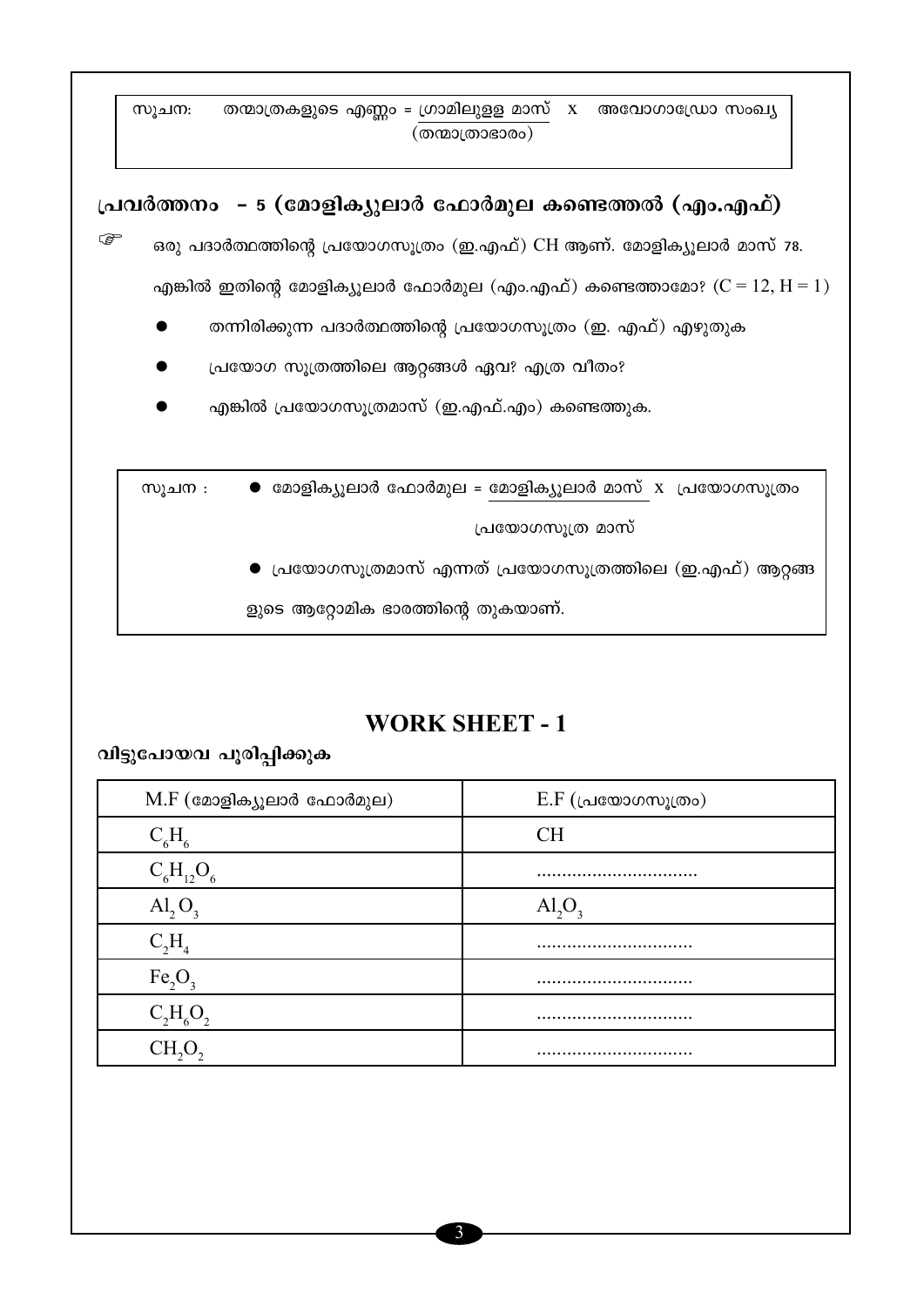> സൂചന: തന്മാത്രകളുടെ എണ്ണം = $\frac{\text{ഗ്രാമിലുള്ള മാസ്}}{\text{(തന്മാത്രാഭാരം)}}$ x അവോഗാഡ്രോ സംഖ്യ

## പ്രവർത്തനം - 5 (മോളിക്യൂലാർ ഫോർമുല കണ്ടെത്തൽ (എം.എഫ്)

☞ ഒരു പദാർത്ഥത്തിന്റെ പ്രയോഗസൂത്രം (ഇ.എഫ്) CH ആണ്. മോളിക്യൂലാർ മാസ് 78. എങ്കിൽ ഇതിന്റെ മോളിക്യൂലാർ ഫോർമുല (എം.എഫ്) കണ്ടെത്താമോ? ($C = 12, H = 1$)

- തന്നിരിക്കുന്ന പദാർത്ഥത്തിന്റെ പ്രയോഗസൂത്രം (ഇ. എഫ്) എഴുതുക
- പ്രയോഗ സൂത്രത്തിലെ ആറ്റങ്ങൾ ഏവ? എത്ര വീതം?
- എങ്കിൽ പ്രയോഗസൂത്രമാസ് (ഇ.എഫ്.എം) കണ്ടെത്തുക.

> സൂചന :
> - മോളിക്യൂലാർ ഫോർമുല = $\frac{\text{മോളിക്യൂലാർ മാസ്}}{\text{പ്രയോഗസൂത്ര മാസ്}}$ x പ്രയോഗസൂത്രം
> - പ്രയോഗസൂത്രമാസ് എന്നത് പ്രയോഗസൂത്രത്തിലെ (ഇ.എഫ്) ആറ്റങ്ങളുടെ ആറ്റോമിക ഭാരത്തിന്റെ തുകയാണ്.

## WORK SHEET - 1

**വിട്ടുപോയവ പൂരിപ്പിക്കുക**

| M.F (മോളിക്യൂലാർ ഫോർമുല) | E.F (പ്രയോഗസൂത്രം) |
|---|---|
| $C_6H_6$ | CH |
| $C_6H_{12}O_6$ | ................................ |
| $Al_2O_3$ | $Al_2O_3$ |
| $C_2H_4$ | ............................... |
| $Fe_2O_3$ | ............................... |
| $C_2H_6O_2$ | ............................... |
| $CH_2O_2$ | ............................... |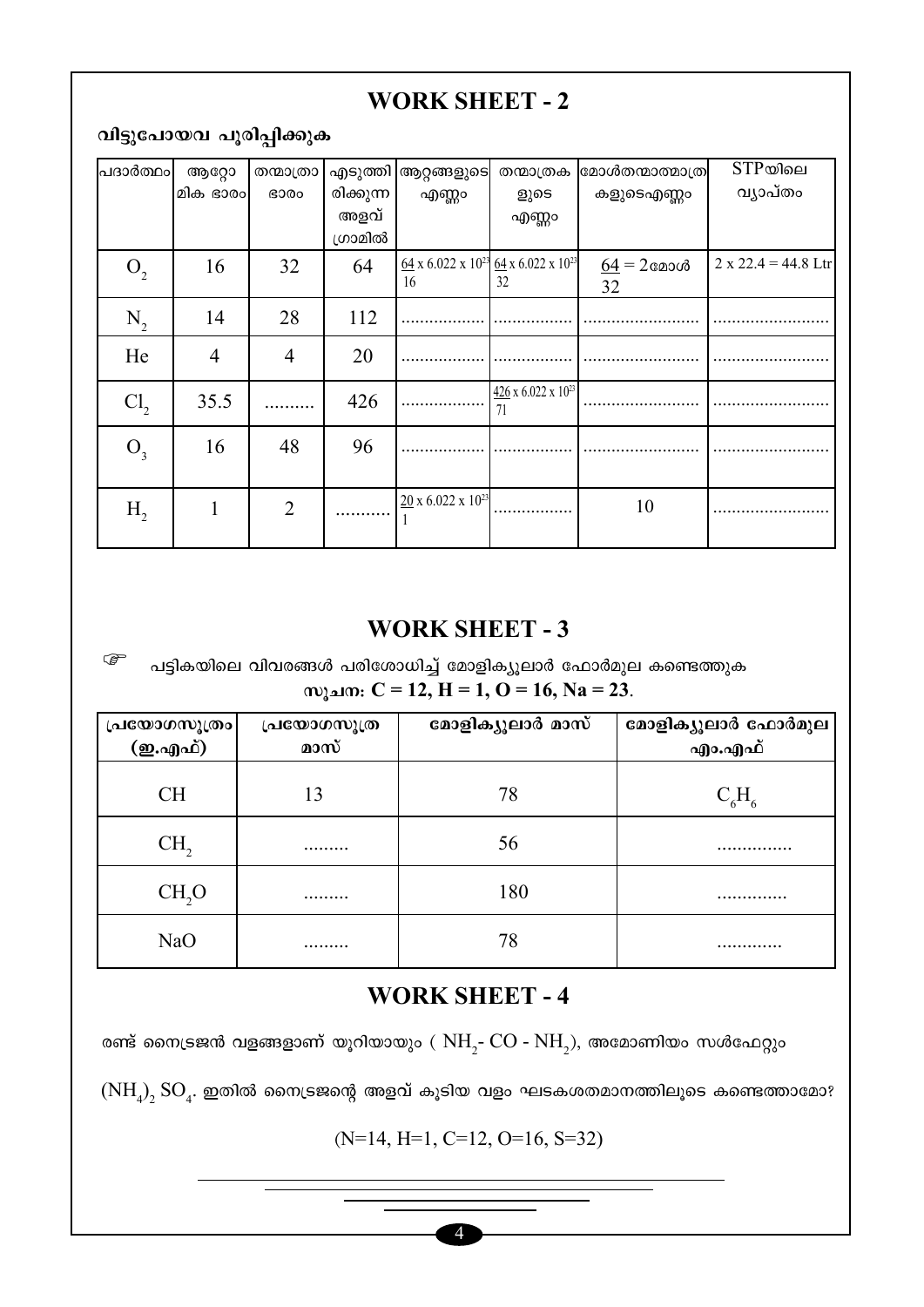## WORK SHEET - 2

**വിട്ടുപോയവ പൂരിപ്പിക്കുക**

| പദാർത്ഥം | ആറ്റോമിക ഭാരം | തന്മാത്രാ ഭാരം | എടുത്തിരിക്കുന്ന അളവ് ഗ്രാമിൽ | ആറ്റങ്ങളുടെ എണ്ണം | തന്മാത്രകളുടെ എണ്ണം | മോൾതന്മാത്മാത്രകളുടെഎണ്ണം | STPയിലെ വ്യാപ്തം |
|---|---|---|---|---|---|---|---|
| $O_2$ | 16 | 32 | 64 | $\frac{64}{16} \times 6.022 \times 10^{23}$ | $\frac{64}{32} \times 6.022 \times 10^{23}$ | $\frac{64}{32}$ = 2മോൾ | 2 x 22.4 = 44.8 Ltr |
| $N_2$ | 14 | 28 | 112 | .................. | .................. | .................. | .................. |
| He | 4 | 4 | 20 | .................. | .................. | .................. | .................. |
| $Cl_2$ | 35.5 | .......... | 426 | .................. | $\frac{426}{71} \times 6.022 \times 10^{23}$ | .................. | .................. |
| $O_3$ | 16 | 48 | 96 | .................. | .................. | .................. | .................. |
| $H_2$ | 1 | 2 | .......... | $\frac{20}{1} \times 6.022 \times 10^{23}$ | .................. | 10 | .................. |

## WORK SHEET - 3

☞ പട്ടികയിലെ വിവരങ്ങൾ പരിശോധിച്ച് മോളിക്യൂലാർ ഫോർമുല കണ്ടെത്തുക

**സൂചന: C = 12, H = 1, O = 16, Na = 23.**

| പ്രയോഗസൂത്രം (ഇ.എഫ്) | പ്രയോഗസൂത്ര മാസ് | മോളിക്യൂലാർ മാസ് | മോളിക്യൂലാർ ഫോർമുല എം.എഫ് |
|---|---|---|---|
| CH | 13 | 78 | $C_6H_6$ |
| $CH_2$ | ......... | 56 | ............... |
| $CH_2O$ | ......... | 180 | ............. |
| NaO | ......... | 78 | ............. |

## WORK SHEET - 4

രണ്ട് നൈട്രജൻ വളങ്ങളാണ് യൂറിയായും ( $NH_2$- CO - $NH_2$), അമോണിയം സൾഫേറ്റും $(NH_4)_2\,SO_4$. ഇതിൽ നൈട്രജന്റെ അളവ് കൂടിയ വളം ഘടകശതമാനത്തിലൂടെ കണ്ടെത്താമോ?

(N=14, H=1, C=12, O=16, S=32)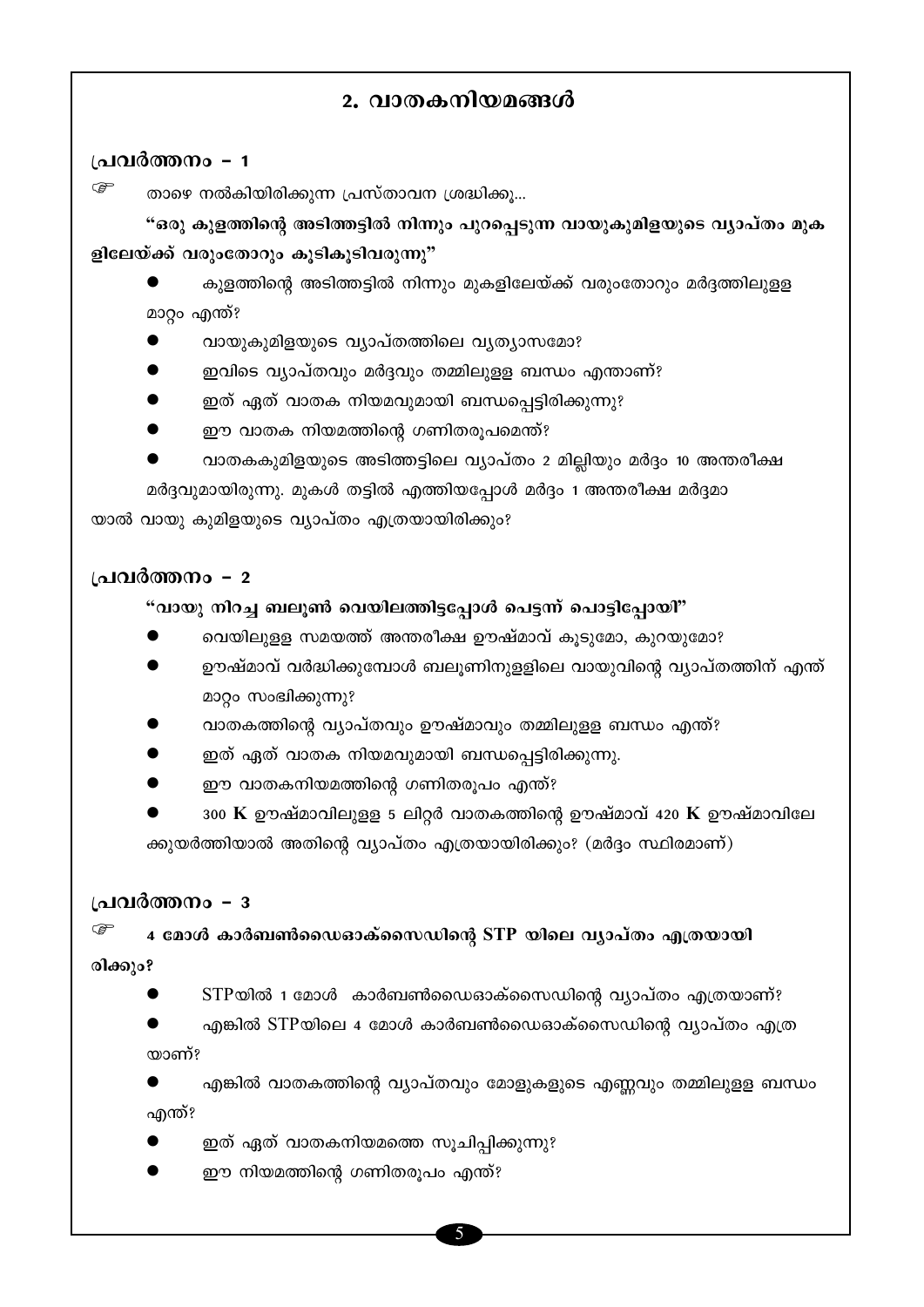## 2. വാതകനിയമങ്ങൾ

### പ്രവർത്തനം – 1

☞ താഴെ നൽകിയിരിക്കുന്ന പ്രസ്താവന ശ്രദ്ധിക്കൂ...

**"ഒരു കുളത്തിന്റെ അടിത്തട്ടിൽ നിന്നും പുറപ്പെടുന്ന വായുകുമിളയുടെ വ്യാപ്തം മുകളിലേയ്ക്ക് വരുംതോറും കൂടികൂടിവരുന്നു"**

- കുളത്തിന്റെ അടിത്തട്ടിൽ നിന്നും മുകളിലേയ്ക്ക് വരുംതോറും മർദ്ദത്തിലുള്ള മാറ്റം എന്ത്?
- വായുകുമിളയുടെ വ്യാപ്തത്തിലെ വ്യത്യാസമോ?
- ഇവിടെ വ്യാപ്തവും മർദ്ദവും തമ്മിലുള്ള ബന്ധം എന്താണ്?
- ഇത് ഏത് വാതക നിയമവുമായി ബന്ധപ്പെട്ടിരിക്കുന്നു?
- ഈ വാതക നിയമത്തിന്റെ ഗണിതരൂപമെന്ത്?
- വാതകകുമിളയുടെ അടിത്തട്ടിലെ വ്യാപ്തം 2 മില്ലിയും മർദ്ദം 10 അന്തരീക്ഷ മർദ്ദവുമായിരുന്നു. മുകൾ തട്ടിൽ എത്തിയപ്പോൾ മർദ്ദം 1 അന്തരീക്ഷ മർദ്ദമായാൽ വായു കുമിളയുടെ വ്യാപ്തം എത്രയായിരിക്കും?

### പ്രവർത്തനം – 2

**"വായു നിറച്ച ബലൂൺ വെയിലത്തിട്ടപ്പോൾ പെട്ടന്ന് പൊട്ടിപ്പോയി"**

- വെയിലുള്ള സമയത്ത് അന്തരീക്ഷ ഊഷ്മാവ് കൂടുമോ, കുറയുമോ?
- ഊഷ്മാവ് വർദ്ധിക്കുമ്പോൾ ബലൂണിനുള്ളിലെ വായുവിന്റെ വ്യാപ്തത്തിന് എന്ത് മാറ്റം സംഭവിക്കുന്നു?
- വാതകത്തിന്റെ വ്യാപ്തവും ഊഷ്മാവും തമ്മിലുള്ള ബന്ധം എന്ത്?
- ഇത് ഏത് വാതക നിയമവുമായി ബന്ധപ്പെട്ടിരിക്കുന്നു.
- ഈ വാതകനിയമത്തിന്റെ ഗണിതരൂപം എന്ത്?
- 300 **K** ഊഷ്മാവിലുള്ള 5 ലിറ്റർ വാതകത്തിന്റെ ഊഷ്മാവ് 420 **K** ഊഷ്മാവിലേക്കുയർത്തിയാൽ അതിന്റെ വ്യാപ്തം എത്രയായിരിക്കും? (മർദ്ദം സ്ഥിരമാണ്)

### പ്രവർത്തനം – 3

☞ **4 മോൾ കാർബൺഡൈഓക്സൈഡിന്റെ STP യിലെ വ്യാപ്തം എത്രയായിരിക്കും?**

- STPയിൽ 1 മോൾ കാർബൺഡൈഓക്സൈഡിന്റെ വ്യാപ്തം എത്രയാണ്?
- എങ്കിൽ STPയിലെ 4 മോൾ കാർബൺഡൈഓക്സൈഡിന്റെ വ്യാപ്തം എത്രയാണ്?
- എങ്കിൽ വാതകത്തിന്റെ വ്യാപ്തവും മോളുകളുടെ എണ്ണവും തമ്മിലുള്ള ബന്ധം എന്ത്?
- ഇത് ഏത് വാതകനിയമത്തെ സൂചിപ്പിക്കുന്നു?
- ഈ നിയമത്തിന്റെ ഗണിതരൂപം എന്ത്?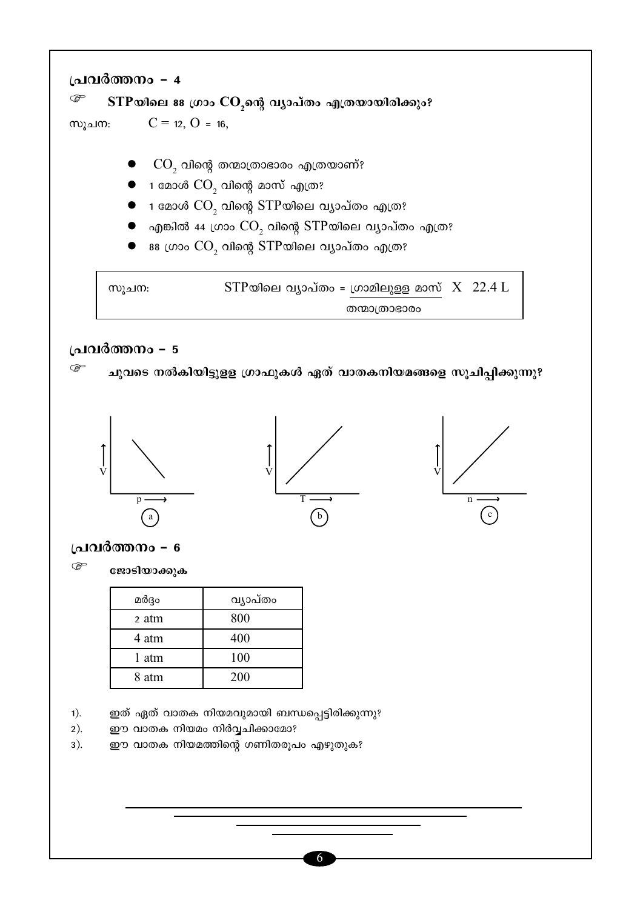## പ്രവർത്തനം – 4

☞ **STPയിലെ 88 ഗ്രാം $CO_2$ന്റെ വ്യാപ്തം എത്രയായിരിക്കും?**

സൂചന: $C = 12$, $O = 16$,

- $CO_2$ വിന്റെ തന്മാത്രാഭാരം എത്രയാണ്?
- 1 മോൾ $CO_2$ വിന്റെ മാസ് എത്ര?
- 1 മോൾ $CO_2$ വിന്റെ STPയിലെ വ്യാപ്തം എത്ര?
- എങ്കിൽ 44 ഗ്രാം $CO_2$ വിന്റെ STPയിലെ വ്യാപ്തം എത്ര?
- 88 ഗ്രാം $CO_2$ വിന്റെ STPയിലെ വ്യാപ്തം എത്ര?

സൂചന: $$\text{STPയിലെ വ്യാപ്തം} = \frac{\text{ഗ്രാമിലുള്ള മാസ്}}{\text{തന്മാത്രാഭാരം}} \times 22.4\ L$$

## പ്രവർത്തനം – 5

☞ **ചുവടെ നൽകിയിട്ടുള്ള ഗ്രാഫുകൾ ഏത് വാതകനിയമങ്ങളെ സൂചിപ്പിക്കുന്നു?**

(a) V → p

(b) V → T

(c) V → n

## പ്രവർത്തനം – 6

☞ **ജോടിയാക്കുക**

| മർദ്ദം | വ്യാപ്തം |
|---|---|
| 2 atm | 800 |
| 4 atm | 400 |
| 1 atm | 100 |
| 8 atm | 200 |

1). ഇത് ഏത് വാതക നിയമവുമായി ബന്ധപ്പെട്ടിരിക്കുന്നു?

2). ഈ വാതക നിയമം നിർവ്വചിക്കാമോ?

3). ഈ വാതക നിയമത്തിന്റെ ഗണിതരൂപം എഴുതുക?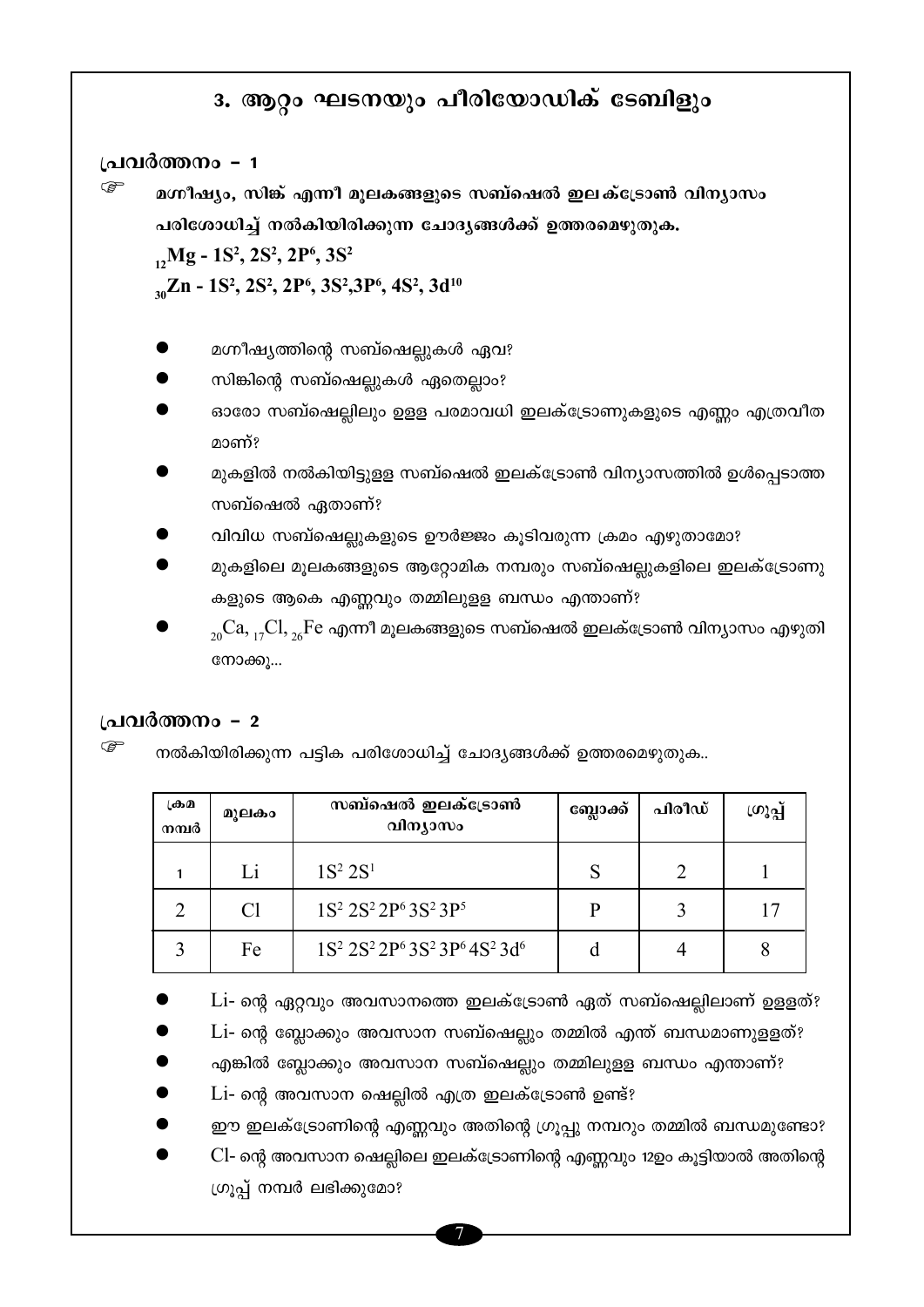# 3. ആറ്റം ഘടനയും പീരിയോഡിക് ടേബിളും

## പ്രവർത്തനം – 1

☞ **മഗ്നീഷ്യം, സിങ്ക് എന്നീ മൂലകങ്ങളുടെ സബ്ഷെൽ ഇലക്ട്രോൺ വിന്യാസം പരിശോധിച്ച് നൽകിയിരിക്കുന്ന ചോദ്യങ്ങൾക്ക് ഉത്തരമെഴുതുക.**

**$_{12}Mg$ - $1S^2, 2S^2, 2P^6, 3S^2$**

**$_{30}Zn$ - $1S^2, 2S^2, 2P^6, 3S^2, 3P^6, 4S^2, 3d^{10}$**

- മഗ്നീഷ്യത്തിന്റെ സബ്ഷെല്ലുകൾ ഏവ?
- സിങ്കിന്റെ സബ്ഷെല്ലുകൾ ഏതെല്ലാം?
- ഓരോ സബ്ഷെല്ലിലും ഉള്ള പരമാവധി ഇലക്ട്രോണുകളുടെ എണ്ണം എത്രവീതമാണ്?
- മുകളിൽ നൽകിയിട്ടുള്ള സബ്ഷെൽ ഇലക്ട്രോൺ വിന്യാസത്തിൽ ഉൾപ്പെടാത്ത സബ്ഷെൽ ഏതാണ്?
- വിവിധ സബ്ഷെല്ലുകളുടെ ഊർജ്ജം കൂടിവരുന്ന ക്രമം എഴുതാമോ?
- മുകളിലെ മൂലകങ്ങളുടെ ആറ്റോമിക നമ്പരും സബ്ഷെല്ലുകളിലെ ഇലക്ട്രോണുകളുടെ ആകെ എണ്ണവും തമ്മിലുള്ള ബന്ധം എന്താണ്?
- $_{20}Ca$, $_{17}Cl$, $_{26}Fe$ എന്നീ മൂലകങ്ങളുടെ സബ്ഷെൽ ഇലക്ട്രോൺ വിന്യാസം എഴുതി നോക്കൂ...

## പ്രവർത്തനം – 2

☞ നൽകിയിരിക്കുന്ന പട്ടിക പരിശോധിച്ച് ചോദ്യങ്ങൾക്ക് ഉത്തരമെഴുതുക..

| ക്രമ നമ്പർ | മൂലകം | സബ്ഷെൽ ഇലക്ട്രോൺ വിന്യാസം | ബ്ലോക്ക് | പിരീഡ് | ഗ്രൂപ്പ് |
|---|---|---|---|---|---|
| 1 | Li | $1S^2\ 2S^1$ | S | 2 | 1 |
| 2 | Cl | $1S^2\ 2S^2\ 2P^6\ 3S^2\ 3P^5$ | P | 3 | 17 |
| 3 | Fe | $1S^2\ 2S^2\ 2P^6\ 3S^2\ 3P^6\ 4S^2\ 3d^6$ | d | 4 | 8 |

- Li- ന്റെ ഏറ്റവും അവസാനത്തെ ഇലക്ട്രോൺ ഏത് സബ്ഷെല്ലിലാണ് ഉള്ളത്?
- Li- ന്റെ ബ്ലോക്കും അവസാന സബ്ഷെല്ലും തമ്മിൽ എന്ത് ബന്ധമാണുള്ളത്?
- എങ്കിൽ ബ്ലോക്കും അവസാന സബ്ഷെല്ലും തമ്മിലുള്ള ബന്ധം എന്താണ്?
- Li- ന്റെ അവസാന ഷെല്ലിൽ എത്ര ഇലക്ട്രോൺ ഉണ്ട്?
- ഈ ഇലക്ട്രോണിന്റെ എണ്ണവും അതിന്റെ ഗ്രൂപ്പു നമ്പറും തമ്മിൽ ബന്ധമുണ്ടോ?
- Cl- ന്റെ അവസാന ഷെല്ലിലെ ഇലക്ട്രോണിന്റെ എണ്ണവും 12ഉം കൂട്ടിയാൽ അതിന്റെ ഗ്രൂപ്പ് നമ്പർ ലഭിക്കുമോ?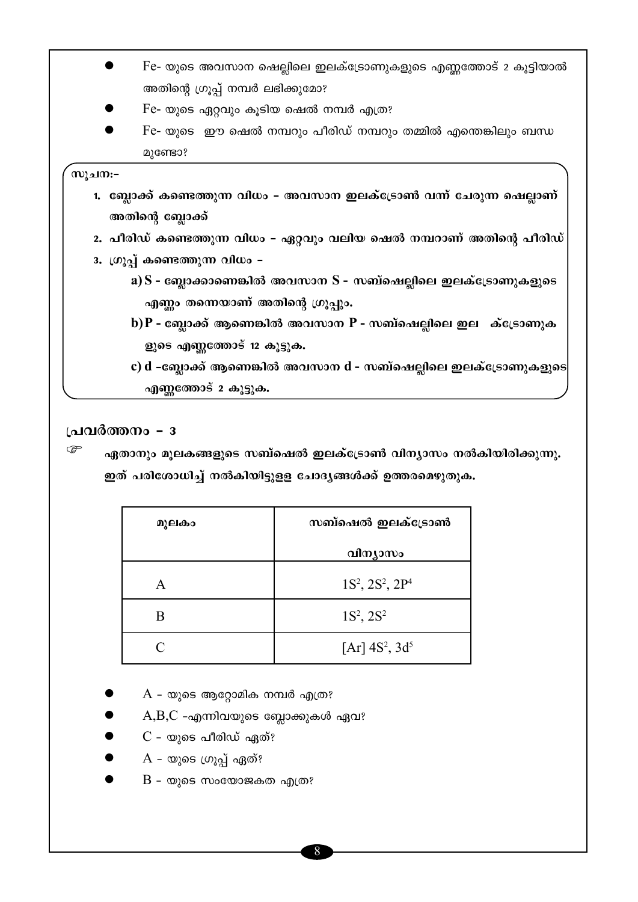- Fe- യുടെ അവസാന ഷെല്ലിലെ ഇലക്ട്രോണുകളുടെ എണ്ണത്തോട് 2 കൂട്ടിയാൽ അതിന്റെ ഗ്രൂപ്പ് നമ്പർ ലഭിക്കുമോ?
- Fe- യുടെ ഏറ്റവും കൂടിയ ഷെൽ നമ്പർ എത്ര?
- Fe- യുടെ ഈ ഷെൽ നമ്പറും പീരിഡ് നമ്പറും തമ്മിൽ എന്തെങ്കിലും ബന്ധമുണ്ടോ?

**സൂചന:-**

1. **ബ്ലോക്ക് കണ്ടെത്തുന്ന വിധം - അവസാന ഇലക്ട്രോൺ വന്ന് ചേരുന്ന ഷെല്ലാണ് അതിന്റെ ബ്ലോക്ക്**
2. **പീരിഡ് കണ്ടെത്തുന്ന വിധം - ഏറ്റവും വലിയ ഷെൽ നമ്പറാണ് അതിന്റെ പീരിഡ്**
3. **ഗ്രൂപ്പ് കണ്ടെത്തുന്ന വിധം -**
   - **a) S - ബ്ലോക്കാണെങ്കിൽ അവസാന S - സബ്ഷെല്ലിലെ ഇലക്ട്രോണുകളുടെ എണ്ണം തന്നെയാണ് അതിന്റെ ഗ്രൂപ്പും.**
   - **b) P - ബ്ലോക്ക് ആണെങ്കിൽ അവസാന P - സബ്ഷെല്ലിലെ ഇല ക്ട്രോണുകളുടെ എണ്ണത്തോട് 12 കൂട്ടുക.**
   - **c) d -ബ്ലോക്ക് ആണെങ്കിൽ അവസാന d - സബ്ഷെല്ലിലെ ഇലക്ട്രോണുകളുടെ എണ്ണത്തോട് 2 കൂട്ടുക.**

## പ്രവർത്തനം - 3

☞ **ഏതാനും മൂലകങ്ങളുടെ സബ്ഷെൽ ഇലക്ട്രോൺ വിന്യാസം നൽകിയിരിക്കുന്നു. ഇത് പരിശോധിച്ച് നൽകിയിട്ടുള്ള ചോദ്യങ്ങൾക്ക് ഉത്തരമെഴുതുക.**

| മൂലകം | സബ്ഷെൽ ഇലക്ട്രോൺ വിന്യാസം |
|---|---|
| A | $1S^2, 2S^2, 2P^4$ |
| B | $1S^2, 2S^2$ |
| C | $[Ar]\ 4S^2, 3d^5$ |

- A - യുടെ ആറ്റോമിക നമ്പർ എത്ര?
- A,B,C -എന്നിവയുടെ ബ്ലോക്കുകൾ ഏവ?
- C - യുടെ പീരിഡ് ഏത്?
- A - യുടെ ഗ്രൂപ്പ് ഏത്?
- B - യുടെ സംയോജകത എത്ര?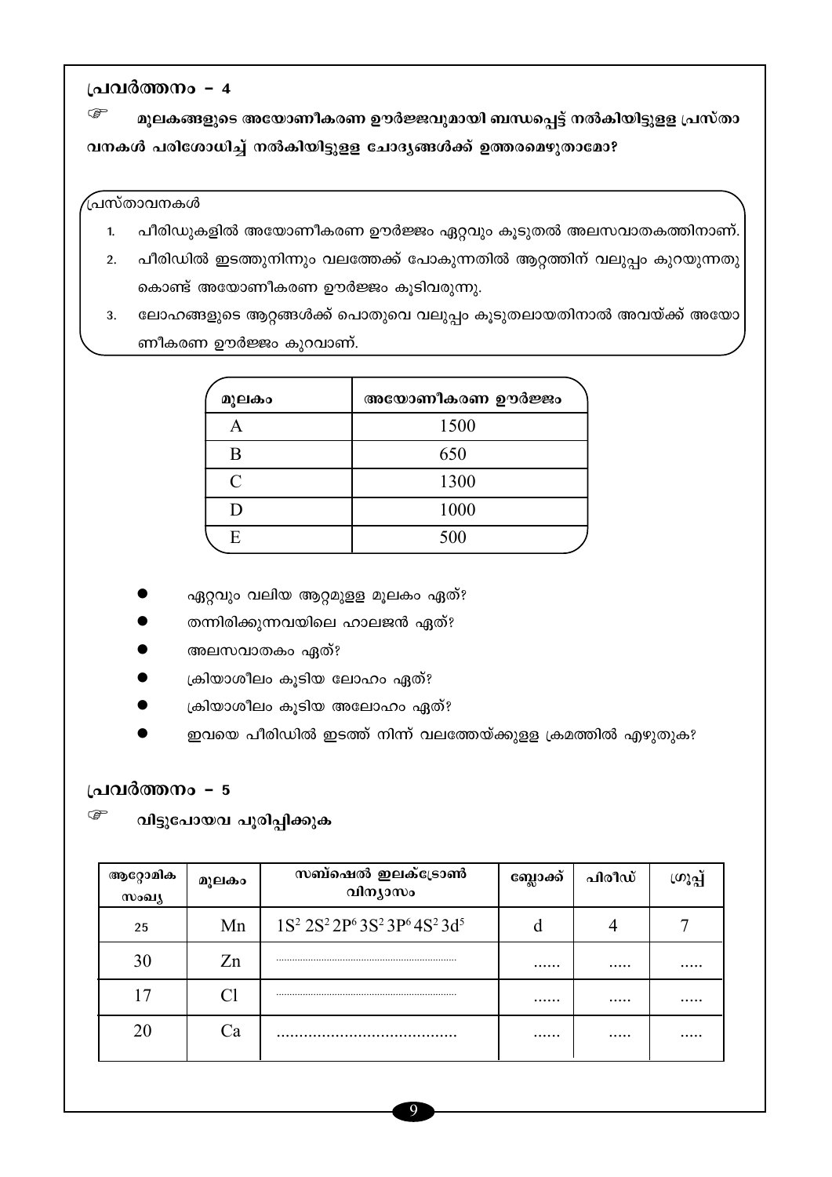## പ്രവർത്തനം – 4

☞ **മൂലകങ്ങളുടെ അയോണീകരണ ഊർജ്ജവുമായി ബന്ധപ്പെട്ട് നൽകിയിട്ടുള്ള പ്രസ്താവനകൾ പരിശോധിച്ച് നൽകിയിട്ടുള്ള ചോദ്യങ്ങൾക്ക് ഉത്തരമെഴുതാമോ?**

പ്രസ്താവനകൾ

1. പീരിഡുകളിൽ അയോണീകരണ ഊർജ്ജം ഏറ്റവും കൂടുതൽ അലസവാതകത്തിനാണ്.
2. പീരിഡിൽ ഇടത്തുനിന്നും വലത്തേക്ക് പോകുന്നതിൽ ആറ്റത്തിന് വലുപ്പം കുറയുന്നതുകൊണ്ട് അയോണീകരണ ഊർജ്ജം കൂടിവരുന്നു.
3. ലോഹങ്ങളുടെ ആറ്റങ്ങൾക്ക് പൊതുവെ വലുപ്പം കൂടുതലായതിനാൽ അവയ്ക്ക് അയോണീകരണ ഊർജ്ജം കുറവാണ്.

| മൂലകം | അയോണീകരണ ഊർജ്ജം |
|---|---|
| A | 1500 |
| B | 650 |
| C | 1300 |
| D | 1000 |
| E | 500 |

- ഏറ്റവും വലിയ ആറ്റമുള്ള മൂലകം ഏത്?
- തന്നിരിക്കുന്നവയിലെ ഹാലജൻ ഏത്?
- അലസവാതകം ഏത്?
- ക്രിയാശീലം കൂടിയ ലോഹം ഏത്?
- ക്രിയാശീലം കൂടിയ അലോഹം ഏത്?
- ഇവയെ പീരിഡിൽ ഇടത്ത് നിന്ന് വലത്തേയ്ക്കുള്ള ക്രമത്തിൽ എഴുതുക?

## പ്രവർത്തനം – 5

☞ **വിട്ടുപോയവ പൂരിപ്പിക്കുക**

| ആറ്റോമിക സംഖ്യ | മൂലകം | സബ്ഷെൽ ഇലക്ട്രോൺ വിന്യാസം | ബ്ലോക്ക് | പിരീഡ് | ഗ്രൂപ്പ് |
|---|---|---|---|---|---|
| 25 | Mn | $1S^2\ 2S^2\ 2P^6\ 3S^2\ 3P^6\ 4S^2\ 3d^5$ | d | 4 | 7 |
| 30 | Zn | .................................... | ...... | ..... | ..... |
| 17 | Cl | .................................... | ...... | ..... | ..... |
| 20 | Ca | .................................... | ...... | ..... | ..... |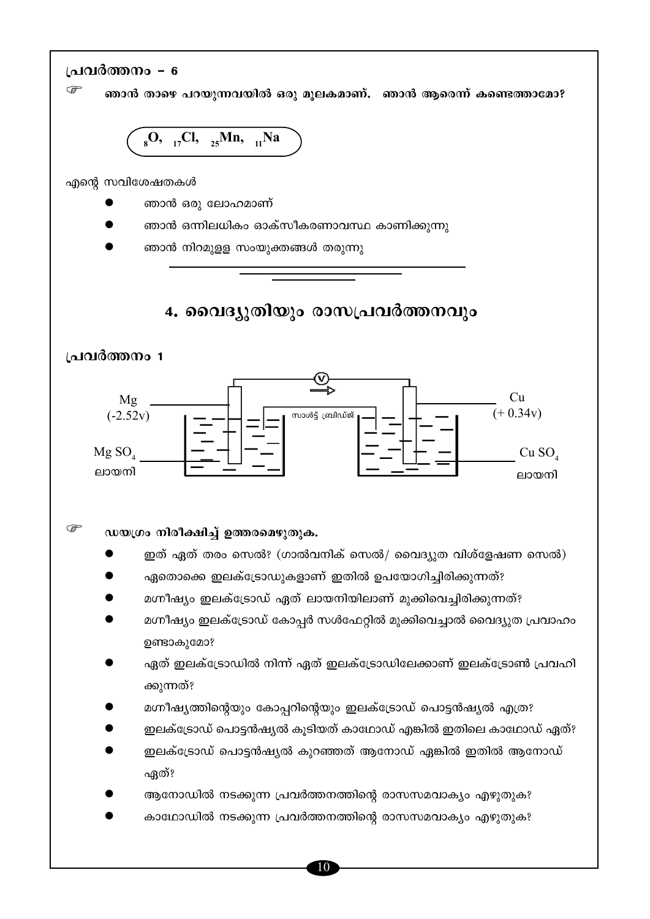### പ്രവർത്തനം – 6

☞ **ഞാൻ താഴെ പറയുന്നവയിൽ ഒരു മൂലകമാണ്. ഞാൻ ആരെന്ന് കണ്ടെത്താമോ?**

$_{8}O$, $_{17}Cl$, $_{25}Mn$, $_{11}Na$

എന്റെ സവിശേഷതകൾ

- ഞാൻ ഒരു ലോഹമാണ്
- ഞാൻ ഒന്നിലധികം ഓക്സീകരണാവസ്ഥ കാണിക്കുന്നു
- ഞാൻ നിറമുള്ള സംയുക്തങ്ങൾ തരുന്നു

## 4. വൈദ്യുതിയും രാസപ്രവർത്തനവും

### പ്രവർത്തനം 1

Mg (-2.52v) | $MgSO_4$ ലായനി | സാൾട്ട് ബ്രിഡ്ജ് | V | Cu (+ 0.34v) | $CuSO_4$ ലായനി

☞ **ഡയഗ്രം നിരീക്ഷിച്ച് ഉത്തരമെഴുതുക.**

- ഇത് ഏത് തരം സെൽ? (ഗാൽവനിക് സെൽ/ വൈദ്യുത വിശ്ലേഷണ സെൽ)
- ഏതൊക്കെ ഇലക്ട്രോഡുകളാണ് ഇതിൽ ഉപയോഗിച്ചിരിക്കുന്നത്?
- മഗ്നീഷ്യം ഇലക്ട്രോഡ് ഏത് ലായനിയിലാണ് മുക്കിവെച്ചിരിക്കുന്നത്?
- മഗ്നീഷ്യം ഇലക്ട്രോഡ് കോപ്പർ സൾഫേറ്റിൽ മുക്കിവെച്ചാൽ വൈദ്യുത പ്രവാഹം ഉണ്ടാകുമോ?
- ഏത് ഇലക്ട്രോഡിൽ നിന്ന് ഏത് ഇലക്ട്രോഡിലേക്കാണ് ഇലക്ട്രോൺ പ്രവഹിക്കുന്നത്?
- മഗ്നീഷ്യത്തിന്റെയും കോപ്പറിന്റെയും ഇലക്ട്രോഡ് പൊട്ടൻഷ്യൽ എത്ര?
- ഇലക്ട്രോഡ് പൊട്ടൻഷ്യൽ കൂടിയത് കാഥോഡ് എങ്കിൽ ഇതിലെ കാഥോഡ് ഏത്?
- ഇലക്ട്രോഡ് പൊട്ടൻഷ്യൽ കുറഞ്ഞത് ആനോഡ് ഏങ്കിൽ ഇതിൽ ആനോഡ് ഏത്?
- ആനോഡിൽ നടക്കുന്ന പ്രവർത്തനത്തിന്റെ രാസസമവാക്യം എഴുതുക?
- കാഥോഡിൽ നടക്കുന്ന പ്രവർത്തനത്തിന്റെ രാസസമവാക്യം എഴുതുക?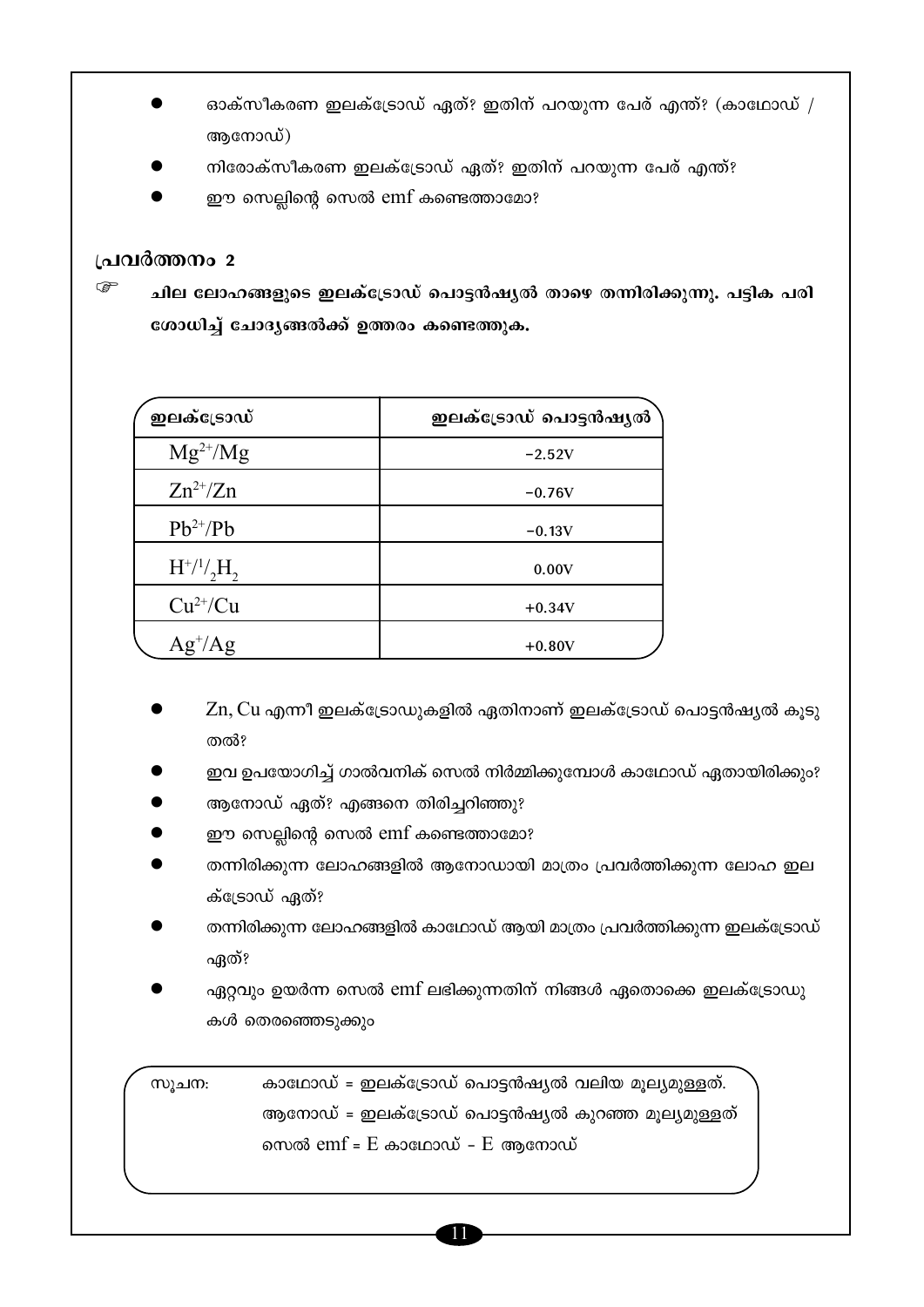- ഓക്സീകരണ ഇലക്ട്രോഡ് ഏത്? ഇതിന് പറയുന്ന പേര് എന്ത്? (കാഥോഡ് / ആനോഡ്)
- നിരോക്സീകരണ ഇലക്ട്രോഡ് ഏത്? ഇതിന് പറയുന്ന പേര് എന്ത്?
- ഈ സെല്ലിന്റെ സെൽ emf കണ്ടെത്താമോ?

## പ്രവർത്തനം 2

☞ **ചില ലോഹങ്ങളുടെ ഇലക്ട്രോഡ് പൊട്ടൻഷ്യൽ താഴെ തന്നിരിക്കുന്നു. പട്ടിക പരിശോധിച്ച് ചോദ്യങ്ങൾക്ക് ഉത്തരം കണ്ടെത്തുക.**

| ഇലക്ട്രോഡ് | ഇലക്ട്രോഡ് പൊട്ടൻഷ്യൽ |
|---|---|
| $Mg^{2+}/Mg$ | −2.52V |
| $Zn^{2+}/Zn$ | −0.76V |
| $Pb^{2+}/Pb$ | −0.13V |
| $H^+/{}^1/_2H_2$ | 0.00V |
| $Cu^{2+}/Cu$ | +0.34V |
| $Ag^+/Ag$ | +0.80V |

- Zn, Cu എന്നീ ഇലക്ട്രോഡുകളിൽ ഏതിനാണ് ഇലക്ട്രോഡ് പൊട്ടൻഷ്യൽ കൂടുതൽ?
- ഇവ ഉപയോഗിച്ച് ഗാൽവനിക് സെൽ നിർമ്മിക്കുമ്പോൾ കാഥോഡ് ഏതായിരിക്കും?
- ആനോഡ് ഏത്? എങ്ങനെ തിരിച്ചറിഞ്ഞു?
- ഈ സെല്ലിന്റെ സെൽ emf കണ്ടെത്താമോ?
- തന്നിരിക്കുന്ന ലോഹങ്ങളിൽ ആനോഡായി മാത്രം പ്രവർത്തിക്കുന്ന ലോഹ ഇലക്ട്രോഡ് ഏത്?
- തന്നിരിക്കുന്ന ലോഹങ്ങളിൽ കാഥോഡ് ആയി മാത്രം പ്രവർത്തിക്കുന്ന ഇലക്ട്രോഡ് ഏത്?
- ഏറ്റവും ഉയർന്ന സെൽ emf ലഭിക്കുന്നതിന് നിങ്ങൾ ഏതൊക്കെ ഇലക്ട്രോഡുകൾ തെരഞ്ഞെടുക്കും

സൂചന: കാഥോഡ് = ഇലക്ട്രോഡ് പൊട്ടൻഷ്യൽ വലിയ മൂല്യമുള്ളത്.
ആനോഡ് = ഇലക്ട്രോഡ് പൊട്ടൻഷ്യൽ കുറഞ്ഞ മൂല്യമുള്ളത്
സെൽ emf = E കാഥോഡ് - E ആനോഡ്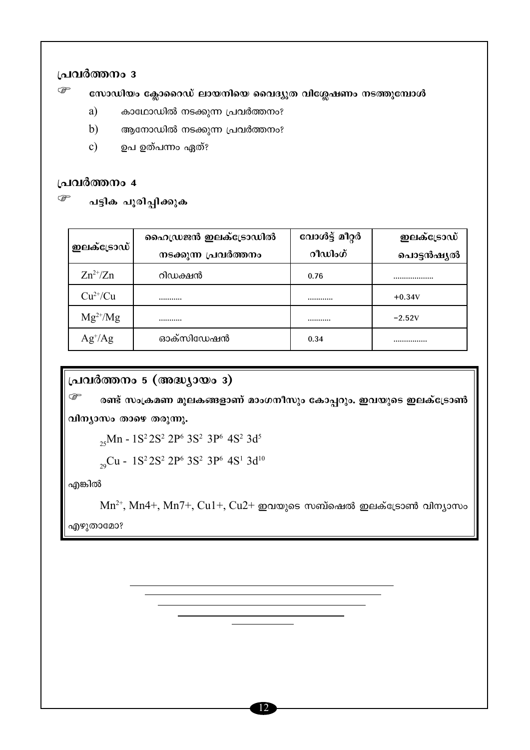## പ്രവർത്തനം 3

☞ **സോഡിയം ക്ലോറൈഡ് ലായനിയെ വൈദ്യുത വിശ്ലേഷണം നടത്തുമ്പോൾ**

a) കാഥോഡിൽ നടക്കുന്ന പ്രവർത്തനം?

b) ആനോഡിൽ നടക്കുന്ന പ്രവർത്തനം?

c) ഉപ ഉത്പന്നം ഏത്?

## പ്രവർത്തനം 4

☞ **പട്ടിക പൂരിപ്പിക്കുക**

| ഇലക്ട്രോഡ് | ഹൈഡ്രജൻ ഇലക്ട്രോഡിൽ നടക്കുന്ന പ്രവർത്തനം | വോൾട്ട് മീറ്റർ റീഡിംഗ് | ഇലക്ട്രോഡ് പൊട്ടൻഷ്യൽ |
|---|---|---|---|
| $Zn^{2+}/Zn$ | റിഡക്ഷൻ | 0.76 | .................. |
| $Cu^{2+}/Cu$ | ........... | ............ | +0.34V |
| $Mg^{2+}/Mg$ | ........... | ........... | −2.52V |
| $Ag^{+}/Ag$ | ഓക്സിഡേഷൻ | 0.34 | ................ |

## പ്രവർത്തനം 5 (അദ്ധ്യായം 3)

☞ **രണ്ട് സംക്രമണ മൂലകങ്ങളാണ് മാംഗനീസും കോപ്പറും. ഇവയുടെ ഇലക്ട്രോൺ വിന്യാസം താഴെ തരുന്നു.**

$_{25}Mn$ - $1S^2 2S^2 2P^6 3S^2 3P^6 4S^2 3d^5$

$_{29}Cu$ - $1S^2 2S^2 2P^6 3S^2 3P^6 4S^1 3d^{10}$

എങ്കിൽ

$Mn^{2+}$, $Mn^{4+}$, $Mn^{7+}$, $Cu^{1+}$, $Cu^{2+}$ ഇവയുടെ സബ്ഷെൽ ഇലക്ട്രോൺ വിന്യാസം എഴുതാമോ?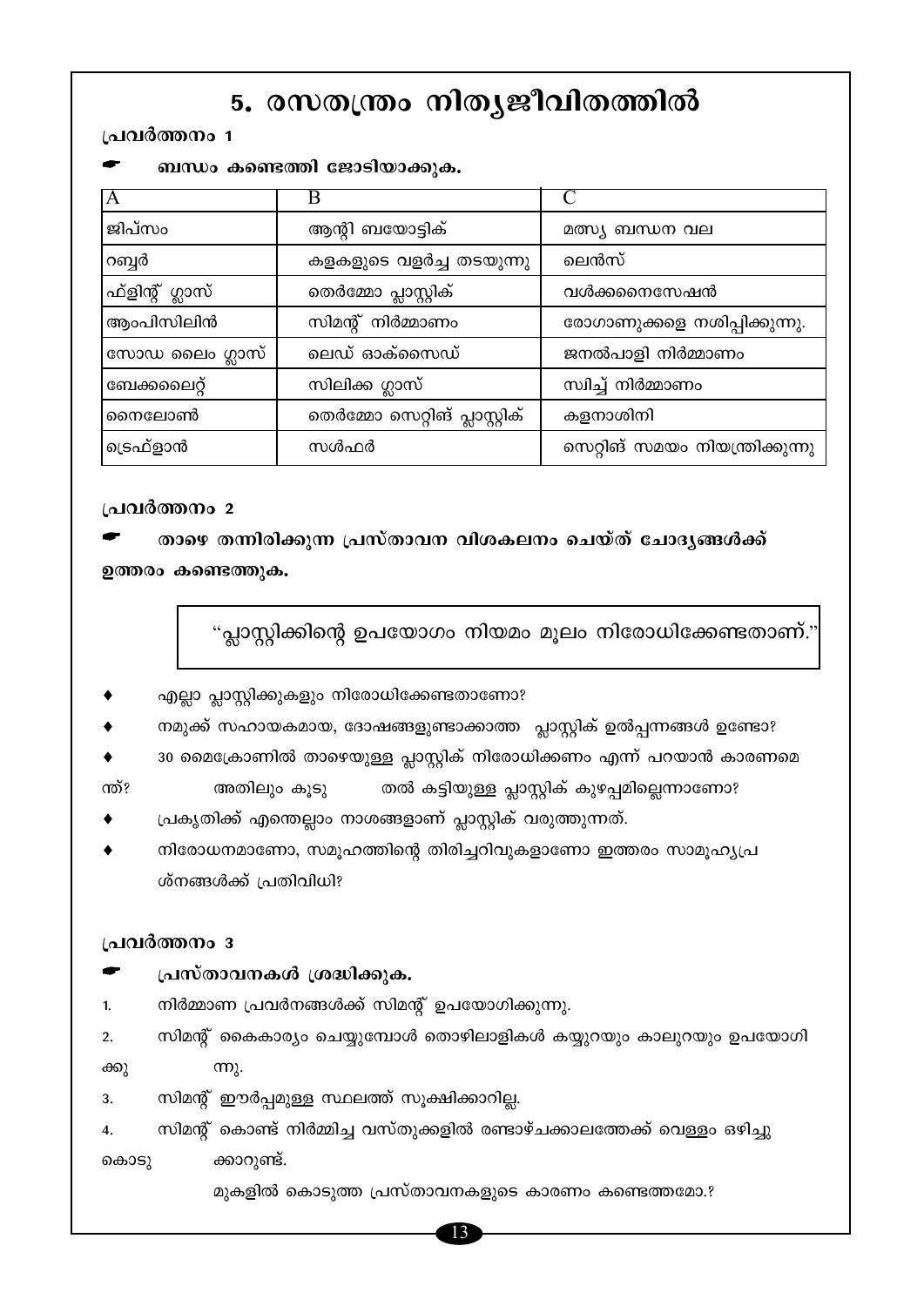# 5. രസതന്ത്രം നിത്യജീവിതത്തിൽ

## പ്രവർത്തനം 1

**ബന്ധം കണ്ടെത്തി ജോടിയാക്കുക.**

| A | B | C |
|---|---|---|
| ജിപ്സം | ആന്റി ബയോട്ടിക് | മത്സ്യ ബന്ധന വല |
| റബ്ബർ | കളകളുടെ വളർച്ച തടയുന്നു | ലെൻസ് |
| ഫ്ളിന്റ് ഗ്ലാസ് | തെർമ്മോ പ്ലാസ്റ്റിക് | വൾക്കനൈസേഷൻ |
| ആംപിസിലിൻ | സിമന്റ് നിർമ്മാണം | രോഗാണുക്കളെ നശിപ്പിക്കുന്നു. |
| സോഡ ലൈം ഗ്ലാസ് | ലെഡ് ഓക്സൈഡ് | ജനൽപാളി നിർമ്മാണം |
| ബേക്കലൈറ്റ് | സിലിക്ക ഗ്ലാസ് | സ്വിച്ച് നിർമ്മാണം |
| നൈലോൺ | തെർമ്മോ സെറ്റിങ് പ്ലാസ്റ്റിക് | കളനാശിനി |
| ട്രെഫ്ളാൻ | സൾഫർ | സെറ്റിങ് സമയം നിയന്ത്രിക്കുന്നു |

## പ്രവർത്തനം 2

**താഴെ തന്നിരിക്കുന്ന പ്രസ്താവന വിശകലനം ചെയ്ത് ചോദ്യങ്ങൾക്ക് ഉത്തരം കണ്ടെത്തുക.**

> "പ്ലാസ്റ്റിക്കിന്റെ ഉപയോഗം നിയമം മൂലം നിരോധിക്കേണ്ടതാണ്."

- എല്ലാ പ്ലാസ്റ്റിക്കുകളും നിരോധിക്കേണ്ടതാണോ?
- നമുക്ക് സഹായകമായ, ദോഷങ്ങളുണ്ടാക്കാത്ത പ്ലാസ്റ്റിക് ഉൽപ്പന്നങ്ങൾ ഉണ്ടോ?
- 30 മൈക്രോണിൽ താഴെയുള്ള പ്ലാസ്റ്റിക് നിരോധിക്കണം എന്ന് പറയാൻ കാരണമെന്ത്? അതിലും കൂടുതൽ കട്ടിയുള്ള പ്ലാസ്റ്റിക് കുഴപ്പമില്ലെന്നാണോ?
- പ്രകൃതിക്ക് എന്തെല്ലാം നാശങ്ങളാണ് പ്ലാസ്റ്റിക് വരുത്തുന്നത്.
- നിരോധനമാണോ, സമൂഹത്തിന്റെ തിരിച്ചറിവുകളാണോ ഇത്തരം സാമൂഹ്യപ്രശ്നങ്ങൾക്ക് പ്രതിവിധി?

## പ്രവർത്തനം 3

**പ്രസ്താവനകൾ ശ്രദ്ധിക്കുക.**

1. നിർമ്മാണ പ്രവർനങ്ങൾക്ക് സിമന്റ് ഉപയോഗിക്കുന്നു.
2. സിമന്റ് കൈകാര്യം ചെയ്യുമ്പോൾ തൊഴിലാളികൾ കയ്യുറയും കാലുറയും ഉപയോഗിക്കുന്നു.
3. സിമന്റ് ഈർപ്പമുള്ള സ്ഥലത്ത് സൂക്ഷിക്കാറില്ല.
4. സിമന്റ് കൊണ്ട് നിർമ്മിച്ച വസ്തുക്കളിൽ രണ്ടാഴ്ചക്കാലത്തേക്ക് വെള്ളം ഒഴിച്ചു കൊടുക്കാറുണ്ട്.

മുകളിൽ കൊടുത്ത പ്രസ്താവനകളുടെ കാരണം കണ്ടെത്തമോ.?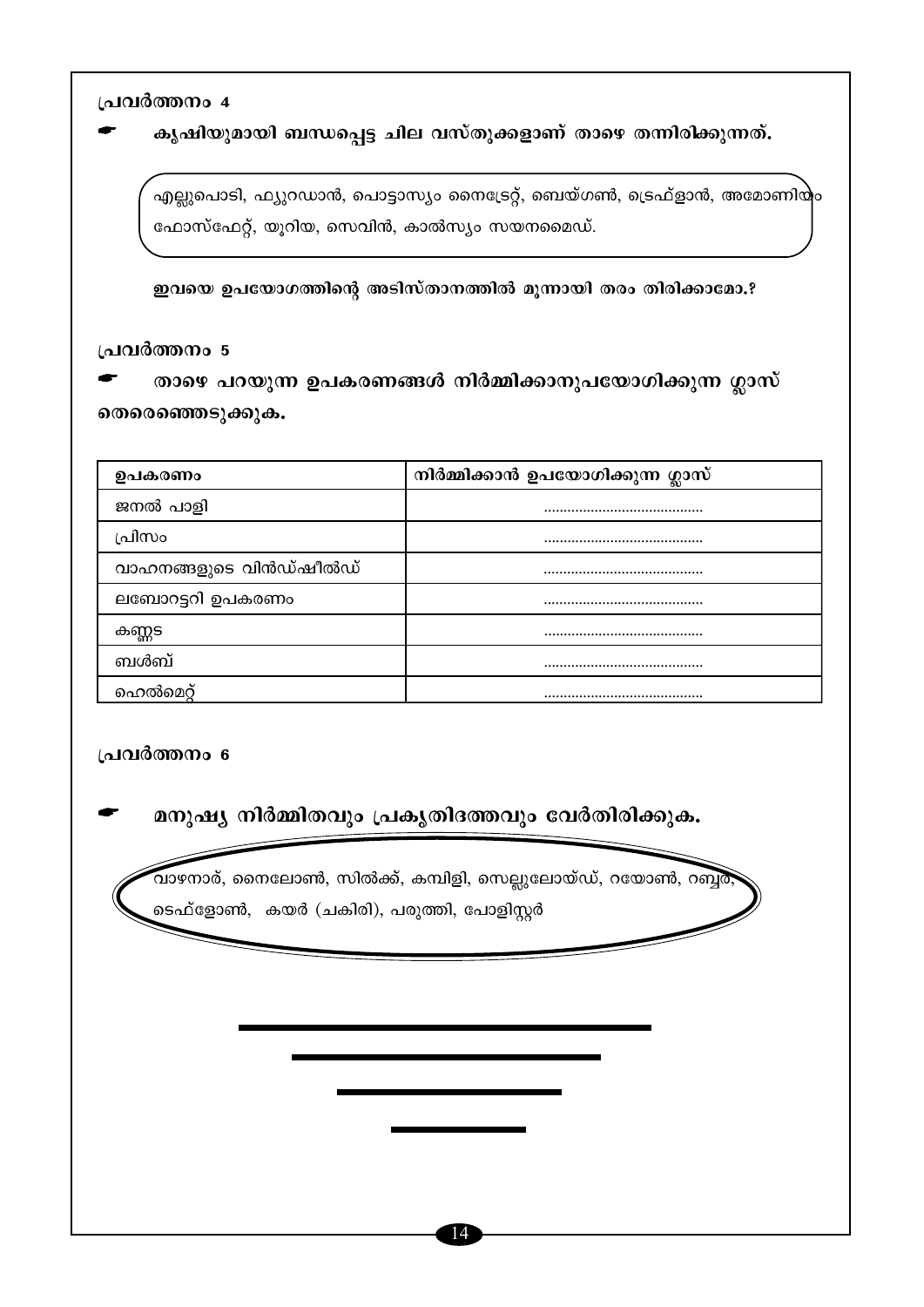പ്രവർത്തനം 4

- **കൃഷിയുമായി ബന്ധപ്പെട്ട ചില വസ്തുക്കളാണ് താഴെ തന്നിരിക്കുന്നത്.**

എല്ലുപൊടി, ഫ്യുറഡാൻ, പൊട്ടാസ്യം നൈട്രേറ്റ്, ബെയ്ഗൺ, ട്രെഫ്ളാൻ, അമോണിയം ഫോസ്ഫേറ്റ്, യൂറിയ, സെവിൻ, കാൽസ്യം സയനമൈഡ്.

**ഇവയെ ഉപയോഗത്തിന്റെ അടിസ്താനത്തിൽ മൂന്നായി തരം തിരിക്കാമോ.?**

പ്രവർത്തനം 5

- **താഴെ പറയുന്ന ഉപകരണങ്ങൾ നിർമ്മിക്കാനുപയോഗിക്കുന്ന ഗ്ലാസ് തെരെഞ്ഞെടുക്കുക.**

| ഉപകരണം | നിർമ്മിക്കാൻ ഉപയോഗിക്കുന്ന ഗ്ലാസ് |
|---|---|
| ജനൽ പാളി | ......................................... |
| പ്രിസം | ......................................... |
| വാഹനങ്ങളുടെ വിൻഡ്ഷീൽഡ് | ......................................... |
| ലബോറട്ടറി ഉപകരണം | ......................................... |
| കണ്ണട | ......................................... |
| ബൾബ് | ......................................... |
| ഹെൽമെറ്റ് | ......................................... |

പ്രവർത്തനം 6

- **മനുഷ്യ നിർമ്മിതവും പ്രകൃതിദത്തവും വേർതിരിക്കുക.**

വാഴനാര്, നൈലോൺ, സിൽക്ക്, കമ്പിളി, സെല്ലുലോയ്ഡ്, റയോൺ, റബ്ബർ, ടെഫ്ളോൺ, കയർ (ചകിരി), പരുത്തി, പോളിസ്റ്റർ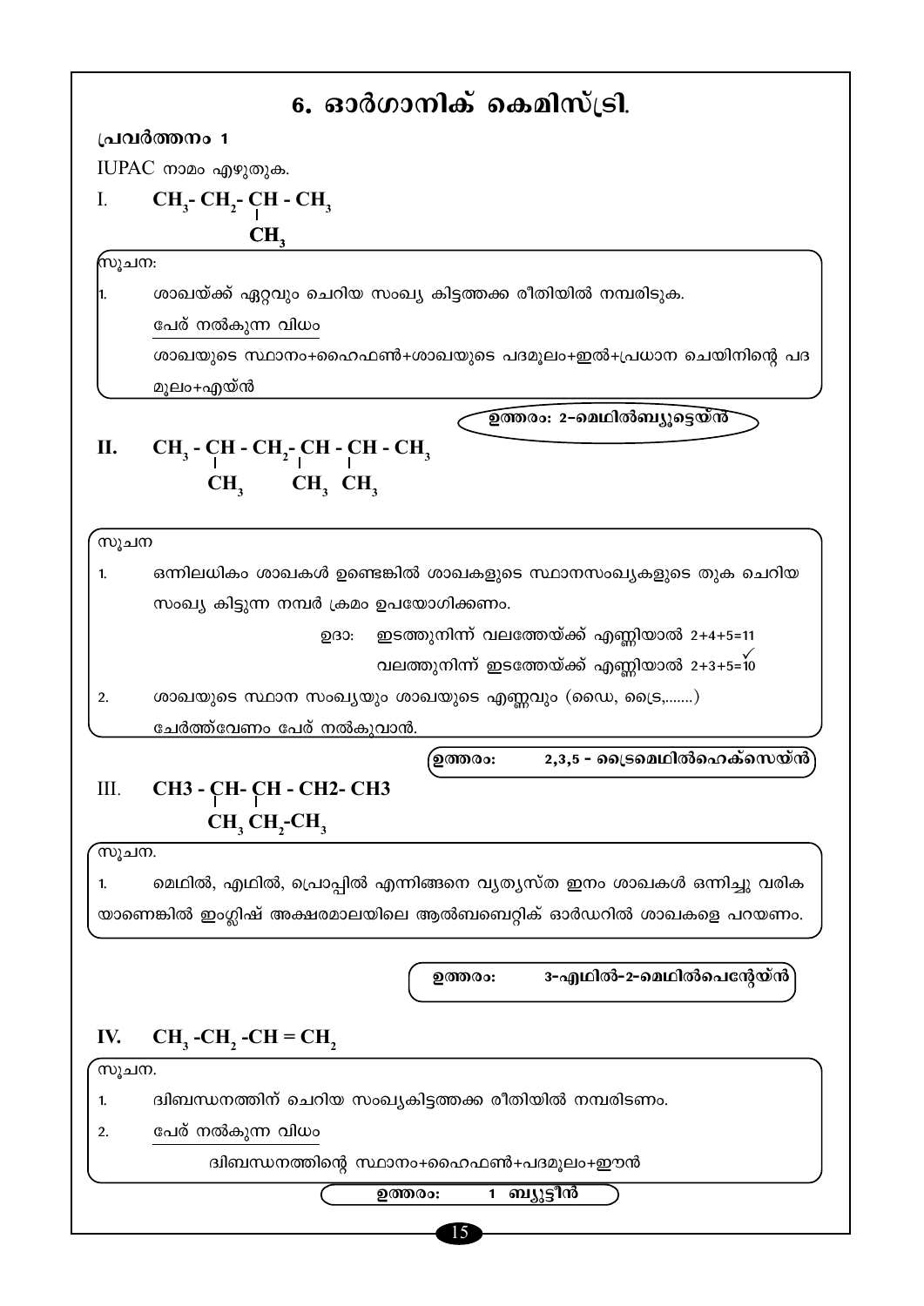# 6. ഓർഗാനിക് കെമിസ്ട്രി.

**പ്രവർത്തനം 1**

IUPAC നാമം എഴുതുക.

I. $CH_3 - CH_2 - CH - CH_3$ (with $CH_3$ branch on the third carbon)

സൂചന:

1. ശാഖയ്ക്ക് ഏറ്റവും ചെറിയ സംഖ്യ കിട്ടത്തക്ക രീതിയിൽ നമ്പരിടുക.

   പേര് നൽകുന്ന വിധം

   ശാഖയുടെ സ്ഥാനം+ഹൈഫൺ+ശാഖയുടെ പദമൂലം+ഇൽ+പ്രധാന ചെയിനിന്റെ പദമൂലം+എയ്ൻ

**ഉത്തരം: 2-മെഥിൽബ്യൂട്ടെയ്ൻ**

II. $CH_3 - CH - CH_2 - CH - CH - CH_3$ (with $CH_3$ branches on the second, fourth and fifth carbons)

സൂചന

1. ഒന്നിലധികം ശാഖകൾ ഉണ്ടെങ്കിൽ ശാഖകളുടെ സ്ഥാനസംഖ്യകളുടെ തുക ചെറിയ സംഖ്യ കിട്ടുന്ന നമ്പർ ക്രമം ഉപയോഗിക്കണം.

   ഉദാ: ഇടത്തുനിന്ന് വലത്തേയ്ക്ക് എണ്ണിയാൽ 2+4+5=11

   വലത്തുനിന്ന് ഇടത്തേയ്ക്ക് എണ്ണിയാൽ 2+3+5=10 ✓

2. ശാഖയുടെ സ്ഥാന സംഖ്യയും ശാഖയുടെ എണ്ണവും (ഡൈ, ട്രൈ,.......) ചേർത്ത്വേണം പേര് നൽകുവാൻ.

**ഉത്തരം: 2,3,5 - ട്രൈമെഥിൽഹെക്സെയ്ൻ**

III. $CH_3 - CH - CH - CH_2 - CH_3$ (with $CH_3$ branch on the second carbon and $CH_2 - CH_3$ branch on the third carbon)

സൂചന.

1. മെഥിൽ, എഥിൽ, പ്രൊപ്പിൽ എന്നിങ്ങനെ വ്യത്യസ്ത ഇനം ശാഖകൾ ഒന്നിച്ചു വരികയാണെങ്കിൽ ഇംഗ്ലീഷ് അക്ഷരമാലയിലെ ആൽബബെറ്റിക് ഓർഡറിൽ ശാഖകളെ പറയണം.

**ഉത്തരം: 3-എഥിൽ-2-മെഥിൽപെന്റേയ്ൻ**

IV. $CH_3 - CH_2 - CH = CH_2$

സൂചന.

1. ദ്വിബന്ധനത്തിന് ചെറിയ സംഖ്യകിട്ടത്തക്ക രീതിയിൽ നമ്പരിടണം.
2. പേര് നൽകുന്ന വിധം

   ദ്വിബന്ധനത്തിന്റെ സ്ഥാനം+ഹൈഫൺ+പദമൂലം+ഈൻ

**ഉത്തരം: 1 ബ്യൂട്ടീൻ**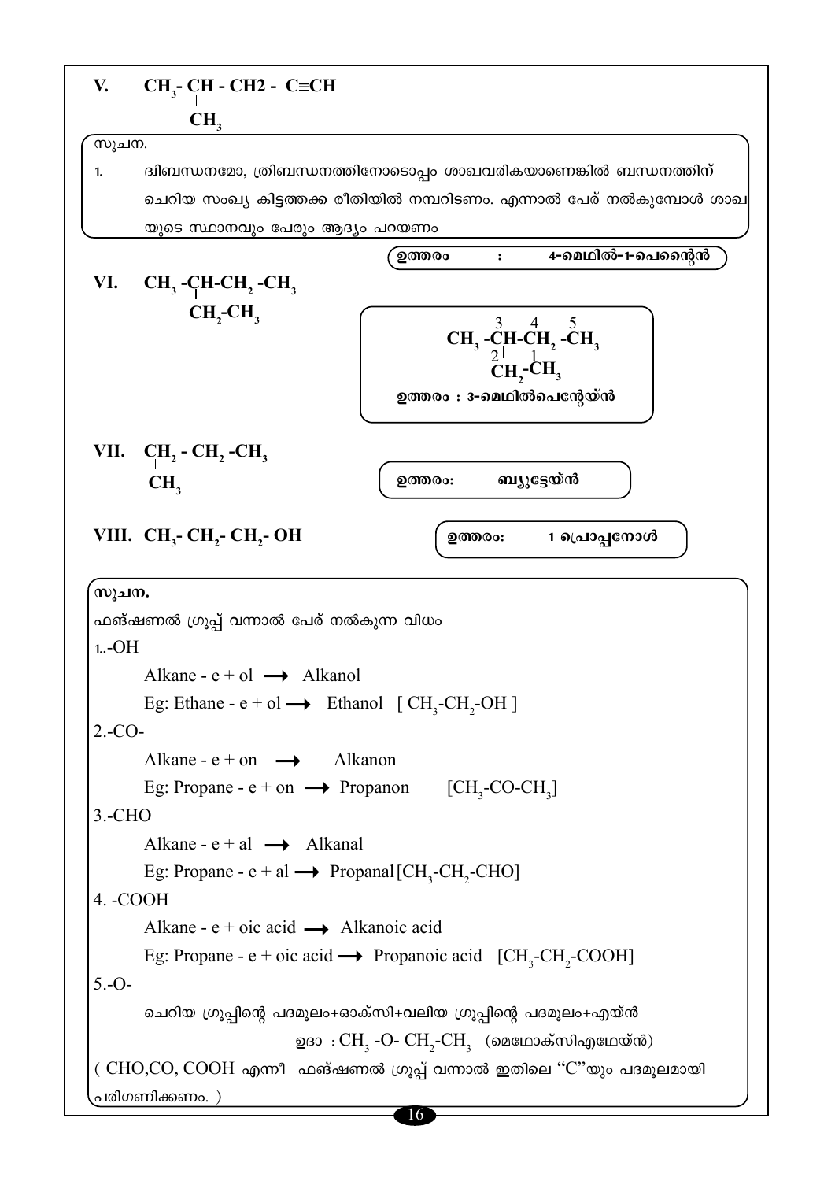**V.** $CH_3$- CH - CH2 - C≡CH
$\quad\quad\;\; |$
$\quad\quad\; CH_3$

**സൂചന.**

1. ദ്വിബന്ധനമോ, ത്രിബന്ധനത്തിനോടൊപ്പം ശാഖവരികയാണെങ്കിൽ ബന്ധനത്തിന് ചെറിയ സംഖ്യ കിട്ടത്തക്ക രീതിയിൽ നമ്പറിടണം. എന്നാൽ പേര് നൽകുമ്പോൾ ശാഖ യുടെ സ്ഥാനവും പേരും ആദ്യം പറയണം

**ഉത്തരം : 4-മെഥിൽ-1-പെന്റൈൻ**

**VI.** $CH_3$ -CH-$CH_2$ -$CH_3$
$\quad\quad\quad |$
$\quad\quad\; CH_2$-$CH_3$

$$\overset{}{CH_3}\text{-}\overset{3}{C}H\text{-}\overset{4}{C}H_2\text{-}\overset{5}{C}H_3$$
$$\;\;\underset{2}{|}\quad \underset{1}{}$$
$$CH_2\text{-}CH_3$$

**ഉത്തരം : 3-മെഥിൽപെന്റേയ്ൻ**

**VII.** $CH_2$ - $CH_2$ -$CH_3$
$\quad\; |$
$\quad CH_3$

**ഉത്തരം: ബ്യൂട്ടേയ്ൻ**

**VIII.** $CH_3$- $CH_2$- $CH_2$- OH

**ഉത്തരം: 1 പ്രൊപ്പനോൾ**

**സൂചന.**

ഫങ്ഷണൽ ഗ്രൂപ്പ് വന്നാൽ പേര് നൽകുന്ന വിധം

1. -OH

   Alkane - e + ol ⟶ Alkanol

   Eg: Ethane - e + ol ⟶ Ethanol [ $CH_3$-$CH_2$-OH ]

2. -CO-

   Alkane - e + on ⟶ Alkanon

   Eg: Propane - e + on ⟶ Propanon [$CH_3$-CO-$CH_3$]

3. -CHO

   Alkane - e + al ⟶ Alkanal

   Eg: Propane - e + al ⟶ Propanal [$CH_3$-$CH_2$-CHO]

4. -COOH

   Alkane - e + oic acid ⟶ Alkanoic acid

   Eg: Propane - e + oic acid ⟶ Propanoic acid [$CH_3$-$CH_2$-COOH]

5. -O-

   ചെറിയ ഗ്രൂപ്പിന്റെ പദമൂലം+ഓക്സി+വലിയ ഗ്രൂപ്പിന്റെ പദമൂലം+എയ്ൻ

   ഉദാ : $CH_3$ -O- $CH_2$-$CH_3$ (മെഥോക്സിഎഥേയ്ൻ)

( CHO,CO, COOH എന്നീ ഫങ്ഷണൽ ഗ്രൂപ്പ് വന്നാൽ ഇതിലെ "C"യും പദമൂലമായി പരിഗണിക്കണം. )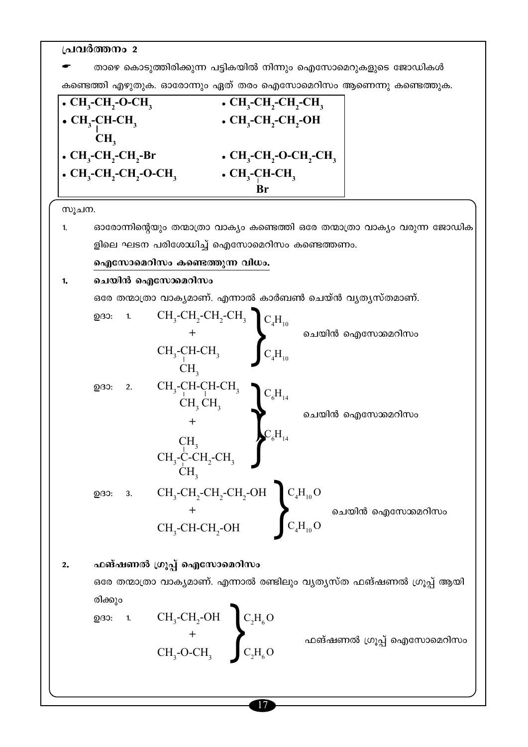### പ്രവർത്തനം 2

☛ താഴെ കൊടുത്തിരിക്കുന്ന പട്ടികയിൽ നിന്നും ഐസോമെറുകളുടെ ജോഡികൾ കണ്ടെത്തി എഴുതുക. ഓരോന്നും ഏത് തരം ഐസോമെറിസം ആണെന്നു കണ്ടെത്തുക.

| | |
|---|---|
| • $CH_3$-$CH_2$-O-$CH_3$ | • $CH_3$-$CH_2$-$CH_2$-$CH_3$ |
| • $CH_3$-CH($CH_3$)-$CH_3$ | • $CH_3$-$CH_2$-$CH_2$-OH |
| • $CH_3$-$CH_2$-$CH_2$-Br | • $CH_3$-$CH_2$-O-$CH_2$-$CH_3$ |
| • $CH_3$-$CH_2$-$CH_2$-O-$CH_3$ | • $CH_3$-CH(Br)-$CH_3$ |

സൂചന.

1. ഓരോന്നിന്റെയും തന്മാത്രാ വാക്യം കണ്ടെത്തി ഒരേ തന്മാത്രാ വാക്യം വരുന്ന ജോഡികളിലെ ഘടന പരിശോധിച്ച് ഐസോമെറിസം കണ്ടെത്തണം.

**ഐസോമെറിസം കണ്ടെത്തുന്ന വിധം.**

1. **ചെയിൻ ഐസോമെറിസം**

ഒരേ തന്മാത്രാ വാക്യമാണ്. എന്നാൽ കാർബൺ ചെയ്ൻ വ്യത്യസ്തമാണ്.

ഉദാ: 1. $CH_3$-$CH_2$-$CH_2$-$CH_3$ ($C_4H_{10}$) + $CH_3$-CH($CH_3$)-$CH_3$ ($C_4H_{10}$) — ചെയിൻ ഐസോമെറിസം

ഉദാ: 2. $CH_3$-CH($CH_3$)-CH($CH_3$)-$CH_3$ ($C_6H_{14}$) + $CH_3$-C($CH_3$)$_2$-$CH_2$-$CH_3$ ($C_6H_{14}$) — ചെയിൻ ഐസോമെറിസം

ഉദാ: 3. $CH_3$-$CH_2$-$CH_2$-$CH_2$-OH ($C_4H_{10}O$) + $CH_3$-CH-$CH_2$-OH ($C_4H_{10}O$) — ചെയിൻ ഐസോമെറിസം

2. **ഫങ്ഷണൽ ഗ്രൂപ്പ് ഐസോമെറിസം**

ഒരേ തന്മാത്രാ വാക്യമാണ്. എന്നാൽ രണ്ടിലും വ്യത്യസ്ത ഫങ്ഷണൽ ഗ്രൂപ്പ് ആയിരിക്കും

ഉദാ: 1. $CH_3$-$CH_2$-OH ($C_2H_6O$) + $CH_3$-O-$CH_3$ ($C_2H_6O$) — ഫങ്ഷണൽ ഗ്രൂപ്പ് ഐസോമെറിസം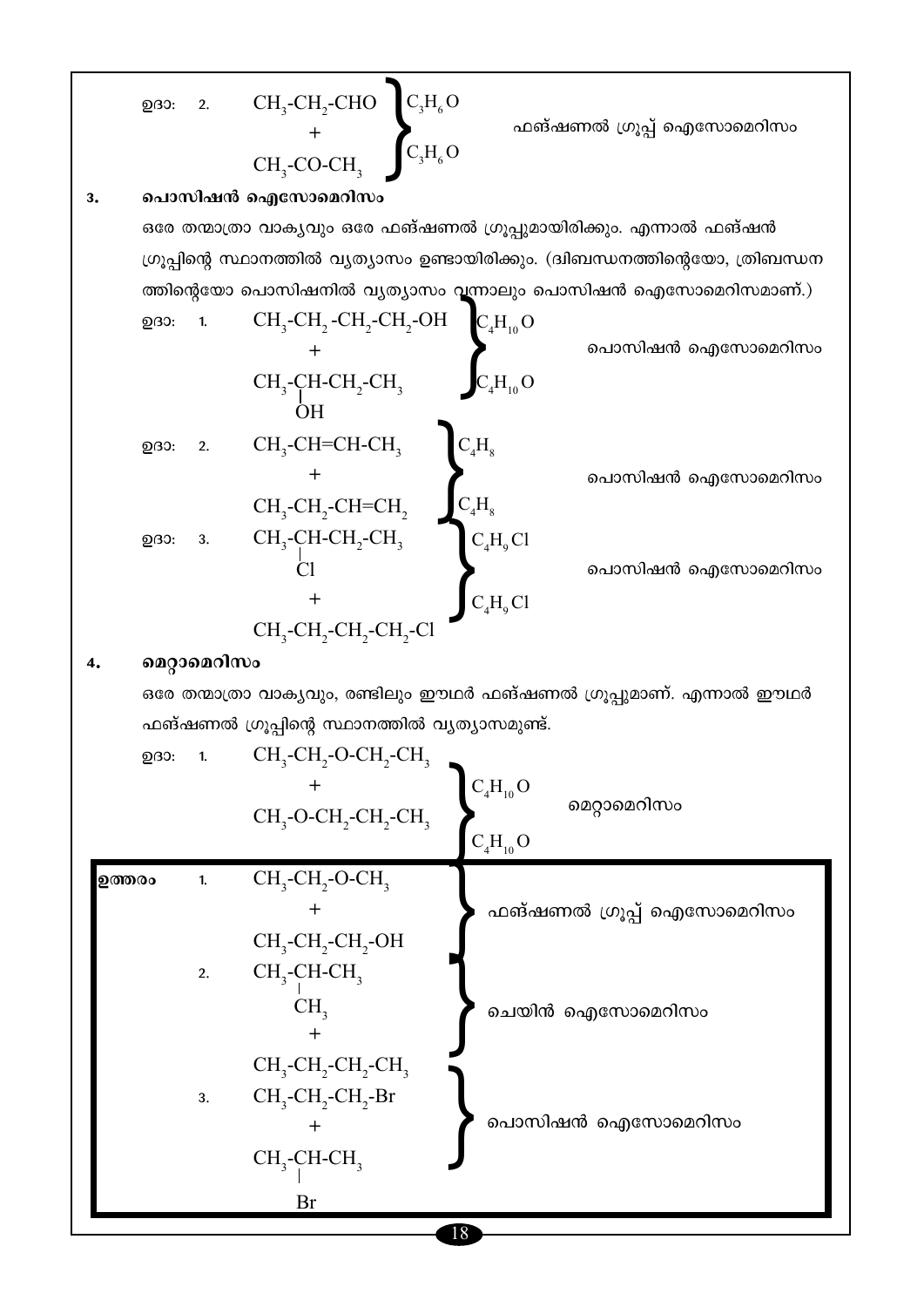ഉദാ: 2. $CH_3\text{-}CH_2\text{-}CHO$ ($C_3H_6O$) + $CH_3\text{-}CO\text{-}CH_3$ ($C_3H_6O$) — ഫങ്ഷണൽ ഗ്രൂപ്പ് ഐസോമെറിസം

**3. പൊസിഷൻ ഐസോമെറിസം**

ഒരേ തന്മാത്രാ വാക്യവും ഒരേ ഫങ്ഷണൽ ഗ്രൂപ്പുമായിരിക്കും. എന്നാൽ ഫങ്ഷൻ ഗ്രൂപ്പിന്റെ സ്ഥാനത്തിൽ വ്യത്യാസം ഉണ്ടായിരിക്കും. (ദ്വിബന്ധനത്തിന്റെയോ, ത്രിബന്ധനത്തിന്റെയോ പൊസിഷനിൽ വ്യത്യാസം വന്നാലും പൊസിഷൻ ഐസോമെറിസമാണ്.)

ഉദാ: 1. $CH_3\text{-}CH_2\text{-}CH_2\text{-}CH_2\text{-}OH$ ($C_4H_{10}O$) + $CH_3\text{-}CH(OH)\text{-}CH_2\text{-}CH_3$ ($C_4H_{10}O$) — പൊസിഷൻ ഐസോമെറിസം

ഉദാ: 2. $CH_3\text{-}CH{=}CH\text{-}CH_3$ ($C_4H_8$) + $CH_3\text{-}CH_2\text{-}CH{=}CH_2$ ($C_4H_8$) — പൊസിഷൻ ഐസോമെറിസം

ഉദാ: 3. $CH_3\text{-}CH(Cl)\text{-}CH_2\text{-}CH_3$ ($C_4H_9Cl$) + $CH_3\text{-}CH_2\text{-}CH_2\text{-}CH_2\text{-}Cl$ ($C_4H_9Cl$) — പൊസിഷൻ ഐസോമെറിസം

**4. മെറ്റാമെറിസം**

ഒരേ തന്മാത്രാ വാക്യവും, രണ്ടിലും ഈഥർ ഫങ്ഷണൽ ഗ്രൂപ്പുമാണ്. എന്നാൽ ഈഥർ ഫങ്ഷണൽ ഗ്രൂപ്പിന്റെ സ്ഥാനത്തിൽ വ്യത്യാസമുണ്ട്.

ഉദാ: 1. $CH_3\text{-}CH_2\text{-}O\text{-}CH_2\text{-}CH_3$ ($C_4H_{10}O$) + $CH_3\text{-}O\text{-}CH_2\text{-}CH_2\text{-}CH_3$ ($C_4H_{10}O$) — മെറ്റാമെറിസം

**ഉത്തരം**

1. $CH_3\text{-}CH_2\text{-}O\text{-}CH_3$ + $CH_3\text{-}CH_2\text{-}CH_2\text{-}OH$ — ഫങ്ഷണൽ ഗ്രൂപ്പ് ഐസോമെറിസം
2. $CH_3\text{-}CH(CH_3)\text{-}CH_3$ + $CH_3\text{-}CH_2\text{-}CH_2\text{-}CH_3$ — ചെയിൻ ഐസോമെറിസം
3. $CH_3\text{-}CH_2\text{-}CH_2\text{-}Br$ + $CH_3\text{-}CH(Br)\text{-}CH_3$ — പൊസിഷൻ ഐസോമെറിസം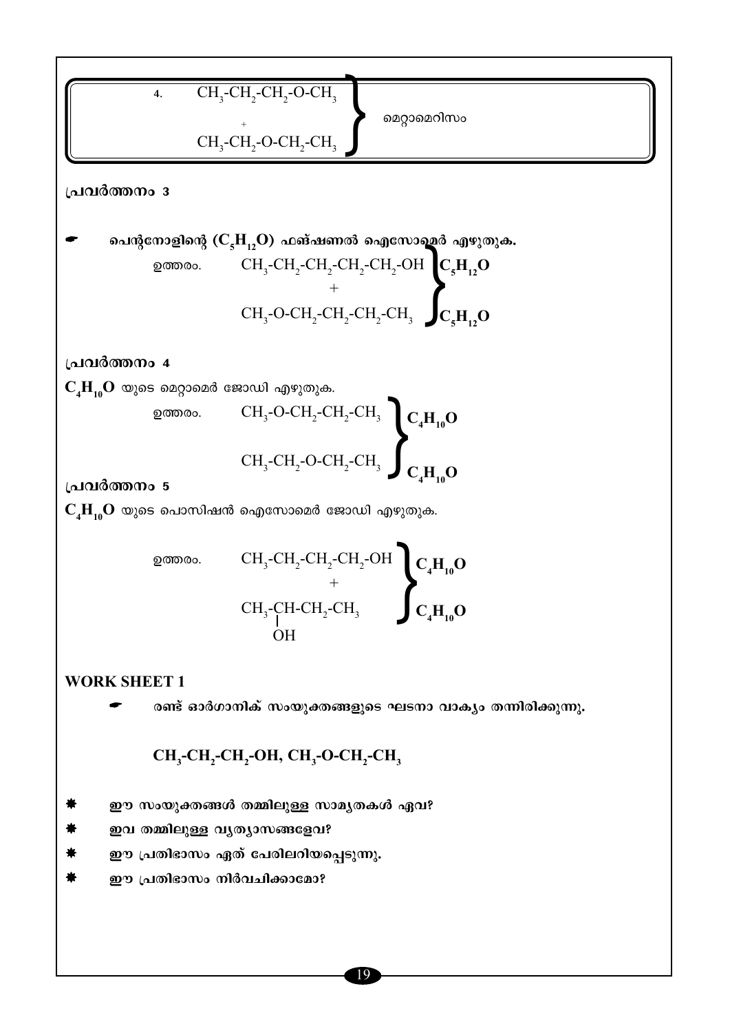4. $CH_3\text{-}CH_2\text{-}CH_2\text{-}O\text{-}CH_3$ + $CH_3\text{-}CH_2\text{-}O\text{-}CH_2\text{-}CH_3$ } മെറ്റാമെറിസം

**പ്രവർത്തനം 3**

- **പെന്റനോളിന്റെ ($C_5H_{12}O$) ഫങ്ഷണൽ ഐസോമെർ എഴുതുക.**

ഉത്തരം.

$$CH_3\text{-}CH_2\text{-}CH_2\text{-}CH_2\text{-}CH_2\text{-}OH \quad C_5H_{12}O$$
$$+$$
$$CH_3\text{-}O\text{-}CH_2\text{-}CH_2\text{-}CH_2\text{-}CH_3 \quad C_5H_{12}O$$

**പ്രവർത്തനം 4**

$C_4H_{10}O$ യുടെ മെറ്റാമെർ ജോഡി എഴുതുക.

ഉത്തരം.

$$CH_3\text{-}O\text{-}CH_2\text{-}CH_2\text{-}CH_3 \quad C_4H_{10}O$$
$$CH_3\text{-}CH_2\text{-}O\text{-}CH_2\text{-}CH_3 \quad C_4H_{10}O$$

**പ്രവർത്തനം 5**

$C_4H_{10}O$ യുടെ പൊസിഷൻ ഐസോമെർ ജോഡി എഴുതുക.

ഉത്തരം.

$$CH_3\text{-}CH_2\text{-}CH_2\text{-}CH_2\text{-}OH \quad C_4H_{10}O$$
$$+$$
$$CH_3\text{-}\underset{\displaystyle OH}{\underset{|}{C}H}\text{-}CH_2\text{-}CH_3 \quad C_4H_{10}O$$

**WORK SHEET 1**

- **രണ്ട് ഓർഗാനിക് സംയുക്തങ്ങളുടെ ഘടനാ വാക്യം തന്നിരിക്കുന്നു.**

$$CH_3\text{-}CH_2\text{-}CH_2\text{-}OH, \; CH_3\text{-}O\text{-}CH_2\text{-}CH_3$$

- **ഈ സംയുക്തങ്ങൾ തമ്മിലുള്ള സാമ്യതകൾ ഏവ?**
- **ഇവ തമ്മിലുള്ള വ്യത്യാസങ്ങളേവ?**
- **ഈ പ്രതിഭാസം ഏത് പേരിലറിയപ്പെടുന്നു.**
- **ഈ പ്രതിഭാസം നിർവചിക്കാമോ?**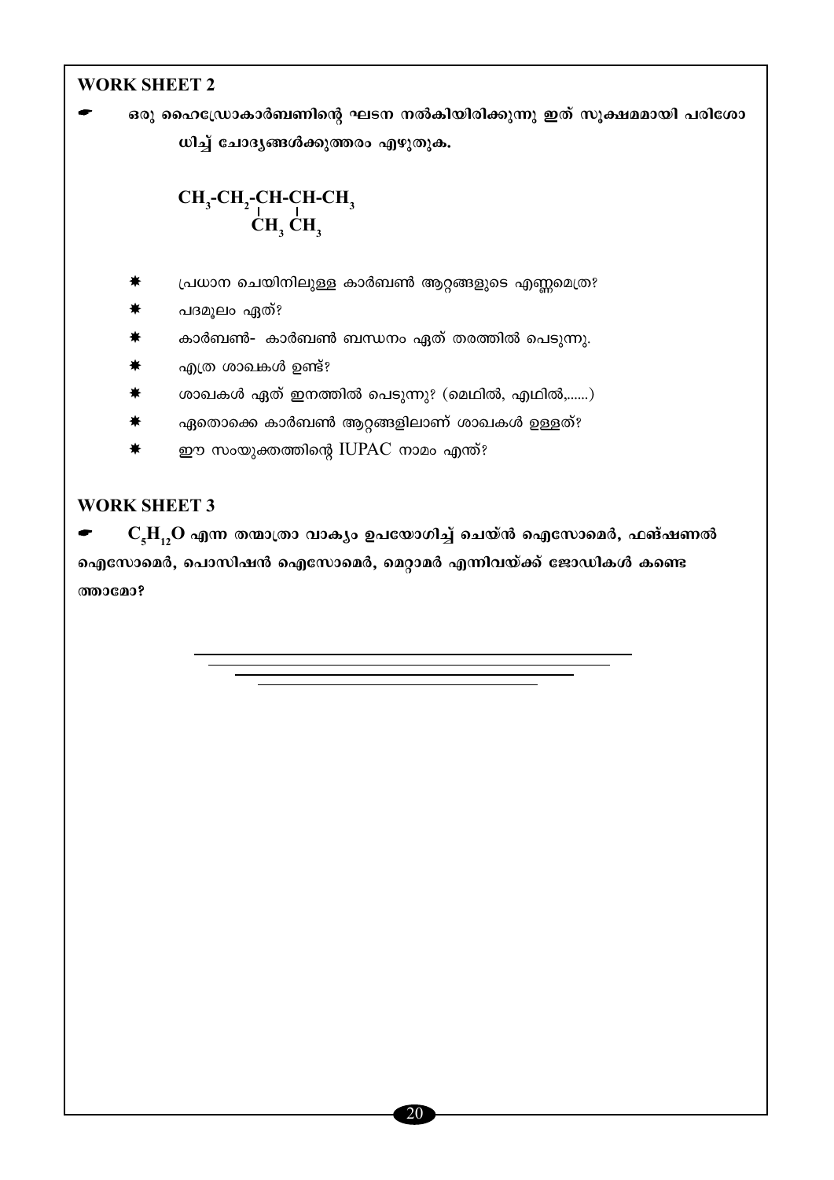## WORK SHEET 2

☛ ഒരു ഹൈഡ്രോകാർബണിന്റെ ഘടന നൽകിയിരിക്കുന്നു ഇത് സൂക്ഷ്മമായി പരിശോധിച്ച് ചോദ്യങ്ങൾക്കുത്തരം എഴുതുക.

$$
\begin{array}{l}
CH_3\text{-}CH_2\text{-}\underset{\displaystyle CH_3}{\underset{|}{CH}}\text{-}\underset{\displaystyle CH_3}{\underset{|}{CH}}\text{-}CH_3
\end{array}
$$

- പ്രധാന ചെയിനിലുള്ള കാർബൺ ആറ്റങ്ങളുടെ എണ്ണമെത്ര?
- പദമൂലം ഏത്?
- കാർബൺ- കാർബൺ ബന്ധനം ഏത് തരത്തിൽ പെടുന്നു.
- എത്ര ശാഖകൾ ഉണ്ട്?
- ശാഖകൾ ഏത് ഇനത്തിൽ പെടുന്നു? (മെഥിൽ, എഥിൽ,......)
- ഏതൊക്കെ കാർബൺ ആറ്റങ്ങളിലാണ് ശാഖകൾ ഉള്ളത്?
- ഈ സംയുക്തത്തിന്റെ IUPAC നാമം എന്ത്?

## WORK SHEET 3

☛ $C_5H_{12}O$ എന്ന തന്മാത്രാ വാക്യം ഉപയോഗിച്ച് ചെയ്ൻ ഐസോമെർ, ഫങ്ഷണൽ ഐസോമെർ, പൊസിഷൻ ഐസോമെർ, മെറ്റാമർ എന്നിവയ്ക്ക് ജോഡികൾ കണ്ടെത്താമോ?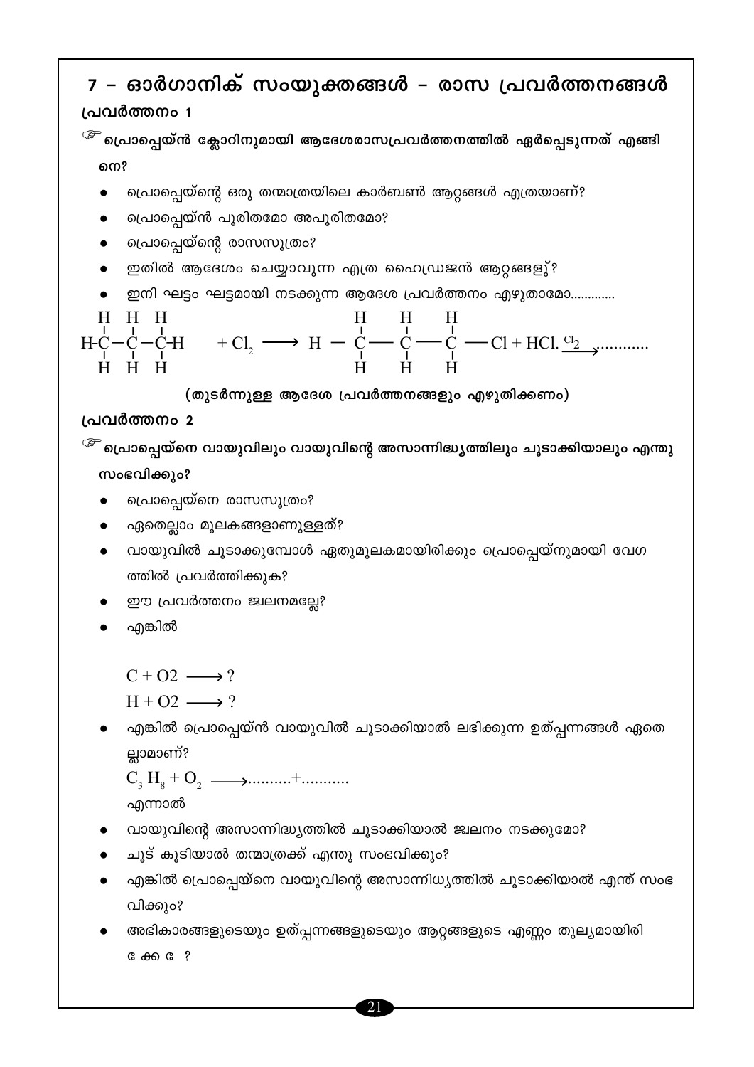# 7 – ഓർഗാനിക് സംയുക്തങ്ങൾ – രാസ പ്രവർത്തനങ്ങൾ

## പ്രവർത്തനം 1

☞ **പ്രൊപ്പെയ്ൻ ക്ലോറിനുമായി ആദേശരാസപ്രവർത്തനത്തിൽ ഏർപ്പെടുന്നത് എങ്ങിനെ?**

- പ്രൊപ്പെയ്ന്റെ ഒരു തന്മാത്രയിലെ കാർബൺ ആറ്റങ്ങൾ എത്രയാണ്?
- പ്രൊപ്പെയ്ൻ പൂരിതമോ അപൂരിതമോ?
- പ്രൊപ്പെയ്ന്റെ രാസസൂത്രം?
- ഇതിൽ ആദേശം ചെയ്യാവുന്ന എത്ര ഹൈഡ്രജൻ ആറ്റങ്ങളു്?
- ഇനി ഘട്ടം ഘട്ടമായി നടക്കുന്ന ആദേശ പ്രവർത്തനം എഴുതാമോ............

$$\begin{array}{c} \text{H}\quad\text{H}\quad\text{H} \\ | \quad\; | \quad\; | \\ \text{H}-\text{C}-\text{C}-\text{C}-\text{H} \\ | \quad\; | \quad\; | \\ \text{H}\quad\text{H}\quad\text{H} \end{array} + Cl_2 \longrightarrow \begin{array}{c} \text{H}\quad\text{H}\quad\text{H} \\ | \quad\; | \quad\; | \\ \text{H}-\text{C}-\text{C}-\text{C}-\text{Cl} \\ | \quad\; | \quad\; | \\ \text{H}\quad\text{H}\quad\text{H} \end{array} + HCl. \xrightarrow{Cl_2} ............$$

(തുടർന്നുള്ള ആദേശ പ്രവർത്തനങ്ങളും എഴുതിക്കണം)

## പ്രവർത്തനം 2

☞ **പ്രൊപ്പെയ്നെ വായുവിലും വായുവിന്റെ അസാന്നിദ്ധ്യത്തിലും ചൂടാക്കിയാലും എന്തു സംഭവിക്കും?**

- പ്രൊപ്പെയ്നെ രാസസൂത്രം?
- ഏതെല്ലാം മൂലകങ്ങളാണുള്ളത്?
- വായുവിൽ ചൂടാക്കുമ്പോൾ ഏതുമൂലകമായിരിക്കും പ്രൊപ്പെയ്നുമായി വേഗത്തിൽ പ്രവർത്തിക്കുക?
- ഈ പ്രവർത്തനം ജ്വലനമല്ലേ?
- എങ്കിൽ

  $C + O2 \longrightarrow ?$

  $H + O2 \longrightarrow ?$

- എങ്കിൽ പ്രൊപ്പെയ്ൻ വായുവിൽ ചൂടാക്കിയാൽ ലഭിക്കുന്ന ഉത്പ്പന്നങ്ങൾ ഏതെല്ലാമാണ്?

  $C_3H_8 + O_2 \longrightarrow$..........+...........

  എന്നാൽ

- വായുവിന്റെ അസാന്നിദ്ധ്യത്തിൽ ചൂടാക്കിയാൽ ജ്വലനം നടക്കുമോ?
- ചൂട് കൂടിയാൽ തന്മാത്രക്ക് എന്തു സംഭവിക്കും?
- എങ്കിൽ പ്രൊപ്പെയ്നെ വായുവിന്റെ അസാന്നിധ്യത്തിൽ ചൂടാക്കിയാൽ എന്ത് സംഭവിക്കും?
- അഭികാരങ്ങളുടെയും ഉത്പ്പന്നങ്ങളുടെയും ആറ്റങ്ങളുടെ എണ്ണം തുല്യമായിരിക്കേ േ ?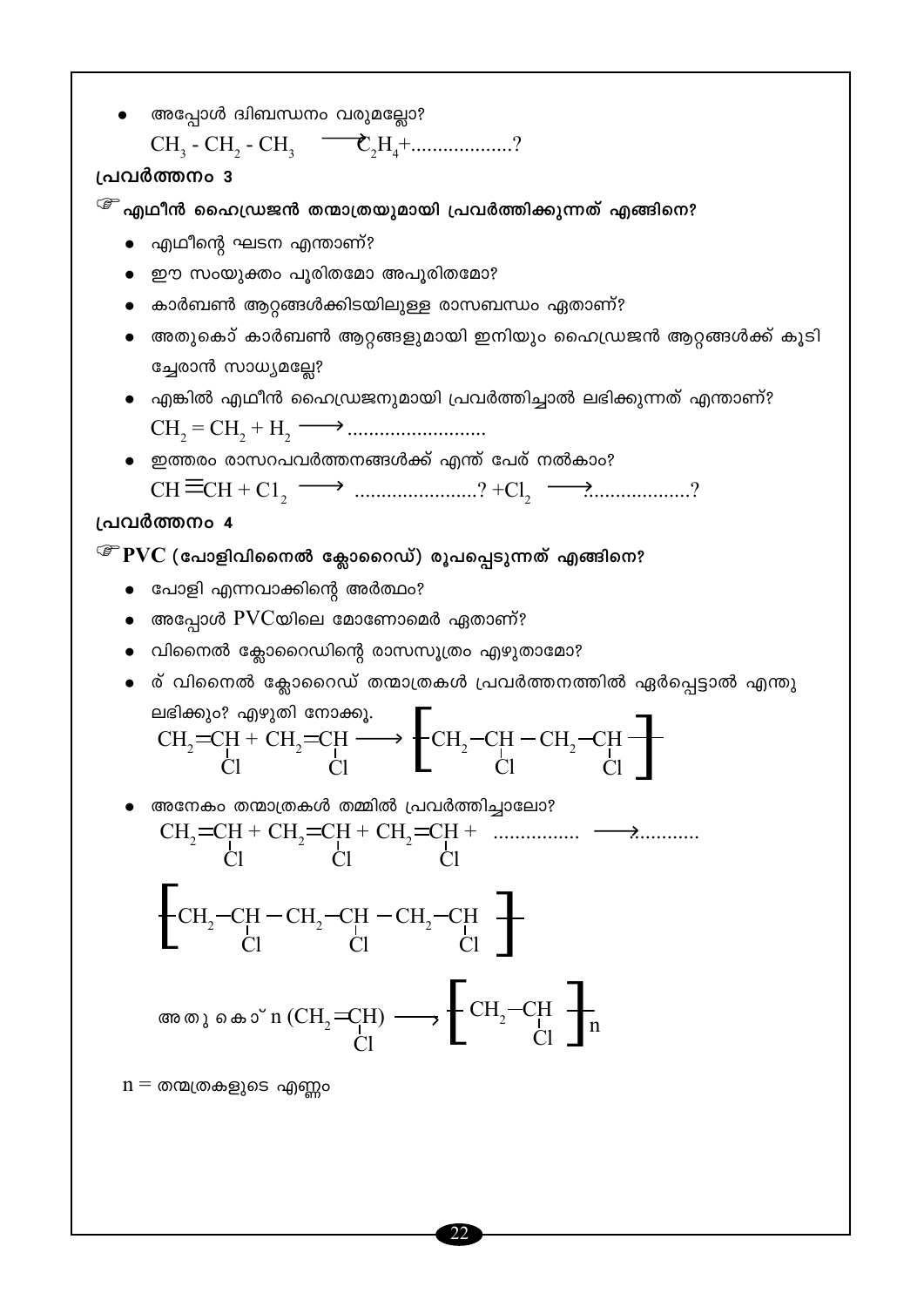- അപ്പോൾ ദ്വിബന്ധനം വരുമല്ലോ?

  $CH_3 - CH_2 - CH_3 \longrightarrow C_2H_4 + ..................?$

### പ്രവർത്തനം 3

☞ **എഥീൻ ഹൈഡ്രജൻ തന്മാത്രയുമായി പ്രവർത്തിക്കുന്നത് എങ്ങിനെ?**

- എഥീന്റെ ഘടന എന്താണ്?
- ഈ സംയുക്തം പൂരിതമോ അപൂരിതമോ?
- കാർബൺ ആറ്റങ്ങൾക്കിടയിലുള്ള രാസബന്ധം ഏതാണ്?
- അതുകൊ് കാർബൺ ആറ്റങ്ങളുമായി ഇനിയും ഹൈഡ്രജൻ ആറ്റങ്ങൾക്ക് കൂടി ച്ചേരാൻ സാധ്യമല്ലേ?
- എങ്കിൽ എഥീൻ ഹൈഡ്രജനുമായി പ്രവർത്തിച്ചാൽ ലഭിക്കുന്നത് എന്താണ്?

  $CH_2 = CH_2 + H_2 \longrightarrow$ ..........................
- ഇത്തരം രാസറപവർത്തനങ്ങൾക്ക് എന്ത് പേര് നൽകാം?

  $CH \equiv CH + Cl_2 \longrightarrow$ .......................? $+ Cl_2 \longrightarrow$ ...................?

### പ്രവർത്തനം 4

☞ **PVC (പോളിവിനൈൽ ക്ലോറൈഡ്) രൂപപ്പെടുന്നത് എങ്ങിനെ?**

- പോളി എന്നവാക്കിന്റെ അർത്ഥം?
- അപ്പോൾ PVCയിലെ മോണോമെർ ഏതാണ്?
- വിനൈൽ ക്ലോറൈഡിന്റെ രാസസൂത്രം എഴുതാമോ?
- ര് വിനൈൽ ക്ലോറൈഡ് തന്മാത്രകൾ പ്രവർത്തനത്തിൽ ഏർപ്പെട്ടാൽ എന്തു ലഭിക്കും? എഴുതി നോക്കൂ.

$$CH_2{=}\underset{\mid \atop Cl}{CH} + CH_2{=}\underset{\mid \atop Cl}{CH} \longrightarrow \left[ CH_2{-}\underset{\mid \atop Cl}{CH}{-}CH_2{-}\underset{\mid \atop Cl}{CH} \right]$$

- അനേകം തന്മാത്രകൾ തമ്മിൽ പ്രവർത്തിച്ചാലോ?

$$CH_2{=}\underset{\mid \atop Cl}{CH} + CH_2{=}\underset{\mid \atop Cl}{CH} + CH_2{=}\underset{\mid \atop Cl}{CH} + \text{................} \longrightarrow \text{...........}$$

$$\left[ CH_2{-}\underset{\mid \atop Cl}{CH}{-}CH_2{-}\underset{\mid \atop Cl}{CH}{-}CH_2{-}\underset{\mid \atop Cl}{CH} \right]$$

അതുകൊ് $n\,(CH_2{=}\underset{\mid \atop Cl}{CH}) \longrightarrow \left[ CH_2{-}\underset{\mid \atop Cl}{CH} \right]_n$

$n$ = തന്മാത്രകളുടെ എണ്ണം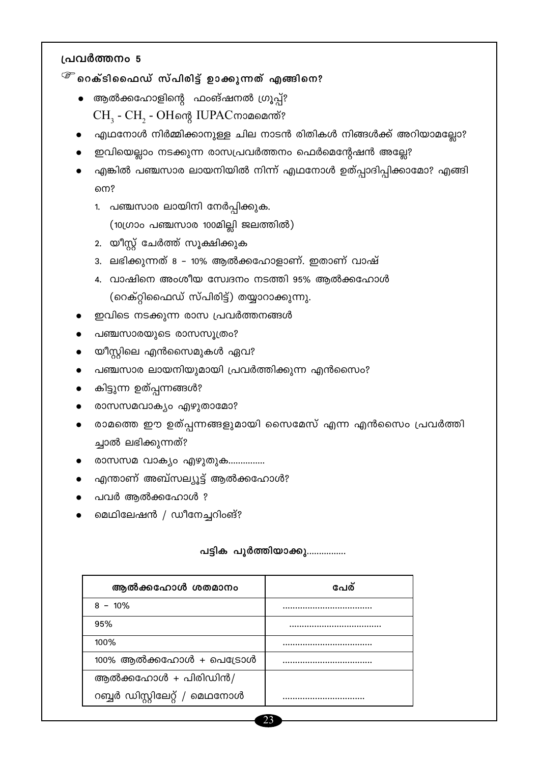**പ്രവർത്തനം 5**

☞ **റെക്ടിഫൈഡ് സ്പിരിട്ട് ഉാക്കുന്നത് എങ്ങിനെ?**

- ആൽക്കഹോളിന്റെ ഫംങ്ഷനൽ ഗ്രൂപ്പ്?
  $CH_3 - CH_2 - OH$ന്റെ IUPACനാമമെന്ത്?
- എഥനോൾ നിർമ്മിക്കാനുള്ള ചില നാടൻ രിതികൾ നിങ്ങൾക്ക് അറിയാമല്ലോ?
- ഇവിയെല്ലാം നടക്കുന്ന രാസപ്രവർത്തനം ഫെർമെന്റേഷൻ അല്ലേ?
- എങ്കിൽ പഞ്ചസാര ലായനിയിൽ നിന്ന് എഥനോൾ ഉത്പ്പാദിപ്പിക്കാമോ? എങ്ങിനെ?
  1. പഞ്ചസാര ലായിനി നേർപ്പിക്കുക.
     (10ഗ്രാം പഞ്ചസാര 100മില്ലി ജലത്തിൽ)
  2. യീസ്റ്റ് ചേർത്ത് സൂക്ഷിക്കുക
  3. ലഭിക്കുന്നത് 8 - 10% ആൽക്കഹോളാണ്. ഇതാണ് വാഷ്
  4. വാഷിനെ അംശീയ സ്വേദനം നടത്തി 95% ആൽക്കഹോൾ
     (റെക്റ്റിഫൈഡ് സ്പിരിട്ട്) തയ്യാറാക്കുന്നു.
- ഇവിടെ നടക്കുന്ന രാസ പ്രവർത്തനങ്ങൾ
- പഞ്ചസാരയുടെ രാസസൂത്രം?
- യീസ്റ്റിലെ എൻസൈമുകൾ ഏവ?
- പഞ്ചസാര ലായനിയുമായി പ്രവർത്തിക്കുന്ന എൻസൈം?
- കിട്ടുന്ന ഉത്പ്പന്നങ്ങൾ?
- രാസസമവാക്യം എഴുതാമോ?
- രാമത്തെ ഈ ഉത്പ്പന്നങ്ങളുമായി സൈമേസ് എന്ന എൻസൈം പ്രവർത്തിച്ചാൽ ലഭിക്കുന്നത്?
- രാസസമ വാക്യം എഴുതുക...............
- എന്താണ് അബ്സല്യൂട്ട് ആൽക്കഹോൾ?
- പവർ ആൽക്കഹോൾ ?
- മെഥിലേഷൻ / ഡീനേച്ചറിംങ്?

**പട്ടിക പൂർത്തിയാക്കു................**

| ആൽക്കഹോൾ ശതമാനം | പേര് |
|---|---|
| 8 - 10% | .................................... |
| 95% | .................................... |
| 100% | .................................... |
| 100% ആൽക്കഹോൾ + പെട്രോൾ | .................................... |
| ആൽക്കഹോൾ + പിരിഡിൻ/ റബ്ബർ ഡിസ്റ്റിലേറ്റ് / മെഥനോൾ | ................................ |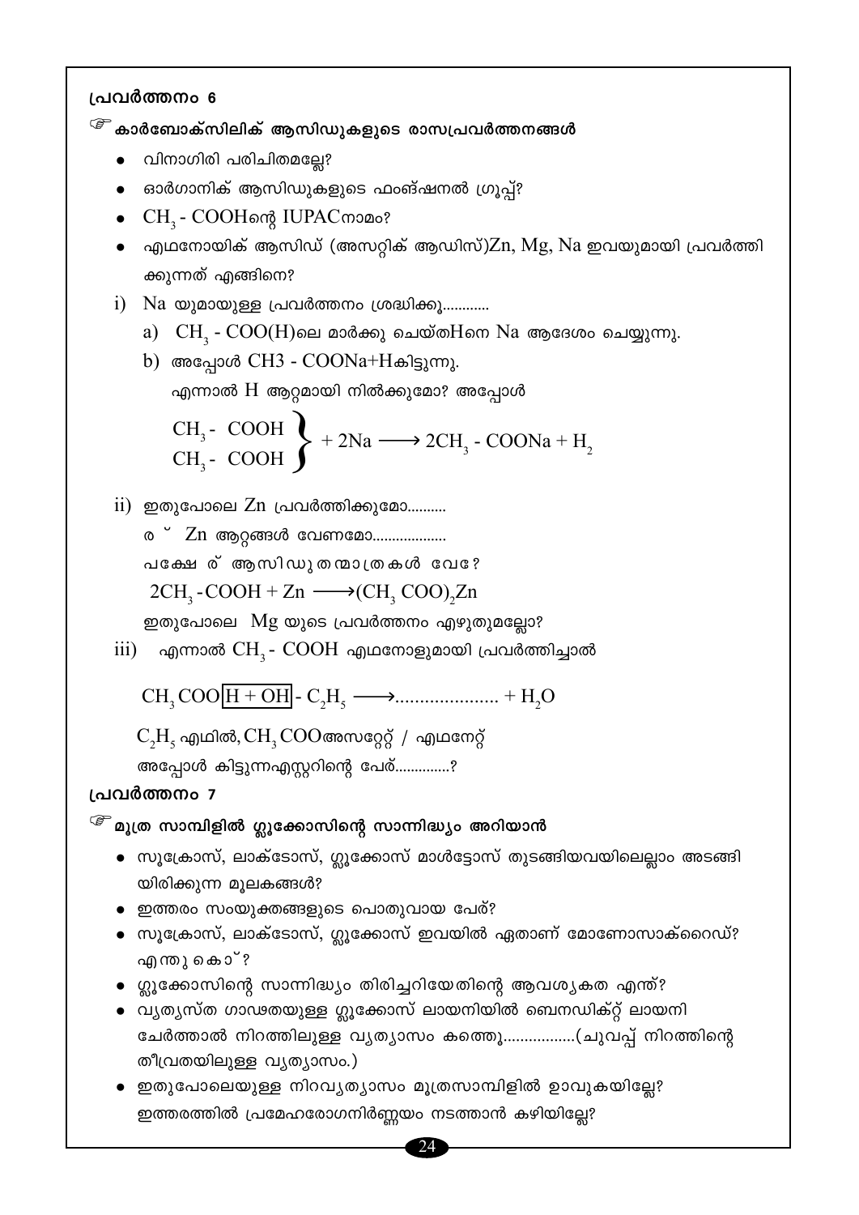## പ്രവർത്തനം 6

### ☞ കാർബോക്സിലിക് ആസിഡുകളുടെ രാസപ്രവർത്തനങ്ങൾ

- വിനാഗിരി പരിചിതമല്ലേ?
- ഓർഗാനിക് ആസിഡുകളുടെ ഫംങ്ഷനൽ ഗ്രൂപ്പ്?
- $CH_3$ - COOHന്റെ IUPACനാമം?
- എഥനോയിക് ആസിഡ് (അസറ്റിക് ആഡിസ്)Zn, Mg, Na ഇവയുമായി പ്രവർത്തിക്കുന്നത് എങ്ങിനെ?

i) Na യുമായുള്ള പ്രവർത്തനം ശ്രദ്ധിക്കൂ............

a) $CH_3$ - COO(H)ലെ മാർക്കു ചെയ്തHനെ Na ആദേശം ചെയ്യുന്നു.

b) അപ്പോൾ CH3 - COONa+Hകിട്ടുന്നു.

എന്നാൽ H ആറ്റമായി നിൽക്കുമോ? അപ്പോൾ

$$\left.\begin{matrix} CH_3 - COOH \\ CH_3 - COOH \end{matrix}\right\} + 2Na \longrightarrow 2CH_3 - COONa + H_2$$

ii) ഇതുപോലെ Zn പ്രവർത്തിക്കുമോ..........

ര ് Zn ആറ്റങ്ങൾ വേണമോ...................

പക്ഷേ ര് ആസിഡുതന്മാത്രകൾ വേേ?

$$2CH_3 - COOH + Zn \longrightarrow (CH_3 COO)_2Zn$$

ഇതുപോലെ Mg യുടെ പ്രവർത്തനം എഴുതുമല്ലോ?

iii) എന്നാൽ $CH_3$ - COOH എഥനോളുമായി പ്രവർത്തിച്ചാൽ

$$CH_3 COO\boxed{H + OH} - C_2H_5 \longrightarrow .................... + H_2O$$

$C_2H_5$ എഥിൽ, $CH_3$ COOഅസറ്റേറ്റ് / എഥനേറ്റ്

അപ്പോൾ കിട്ടുന്നഎസ്റ്ററിന്റെ പേര്..............?

## പ്രവർത്തനം 7

### ☞ മൂത്ര സാമ്പിളിൽ ഗ്ലൂക്കോസിന്റെ സാന്നിദ്ധ്യം അറിയാൻ

- സൂക്രോസ്, ലാക്ടോസ്, ഗ്ലൂക്കോസ് മാൾട്ടോസ് തുടങ്ങിയവയിലെല്ലാം അടങ്ങിയിരിക്കുന്ന മൂലകങ്ങൾ?
- ഇത്തരം സംയുക്തങ്ങളുടെ പൊതുവായ പേര്?
- സൂക്രോസ്, ലാക്ടോസ്, ഗ്ലൂക്കോസ് ഇവയിൽ ഏതാണ് മോണോസാക്റൈഡ്? എന്തുകൊ ്?
- ഗ്ലൂക്കോസിന്റെ സാന്നിദ്ധ്യം തിരിച്ചറിയേതിന്റെ ആവശ്യകത എന്ത്?
- വ്യത്യസ്ത ഗാഢതയുള്ള ഗ്ലൂക്കോസ് ലായനിയിൽ ബെനഡിക്റ്റ് ലായനി ചേർത്താൽ നിറത്തിലുള്ള വ്യത്യാസം കത്തൊ.................(ചുവപ്പ് നിറത്തിന്റെ തീവ്രതയിലുള്ള വ്യത്യാസം.)
- ഇതുപോലെയുള്ള നിറവ്യത്യാസം മൂത്രസാമ്പിളിൽ ഉാവുകയില്ലേ? ഇത്തരത്തിൽ പ്രമേഹരോഗനിർണ്ണയം നടത്താൻ കഴിയില്ലേ?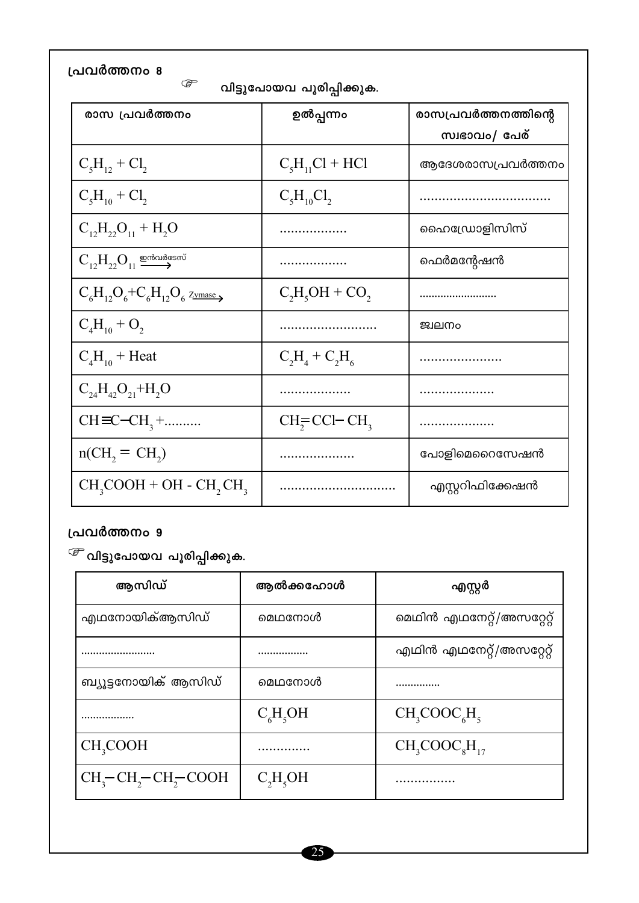## പ്രവർത്തനം 8

☞ വിട്ടുപോയവ പൂരിപ്പിക്കുക.

| രാസ പ്രവർത്തനം | ഉൽപ്പന്നം | രാസപ്രവർത്തനത്തിന്റെ സ്വഭാവം/ പേര് |
|---|---|---|
| $C_5H_{12} + Cl_2$ | $C_5H_{11}Cl + HCl$ | ആദേശരാസപ്രവർത്തനം |
| $C_5H_{10} + Cl_2$ | $C_5H_{10}Cl_2$ | ................................. |
| $C_{12}H_{22}O_{11} + H_2O$ | .................. | ഹൈഡ്രോളിസിസ് |
| $C_{12}H_{22}O_{11} \xrightarrow{\text{ഇൻവർട്ടേസ്}}$ | .................. | ഫെർമന്റേഷൻ |
| $C_6H_{12}O_6 + C_6H_{12}O_6 \xrightarrow{Zymase}$ | $C_2H_5OH + CO_2$ | .......................... |
| $C_4H_{10} + O_2$ | .......................... | ജ്വലനം |
| $C_4H_{10}$ + Heat | $C_2H_4 + C_2H_6$ | ...................... |
| $C_{24}H_{42}O_{21} + H_2O$ | ................... | .................... |
| $CH\equiv C-CH_3 +$.......... | $CH_2=CCl-CH_3$ | .................... |
| $n(CH_2 = CH_2)$ | .................... | പോളിമെറൈസേഷൻ |
| $CH_3COOH + OH - CH_2CH_3$ | ............................... | എസ്റ്ററിഫിക്കേഷൻ |

## പ്രവർത്തനം 9

☞ വിട്ടുപോയവ പൂരിപ്പിക്കുക.

| ആസിഡ് | ആൽക്കഹോൾ | എസ്റ്റർ |
|---|---|---|
| എഥനോയിക്ആസിഡ് | മെഥനോൾ | മെഥിൻ എഥനേറ്റ്/അസറ്റേറ്റ് |
| ......................... | ................. | എഥിൻ എഥനേറ്റ്/അസറ്റേറ്റ് |
| ബ്യൂട്ടനോയിക് ആസിഡ് | മെഥനോൾ | ............... |
| .................. | $C_6H_5OH$ | $CH_3COOC_6H_5$ |
| $CH_3COOH$ | ............. | $CH_3COOC_8H_{17}$ |
| $CH_3-CH_2-CH_2-COOH$ | $C_2H_5OH$ | ................ |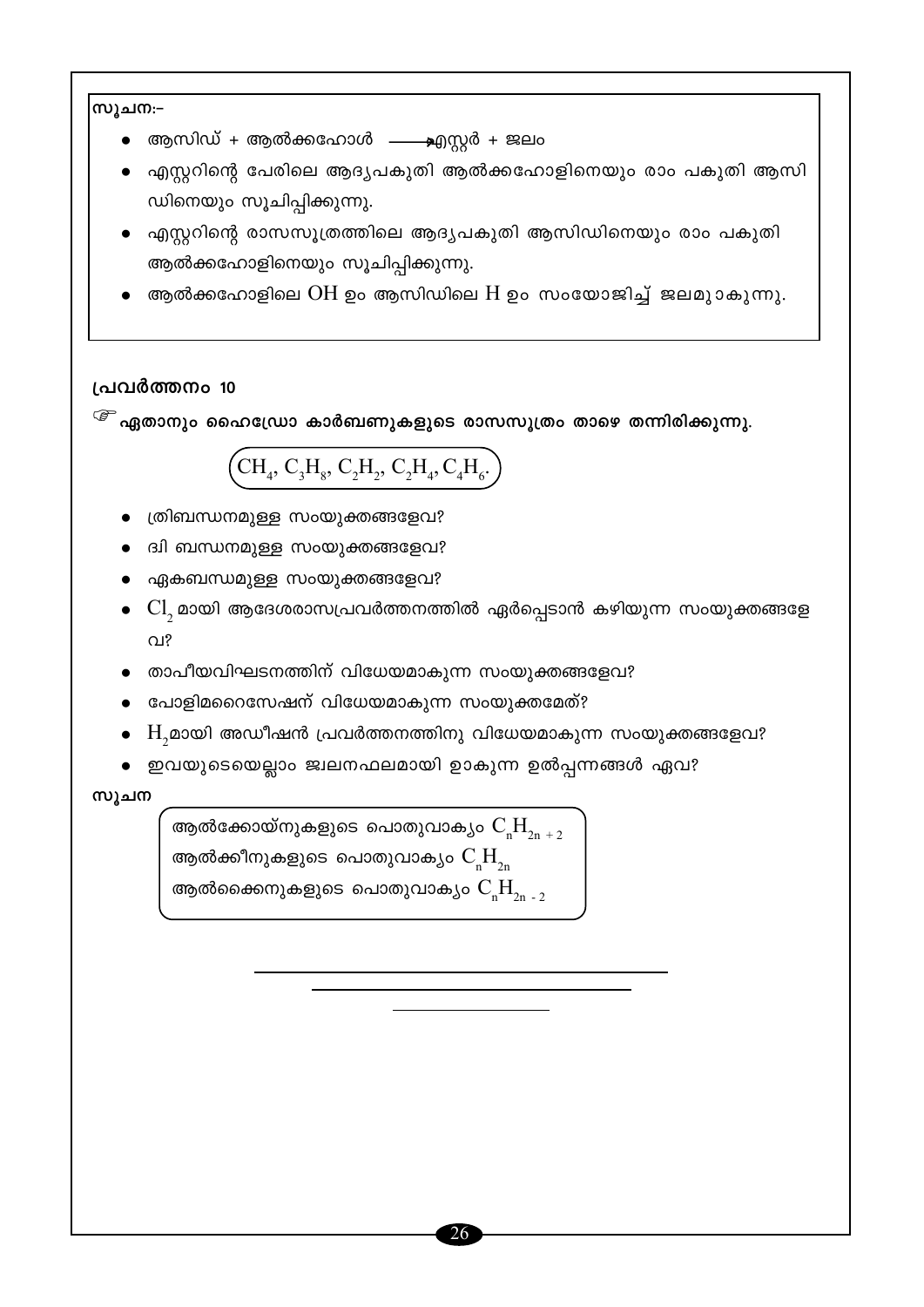**സൂചന:-**

- ആസിഡ് + ആൽക്കഹോൾ $\longrightarrow$ എസ്റ്റർ + ജലം
- എസ്റ്ററിന്റെ പേരിലെ ആദ്യപകുതി ആൽക്കഹോളിനെയും രാം പകുതി ആസിഡിനെയും സൂചിപ്പിക്കുന്നു.
- എസ്റ്ററിന്റെ രാസസൂത്രത്തിലെ ആദ്യപകുതി ആസിഡിനെയും രാം പകുതി ആൽക്കഹോളിനെയും സൂചിപ്പിക്കുന്നു.
- ആൽക്കഹോളിലെ $OH$ ഉം ആസിഡിലെ $H$ ഉം സംയോജിച്ച് ജലമുാകുന്നു.

## പ്രവർത്തനം 10

☞ **ഏതാനും ഹൈഡ്രോ കാർബണുകളുടെ രാസസൂത്രം താഴെ തന്നിരിക്കുന്നു.**

$$CH_4,\ C_3H_8,\ C_2H_2,\ C_2H_4,\ C_4H_6.$$

- ത്രിബന്ധനമുള്ള സംയുക്തങ്ങളേവ?
- ദ്വി ബന്ധനമുള്ള സംയുക്തങ്ങളേവ?
- ഏകബന്ധമുള്ള സംയുക്തങ്ങളേവ?
- $Cl_2$ മായി ആദേശരാസപ്രവർത്തനത്തിൽ ഏർപ്പെടാൻ കഴിയുന്ന സംയുക്തങ്ങളേവ?
- താപീയവിഘടനത്തിന് വിധേയമാകുന്ന സംയുക്തങ്ങളേവ?
- പോളിമറൈസേഷന് വിധേയമാകുന്ന സംയുക്തമേത്?
- $H_2$മായി അഡീഷൻ പ്രവർത്തനത്തിനു വിധേയമാകുന്ന സംയുക്തങ്ങളേവ?
- ഇവയുടെയെല്ലാം ജ്വലനഫലമായി ഉാകുന്ന ഉൽപ്പന്നങ്ങൾ ഏവ?

**സൂചന**

ആൽക്കേയ്നുകളുടെ പൊതുവാക്യം $C_nH_{2n+2}$
ആൽക്കീനുകളുടെ പൊതുവാക്യം $C_nH_{2n}$
ആൽക്കൈനുകളുടെ പൊതുവാക്യം $C_nH_{2n-2}$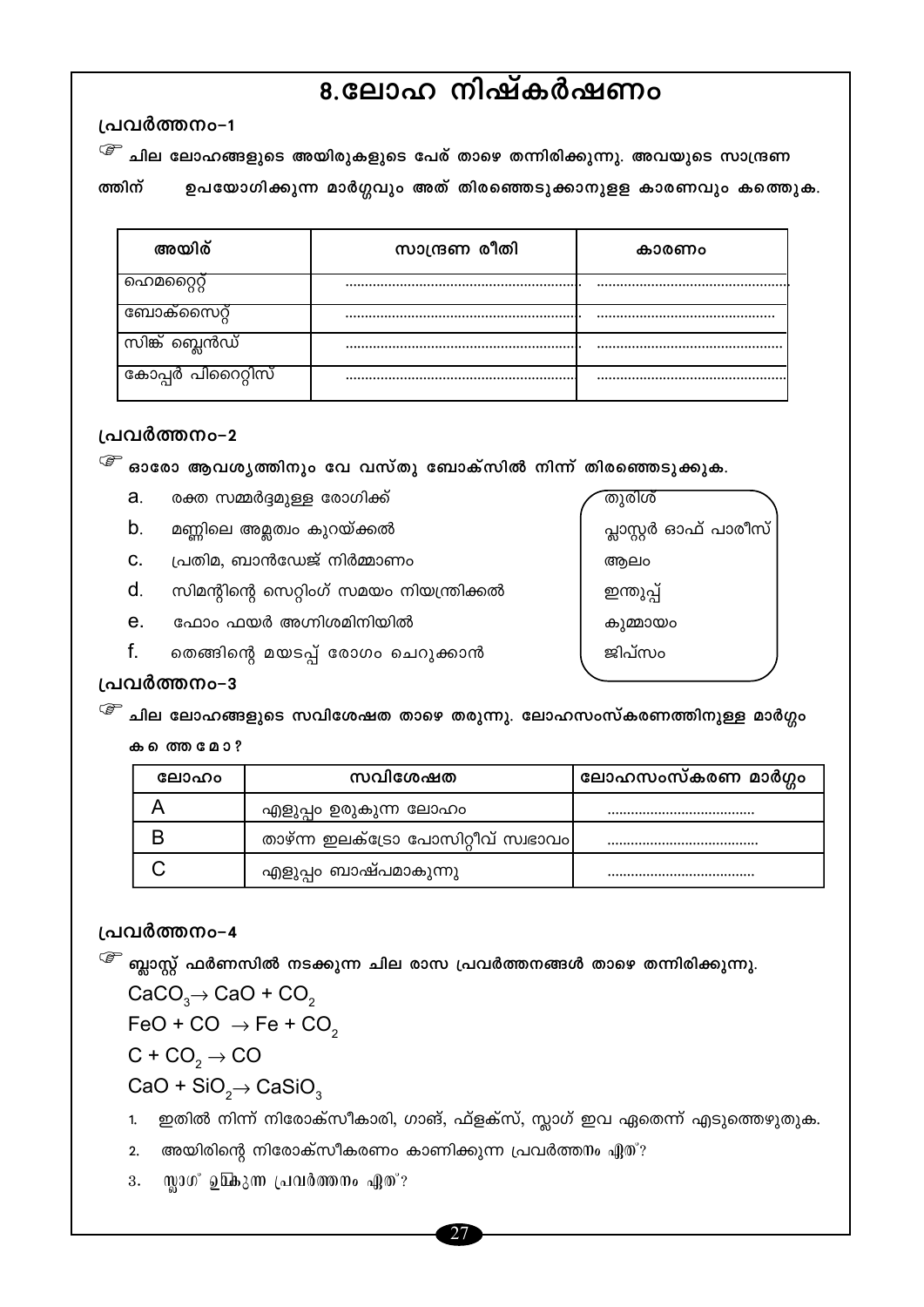# 8.ലോഹ നിഷ്കർഷണം

### പ്രവർത്തനം-1

☞ **ചില ലോഹങ്ങളുടെ അയിരുകളുടെ പേര് താഴെ തന്നിരിക്കുന്നു. അവയുടെ സാന്ദ്രണ ത്തിന് ഉപയോഗിക്കുന്ന മാർഗ്ഗവും അത് തിരഞ്ഞെടുക്കാനുള്ള കാരണവും കണ്ടെത്തുക.**

| അയിര് | സാന്ദ്രണ രീതി | കാരണം |
|---|---|---|
| ഹെമറ്റൈറ്റ് | ........................................................... | ................................................ |
| ബോക്സൈറ്റ് | ........................................................... | ............................................ |
| സിങ്ക് ബ്ലെൻഡ് | ........................................................... | ............................................... |
| കോപ്പർ പിറൈറ്റിസ് | ........................................................... | ................................................ |

### പ്രവർത്തനം-2

☞ **ഓരോ ആവശ്യത്തിനും വേ വസ്തു ബോക്സിൽ നിന്ന് തിരഞ്ഞെടുക്കുക.**

a. രക്ത സമ്മർദ്ദമുള്ള രോഗിക്ക്
b. മണ്ണിലെ അമ്ലത്വം കുറയ്ക്കൽ
c. പ്രതിമ, ബാൻഡേജ് നിർമ്മാണം
d. സിമന്റിന്റെ സെറ്റിംഗ് സമയം നിയന്ത്രിക്കൽ
e. ഫോം ഫയർ അഗ്നിശമിനിയിൽ
f. തെങ്ങിന്റെ മയടപ്പ് രോഗം ചെറുക്കാൻ

| |
|---|
| തുരിശ് |
| പ്ലാസ്റ്റർ ഓഫ് പാരീസ് |
| ആലം |
| ഇന്തുപ്പ് |
| കുമ്മായം |
| ജിപ്സം |

### പ്രവർത്തനം-3

☞ **ചില ലോഹങ്ങളുടെ സവിശേഷത താഴെ തരുന്നു. ലോഹസംസ്കരണത്തിനുള്ള മാർഗ്ഗം ക െ ത്ത മോ ?**

| ലോഹം | സവിശേഷത | ലോഹസംസ്കരണ മാർഗ്ഗം |
|---|---|---|
| A | എളുപ്പം ഉരുകുന്ന ലോഹം | ...................................... |
| B | താഴ്ന്ന ഇലക്ട്രോ പോസിറ്റീവ് സ്വഭാവം | ...................................... |
| C | എളുപ്പം ബാഷ്പമാകുന്നു | ...................................... |

### പ്രവർത്തനം-4

☞ **ബ്ലാസ്റ്റ് ഫർണസിൽ നടക്കുന്ന ചില രാസ പ്രവർത്തനങ്ങൾ താഴെ തന്നിരിക്കുന്നു.**

$CaCO_3 \rightarrow CaO + CO_2$

$FeO + CO \rightarrow Fe + CO_2$

$C + CO_2 \rightarrow CO$

$CaO + SiO_2 \rightarrow CaSiO_3$

1. ഇതിൽ നിന്ന് നിരോക്സീകാരി, ഗാങ്, ഫ്ളക്സ്, സ്ലാഗ് ഇവ ഏതെന്ന് എടുത്തെഴുതുക.
2. അയിരിന്റെ നിരോക്സീകരണം കാണിക്കുന്ന പ്രവർത്തനം ഏത്?
3. സ്ലാഗ് ഉകുന്ന പ്രവർത്തനം ഏത്?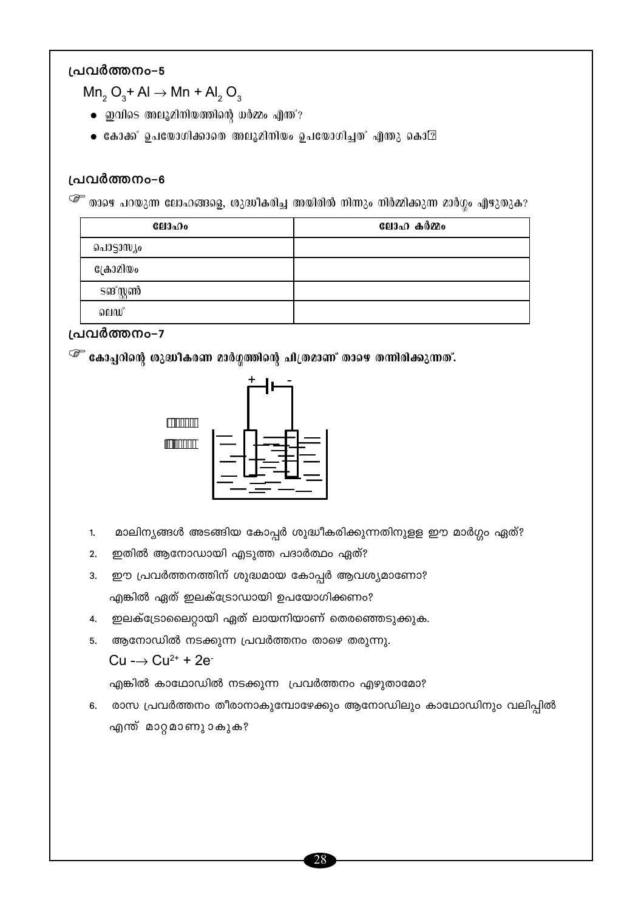### പ്രവർത്തനം-5

$Mn_2O_3 + Al \rightarrow Mn + Al_2O_3$

- ഇവിടെ അലൂമിനിയത്തിന്റെ ധർമ്മം എന്ത്?
- കോക്ക് ഉപയോഗിക്കാതെ അലൂമിനിയം ഉപയോഗിച്ചത് എന്തു കൊ�

### പ്രവർത്തനം-6

☞ താഴെ പറയുന്ന ലോഹങ്ങളെ, ശുദ്ധീകരിച്ച അയിരിൽ നിന്നും നിർമ്മിക്കുന്ന മാർഗ്ഗം എഴുതുക?

| ലോഹം | ലോഹ കർമ്മം |
|---|---|
| പൊട്ടാസ്യം | |
| ക്രോമിയം | |
| ടങ്സ്റ്റൺ | |
| ലെഡ് | |

### പ്രവർത്തനം-7

☞ **കോപ്പറിന്റെ ശുദ്ധീകരണ മാർഗ്ഗത്തിന്റെ ചിത്രമാണ് താഴെ തന്നിരിക്കുന്നത്.**

1. മാലിന്യങ്ങൾ അടങ്ങിയ കോപ്പർ ശുദ്ധീകരിക്കുന്നതിനുളള ഈ മാർഗ്ഗം ഏത്?
2. ഇതിൽ ആനോഡായി എടുത്ത പദാർത്ഥം ഏത്?
3. ഈ പ്രവർത്തനത്തിന് ശുദ്ധമായ കോപ്പർ ആവശ്യമാണോ?
   എങ്കിൽ ഏത് ഇലക്ട്രോഡായി ഉപയോഗിക്കണം?
4. ഇലക്ട്രോലൈറ്റായി ഏത് ലായനിയാണ് തെരഞ്ഞെടുക്കുക.
5. ആനോഡിൽ നടക്കുന്ന പ്രവർത്തനം താഴെ തരുന്നു.
   $Cu \rightarrow Cu^{2+} + 2e^-$
   എങ്കിൽ കാഥോഡിൽ നടക്കുന്ന പ്രവർത്തനം എഴുതാമോ?
6. രാസ പ്രവർത്തനം തീരാനാകുമ്പോഴേക്കും ആനോഡിലും കാഥോഡിനും വലിപ്പിൽ എന്ത് മാറ്റമാണുാകുക?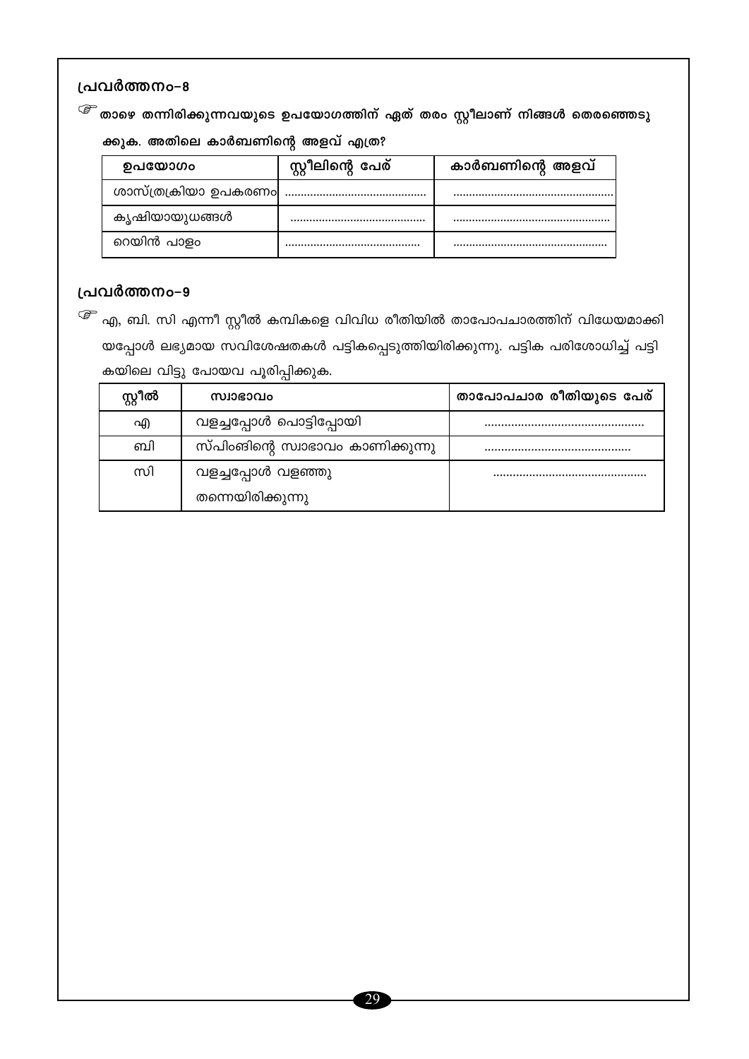## പ്രവർത്തനം-8

☞ **താഴെ തന്നിരിക്കുന്നവയുടെ ഉപയോഗത്തിന് ഏത് തരം സ്റ്റീലാണ് നിങ്ങൾ തെരഞ്ഞെടുക്കുക. അതിലെ കാർബണിന്റെ അളവ് എത്ര?**

| ഉപയോഗം | സ്റ്റീലിന്റെ പേര് | കാർബണിന്റെ അളവ് |
|---|---|---|
| ശാസ്ത്രക്രിയാ ഉപകരണം | ............................................ | .................................................. |
| കൃഷിയായുധങ്ങൾ | ............................................ | .................................................. |
| റെയിൽ പാളം | ............................................ | .................................................. |

## പ്രവർത്തനം-9

☞ എ, ബി. സി എന്നീ സ്റ്റീൽ കമ്പികളെ വിവിധ രീതിയിൽ താപോപചാരത്തിന് വിധേയമാക്കിയപ്പോൾ ലഭ്യമായ സവിശേഷതകൾ പട്ടികപ്പെടുത്തിയിരിക്കുന്നു. പട്ടിക പരിശോധിച്ച് പട്ടികയിലെ വിട്ടു പോയവ പൂരിപ്പിക്കുക.

| സ്റ്റീൽ | സ്വഭാവം | താപോപചാര രീതിയുടെ പേര് |
|---|---|---|
| എ | വളച്ചപ്പോൾ പൊട്ടിപ്പോയി | ................................................ |
| ബി | സ്പ്രിംഗിന്റെ സ്വഭാവം കാണിക്കുന്നു | ............................................ |
| സി | വളച്ചപ്പോൾ വളഞ്ഞു തന്നെയിരിക്കുന്നു | .............................................. |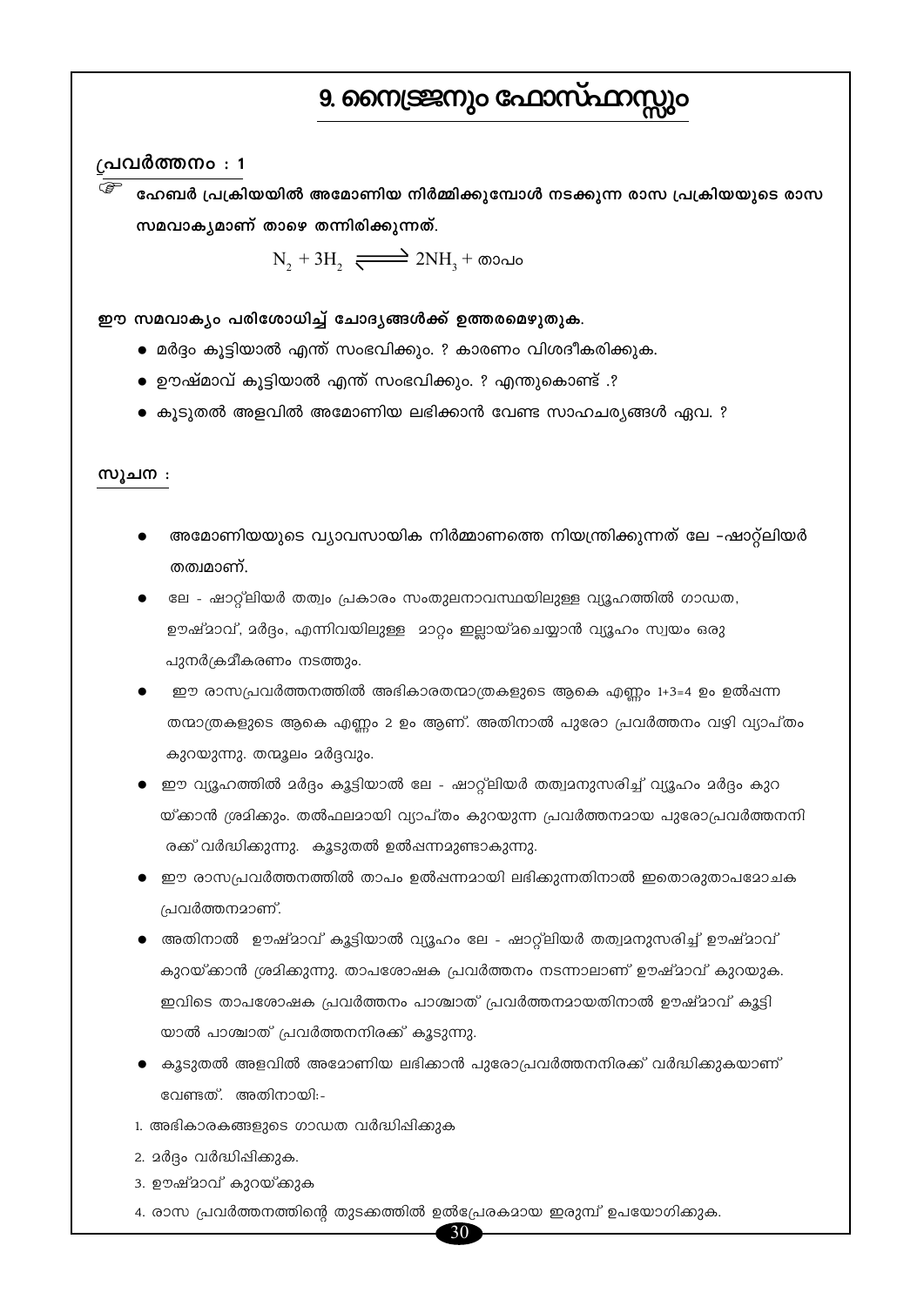# 9. നൈട്രജനും ഫോസ്ഫറസ്സും

## പ്രവർത്തനം : 1

☞ **ഹേബർ പ്രക്രിയയിൽ അമോണിയ നിർമ്മിക്കുമ്പോൾ നടക്കുന്ന രാസ പ്രക്രിയയുടെ രാസ സമവാക്യമാണ് താഴെ തന്നിരിക്കുന്നത്.**

$$N_2 + 3H_2 \rightleftharpoons 2NH_3 + \text{താപം}$$

**ഈ സമവാക്യം പരിശോധിച്ച് ചോദ്യങ്ങൾക്ക് ഉത്തരമെഴുതുക.**

- **മർദ്ദം കൂട്ടിയാൽ എന്ത് സംഭവിക്കും. ? കാരണം വിശദീകരിക്കുക.**
- **ഊഷ്മാവ് കൂട്ടിയാൽ എന്ത് സംഭവിക്കും. ? എന്തുകൊണ്ട് .?**
- **കൂടുതൽ അളവിൽ അമോണിയ ലഭിക്കാൻ വേണ്ട സാഹചര്യങ്ങൾ ഏവ. ?**

## സൂചന :

- അമോണിയയുടെ വ്യാവസായിക നിർമ്മാണത്തെ നിയന്ത്രിക്കുന്നത് ലേ –ഷാറ്റ്‌ലിയർ തത്വമാണ്.
- ലേ - ഷാറ്റ്‌ലിയർ തത്വം പ്രകാരം സംതുലനാവസ്ഥയിലുള്ള വ്യൂഹത്തിൽ ഗാഢത, ഊഷ്മാവ്, മർദ്ദം, എന്നിവയിലുള്ള മാറ്റം ഇല്ലായ്മചെയ്യാൻ വ്യൂഹം സ്വയം ഒരു പുനർക്രമീകരണം നടത്തും.
- ഈ രാസപ്രവർത്തനത്തിൽ അഭികാരതന്മാത്രകളുടെ ആകെ എണ്ണം 1+3=4 ഉം ഉൽപ്പന്ന തന്മാത്രകളുടെ ആകെ എണ്ണം 2 ഉം ആണ്. അതിനാൽ പുരോ പ്രവർത്തനം വഴി വ്യാപ്തം കുറയുന്നു. തന്മൂലം മർദ്ദവും.
- ഈ വ്യൂഹത്തിൽ മർദ്ദം കൂട്ടിയാൽ ലേ - ഷാറ്റ്‌ലിയർ തത്വമനുസരിച്ച് വ്യൂഹം മർദ്ദം കുറയ്ക്കാൻ ശ്രമിക്കും. തൽഫലമായി വ്യാപ്തം കുറയുന്ന പ്രവർത്തനമായ പുരോപ്രവർത്തനനിരക്ക് വർദ്ധിക്കുന്നു. കൂടുതൽ ഉൽപ്പന്നമുണ്ടാകുന്നു.
- ഈ രാസപ്രവർത്തനത്തിൽ താപം ഉൽപ്പന്നമായി ലഭിക്കുന്നതിനാൽ ഇതൊരുതാപമോചക പ്രവർത്തനമാണ്.
- അതിനാൽ ഊഷ്മാവ് കൂട്ടിയാൽ വ്യൂഹം ലേ - ഷാറ്റ്‌ലിയർ തത്വമനുസരിച്ച് ഊഷ്മാവ് കുറയ്ക്കാൻ ശ്രമിക്കുന്നു. താപശോഷക പ്രവർത്തനം നടന്നാലാണ് ഊഷ്മാവ് കുറയുക. ഇവിടെ താപശോഷക പ്രവർത്തനം പാശ്ചാത് പ്രവർത്തനമായതിനാൽ ഊഷ്മാവ് കൂട്ടിയാൽ പാശ്ചാത് പ്രവർത്തനനിരക്ക് കൂടുന്നു.
- കൂടുതൽ അളവിൽ അമോണിയ ലഭിക്കാൻ പുരോപ്രവർത്തനനിരക്ക് വർദ്ധിക്കുകയാണ് വേണ്ടത്. അതിനായി:-

1. അഭികാരകങ്ങളുടെ ഗാഢത വർദ്ധിപ്പിക്കുക
2. മർദ്ദം വർദ്ധിപ്പിക്കുക.
3. ഊഷ്മാവ് കുറയ്ക്കുക
4. രാസ പ്രവർത്തനത്തിന്റെ തുടക്കത്തിൽ ഉൽപ്രേരകമായ ഇരുമ്പ് ഉപയോഗിക്കുക.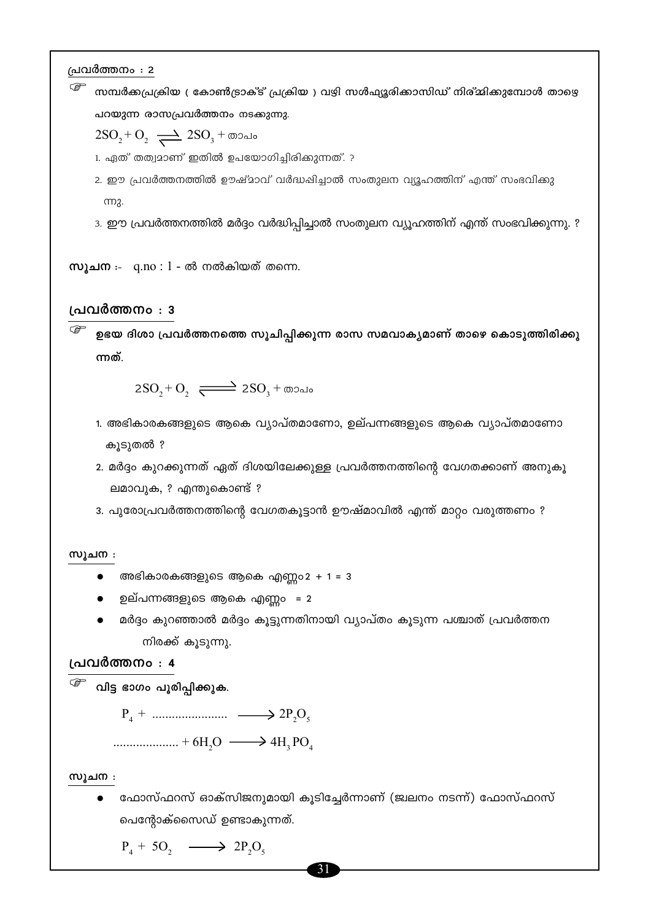<u>പ്രവർത്തനം : 2</u>

☞ **സമ്പർക്കപ്രക്രിയ ( കോൺട്രാക്ട് പ്രക്രിയ ) വഴി സൾഫ്യൂരിക്കാസിഡ് നിർമ്മിക്കുമ്പോൾ താഴെ പറയുന്ന രാസപ്രവർത്തനം നടക്കുന്നു.**

$2SO_2 + O_2 \rightleftharpoons 2SO_3$ + താപം

1. ഏത് തത്വമാണ് ഇതിൽ ഉപയോഗിച്ചിരിക്കുന്നത്. ?
2. ഈ പ്രവർത്തനത്തിൽ ഊഷ്മാവ് വർദ്ധിപ്പിച്ചാൽ സംതുലന വ്യൂഹത്തിന് എന്ത് സംഭവിക്കുന്നു.
3. ഈ പ്രവർത്തനത്തിൽ മർദ്ദം വർദ്ധിപ്പിച്ചാൽ സംതുലന വ്യൂഹത്തിന് എന്ത് സംഭവിക്കുന്നു. ?

**സൂചന** :- q.no : 1 - ൽ നൽകിയത് തന്നെ.

## പ്രവർത്തനം : 3

☞ **ഉഭയ ദിശാ പ്രവർത്തനത്തെ സൂചിപ്പിക്കുന്ന രാസ സമവാക്യമാണ് താഴെ കൊടുത്തിരിക്കുന്നത്.**

$$2SO_2 + O_2 \rightleftharpoons 2SO_3 + \text{താപം}$$

1. അഭികാരകങ്ങളുടെ ആകെ വ്യാപ്തമാണോ, ഉല്പന്നങ്ങളുടെ ആകെ വ്യാപ്തമാണോ കൂടുതൽ ?
2. മർദ്ദം കുറക്കുന്നത് ഏത് ദിശയിലേക്കുള്ള പ്രവർത്തനത്തിന്റെ വേഗതക്കാണ് അനുകൂലമാവുക, ? എന്തുകൊണ്ട് ?
3. പുരോപ്രവർത്തനത്തിന്റെ വേഗതകൂട്ടാൻ ഊഷ്മാവിൽ എന്ത് മാറ്റം വരുത്തണം ?

<u>സൂചന :</u>

- അഭികാരകങ്ങളുടെ ആകെ എണ്ണം 2 + 1 = 3
- ഉല്പന്നങ്ങളുടെ ആകെ എണ്ണം = 2
- മർദ്ദം കുറഞ്ഞാൽ മർദ്ദം കൂട്ടുന്നതിനായി വ്യാപ്തം കൂടുന്ന പശ്ചാത് പ്രവർത്തന നിരക്ക് കൂടുന്നു.

## പ്രവർത്തനം : 4

☞ **വിട്ട ഭാഗം പൂരിപ്പിക്കുക.**

$P_4$ + ...................... $\longrightarrow 2P_2O_5$

.................... $+ 6H_2O \longrightarrow 4H_3PO_4$

<u>സൂചന :</u>

- ഫോസ്ഫറസ് ഓക്സിജനുമായി കൂടിച്ചേർന്നാണ് (ജ്വലനം നടന്ന്) ഫോസ്ഫറസ് പെന്റോക്സൈഡ് ഉണ്ടാകുന്നത്.

$$P_4 + 5O_2 \longrightarrow 2P_2O_5$$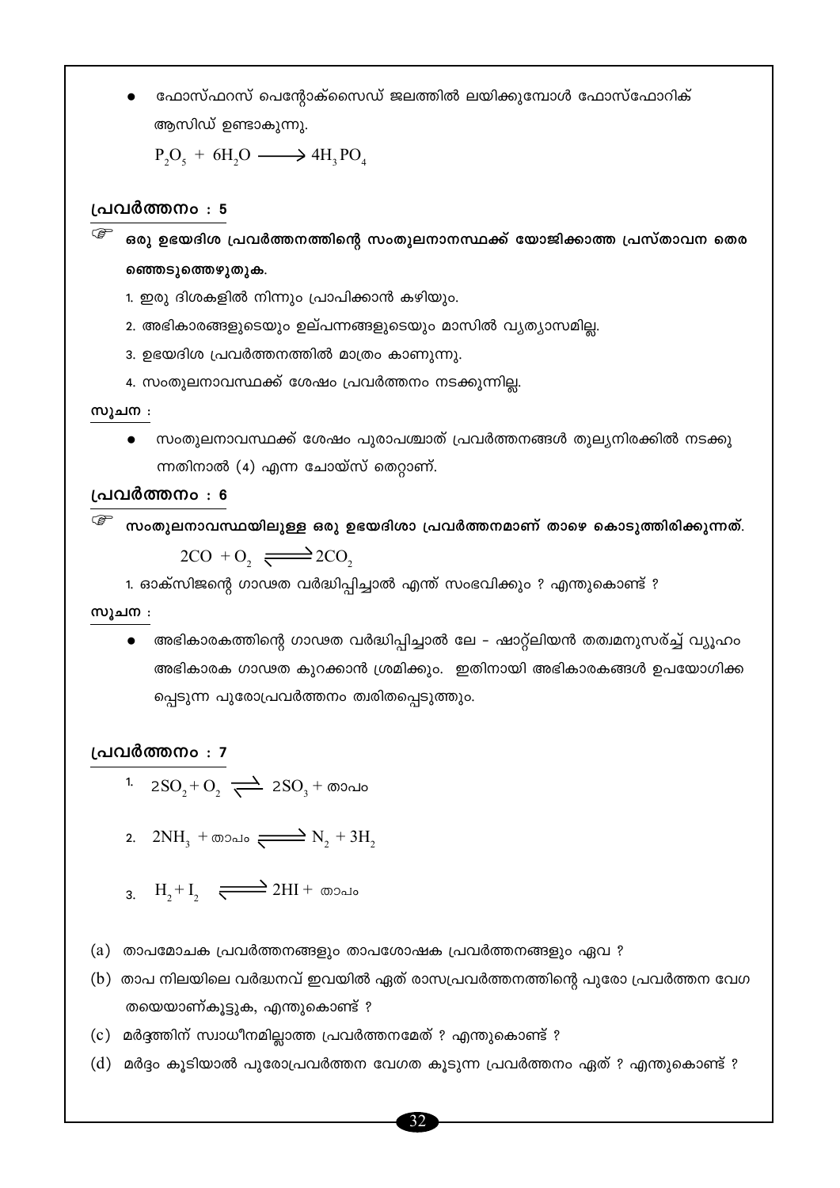- ഫോസ്ഫറസ് പെന്റോക്സൈഡ് ജലത്തിൽ ലയിക്കുമ്പോൾ ഫോസ്ഫോറിക് ആസിഡ് ഉണ്ടാകുന്നു.

  $P_2O_5 + 6H_2O \longrightarrow 4H_3PO_4$

## പ്രവർത്തനം : 5

☞ **ഒരു ഉഭയദിശ പ്രവർത്തനത്തിന്റെ സംതുലനാനസ്ഥക്ക് യോജിക്കാത്ത പ്രസ്താവന തെരഞ്ഞെടുത്തെഴുതുക.**

1. ഇരു ദിശകളിൽ നിന്നും പ്രാപിക്കാൻ കഴിയും.
2. അഭികാരങ്ങളുടെയും ഉല്പന്നങ്ങളുടെയും മാസിൽ വ്യത്യാസമില്ല.
3. ഉഭയദിശ പ്രവർത്തനത്തിൽ മാത്രം കാണുന്നു.
4. സംതുലനാവസ്ഥക്ക് ശേഷം പ്രവർത്തനം നടക്കുന്നില്ല.

**സൂചന :**

- സംതുലനാവസ്ഥക്ക് ശേഷം പുരാപശ്ചാത് പ്രവർത്തനങ്ങൾ തുല്യനിരക്കിൽ നടക്കുന്നതിനാൽ (4) എന്ന ചോയ്സ് തെറ്റാണ്.

## പ്രവർത്തനം : 6

☞ **സംതുലനാവസ്ഥയിലുള്ള ഒരു ഉഭയദിശാ പ്രവർത്തനമാണ് താഴെ കൊടുത്തിരിക്കുന്നത്.**

$$2CO + O_2 \rightleftharpoons 2CO_2$$

1. ഓക്സിജന്റെ ഗാഢത വർദ്ധിപ്പിച്ചാൽ എന്ത് സംഭവിക്കും ? എന്തുകൊണ്ട് ?

**സൂചന :**

- അഭികാരകത്തിന്റെ ഗാഢത വർദ്ധിപ്പിച്ചാൽ ലേ - ഷാറ്റ്ലിയൻ തത്വമനുസരിച്ച് വ്യൂഹം അഭികാരക ഗാഢത കുറക്കാൻ ശ്രമിക്കും. ഇതിനായി അഭികാരകങ്ങൾ ഉപയോഗിക്കപ്പെടുന്ന പുരോപ്രവർത്തനം ത്വരിതപ്പെടുത്തും.

## പ്രവർത്തനം : 7

1. $2SO_2 + O_2 \rightleftharpoons 2SO_3 +$ താപം
2. $2NH_3 +$ താപം $\rightleftharpoons N_2 + 3H_2$
3. $H_2 + I_2 \rightleftharpoons 2HI +$ താപം

(a) താപമോചക പ്രവർത്തനങ്ങളും താപശോഷക പ്രവർത്തനങ്ങളും ഏവ ?

(b) താപ നിലയിലെ വർദ്ധനവ് ഇവയിൽ ഏത് രാസപ്രവർത്തനത്തിന്റെ പുരോ പ്രവർത്തന വേഗതയെയാണ്കൂട്ടുക, എന്തുകൊണ്ട് ?

(c) മർദ്ദത്തിന് സ്വാധീനമില്ലാത്ത പ്രവർത്തനമേത് ? എന്തുകൊണ്ട് ?

(d) മർദ്ദം കൂടിയാൽ പുരോപ്രവർത്തന വേഗത കൂടുന്ന പ്രവർത്തനം ഏത് ? എന്തുകൊണ്ട് ?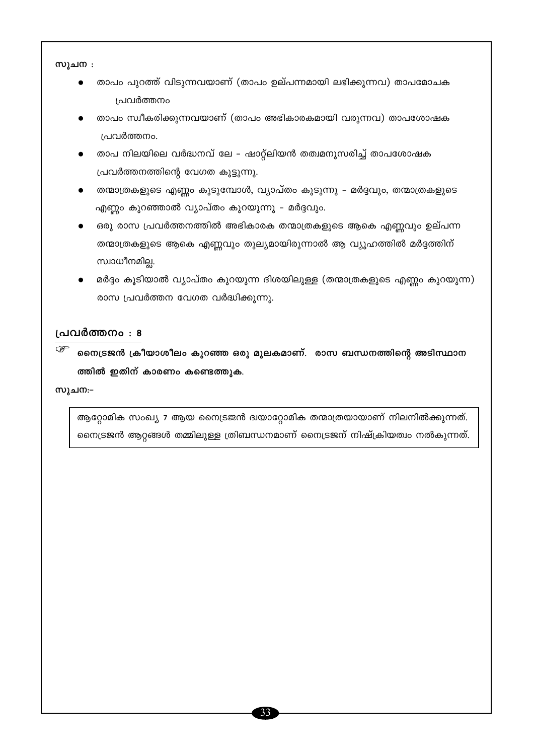**സൂചന :**

- താപം പുറത്ത് വിടുന്നവയാണ് (താപം ഉല്പന്നമായി ലഭിക്കുന്നവ) താപമോചക പ്രവർത്തനം
- താപം സ്വീകരിക്കുന്നവയാണ് (താപം അഭികാരകമായി വരുന്നവ) താപശോഷക പ്രവർത്തനം.
- താപ നിലയിലെ വർദ്ധനവ് ലേ - ഷാറ്റ്ലിയൻ തത്വമനുസരിച്ച് താപശോഷക പ്രവർത്തനത്തിന്റെ വേഗത കൂട്ടുന്നു.
- തന്മാത്രകളുടെ എണ്ണം കൂടുമ്പോൾ, വ്യാപ്തം കൂടുന്നു - മർദ്ദവും, തന്മാത്രകളുടെ എണ്ണം കുറഞ്ഞാൽ വ്യാപ്തം കുറയുന്നു - മർദ്ദവും.
- ഒരു രാസ പ്രവർത്തനത്തിൽ അഭികാരക തന്മാത്രകളുടെ ആകെ എണ്ണവും ഉല്പന്ന തന്മാത്രകളുടെ ആകെ എണ്ണവും തുല്യമായിരുന്നാൽ ആ വ്യൂഹത്തിൽ മർദ്ദത്തിന് സ്വാധീനമില്ല.
- മർദ്ദം കൂടിയാൽ വ്യാപ്തം കുറയുന്ന ദിശയിലുള്ള (തന്മാത്രകളുടെ എണ്ണം കുറയുന്ന) രാസ പ്രവർത്തന വേഗത വർദ്ധിക്കുന്നു.

## പ്രവർത്തനം : 8

☞ **നൈട്രജൻ ക്രീയാശീലം കുറഞ്ഞ ഒരു മൂലകമാണ്. രാസ ബന്ധനത്തിന്റെ അടിസ്ഥാന ത്തിൽ ഇതിന് കാരണം കണ്ടെത്തുക.**

**സൂചന:-**

ആറ്റോമിക സംഖ്യ 7 ആയ നൈട്രജൻ ദ്വയാറ്റോമിക തന്മാത്രയായാണ് നിലനിൽക്കുന്നത്. നൈട്രജൻ ആറ്റങ്ങൾ തമ്മിലുള്ള ത്രിബന്ധനമാണ് നൈട്രജന് നിഷ്ക്രിയത്വം നൽകുന്നത്.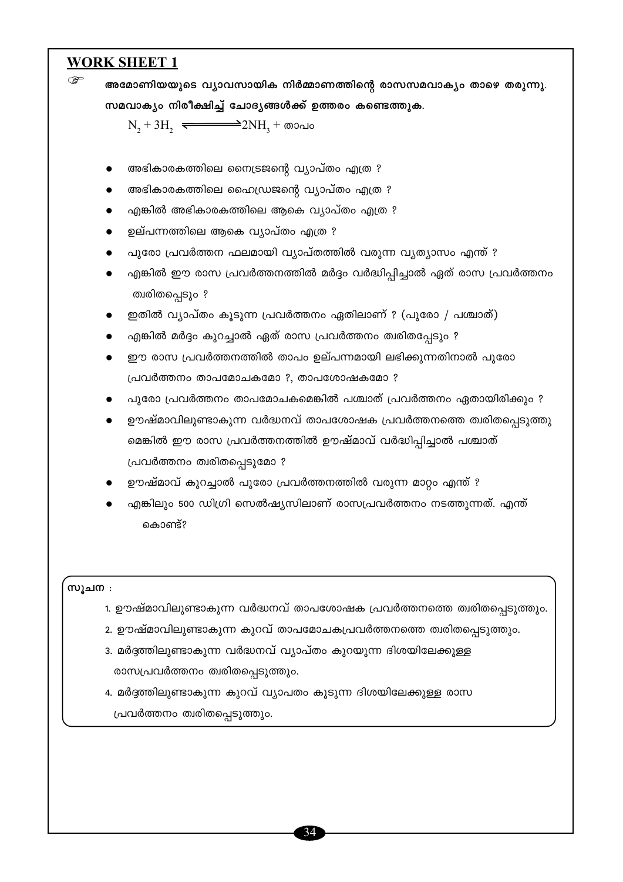## WORK SHEET 1

☞ **അമോണിയയുടെ വ്യാവസായിക നിർമ്മാണത്തിന്റെ രാസസമവാക്യം താഴെ തരുന്നു. സമവാക്യം നിരീക്ഷിച്ച് ചോദ്യങ്ങൾക്ക് ഉത്തരം കണ്ടെത്തുക.**

$$N_2 + 3H_2 \rightleftharpoons 2NH_3 + \text{താപം}$$

- അഭികാരകത്തിലെ നൈട്രജന്റെ വ്യാപ്തം എത്ര ?
- അഭികാരകത്തിലെ ഹൈഡ്രജന്റെ വ്യാപ്തം എത്ര ?
- എങ്കിൽ അഭികാരകത്തിലെ ആകെ വ്യാപ്തം എത്ര ?
- ഉല്പന്നത്തിലെ ആകെ വ്യാപ്തം എത്ര ?
- പുരോ പ്രവർത്തന ഫലമായി വ്യാപ്തത്തിൽ വരുന്ന വ്യത്യാസം എന്ത് ?
- എങ്കിൽ ഈ രാസ പ്രവർത്തനത്തിൽ മർദ്ദം വർദ്ധിപ്പിച്ചാൽ ഏത് രാസ പ്രവർത്തനം ത്വരിതപ്പെടും ?
- ഇതിൽ വ്യാപ്തം കൂടുന്ന പ്രവർത്തനം ഏതിലാണ് ? (പുരോ / പശ്ചാത്)
- എങ്കിൽ മർദ്ദം കുറച്ചാൽ ഏത് രാസ പ്രവർത്തനം ത്വരിതപ്പേടും ?
- ഈ രാസ പ്രവർത്തനത്തിൽ താപം ഉല്പന്നമായി ലഭിക്കുന്നതിനാൽ പുരോ പ്രവർത്തനം താപമോചകമോ ?, താപശോഷകമോ ?
- പുരോ പ്രവർത്തനം താപമോചകമെങ്കിൽ പശ്ചാത് പ്രവർത്തനം ഏതായിരിക്കും ?
- ഊഷ്മാവിലുണ്ടാകുന്ന വർദ്ധനവ് താപശോഷക പ്രവർത്തനത്തെ ത്വരിതപ്പെടുത്തുമെങ്കിൽ ഈ രാസ പ്രവർത്തനത്തിൽ ഊഷ്മാവ് വർദ്ധിപ്പിച്ചാൽ പശ്ചാത് പ്രവർത്തനം ത്വരിതപ്പെടുമോ ?
- ഊഷ്മാവ് കുറച്ചാൽ പുരോ പ്രവർത്തനത്തിൽ വരുന്ന മാറ്റം എന്ത് ?
- എങ്കിലും 500 ഡിഗ്രി സെൽഷ്യസിലാണ് രാസപ്രവർത്തനം നടത്തുന്നത്. എന്ത് കൊണ്ട്?

**സൂചന :**

1. ഊഷ്മാവിലുണ്ടാകുന്ന വർദ്ധനവ് താപശോഷക പ്രവർത്തനത്തെ ത്വരിതപ്പെടുത്തും.
2. ഊഷ്മാവിലുണ്ടാകുന്ന കുറവ് താപമോചകപ്രവർത്തനത്തെ ത്വരിതപ്പെടുത്തും.
3. മർദ്ദത്തിലുണ്ടാകുന്ന വർദ്ധനവ് വ്യാപ്തം കുറയുന്ന ദിശയിലേക്കുള്ള രാസപ്രവർത്തനം ത്വരിതപ്പെടുത്തും.
4. മർദ്ദത്തിലുണ്ടാകുന്ന കുറവ് വ്യാപതം കൂടുന്ന ദിശയിലേക്കുള്ള രാസ പ്രവർത്തനം ത്വരിതപ്പെടുത്തും.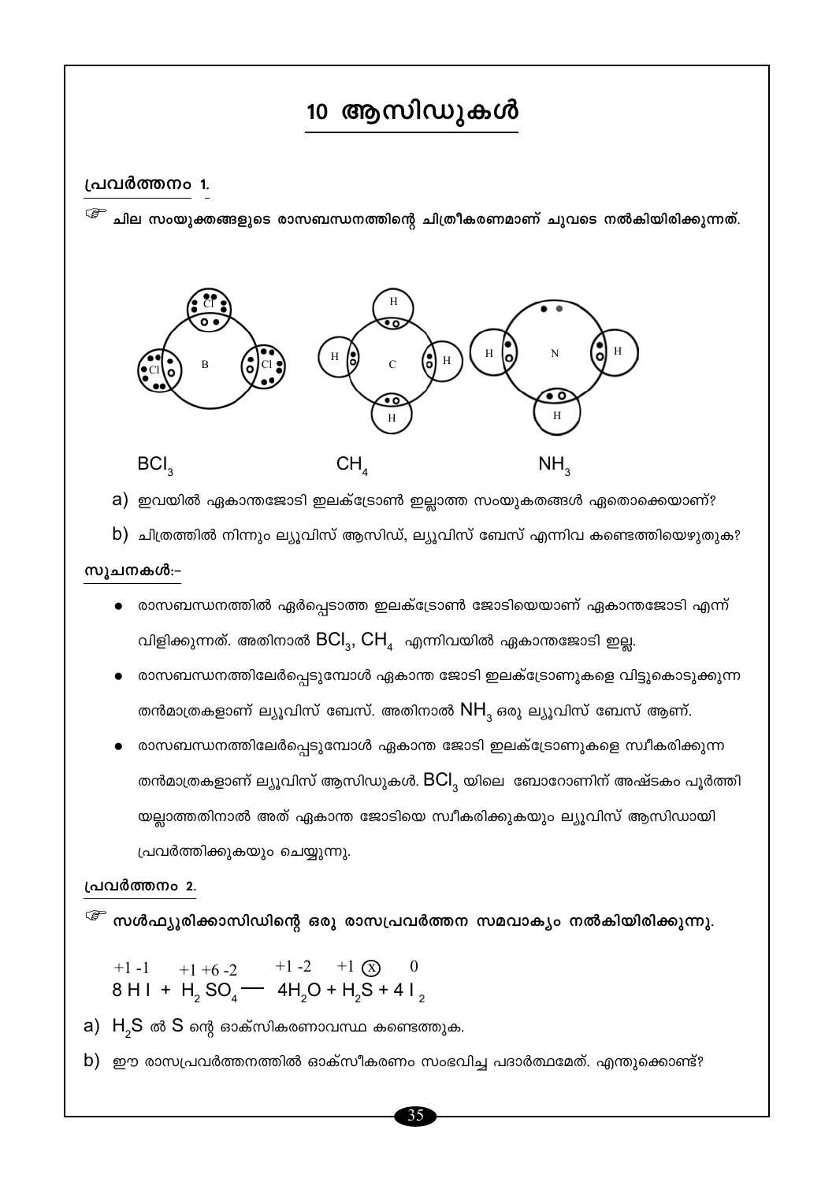# 10 ആസിഡുകൾ

**പ്രവർത്തനം 1.**

☞ **ചില സംയുക്തങ്ങളുടെ രാസബന്ധനത്തിന്റെ ചിത്രീകരണമാണ് ചുവടെ നൽകിയിരിക്കുന്നത്.**

$BCl_3$ $CH_4$ $NH_3$

a) ഇവയിൽ ഏകാന്തജോടി ഇലക്ട്രോൺ ഇല്ലാത്ത സംയുകതങ്ങൾ ഏതൊക്കെയാണ്?

b) ചിത്രത്തിൽ നിന്നും ല്യൂവിസ് ആസിഡ്, ല്യൂവിസ് ബേസ് എന്നിവ കണ്ടെത്തിയെഴുതുക?

**സൂചനകൾ:-**

- രാസബന്ധനത്തിൽ ഏർപ്പെടാത്ത ഇലക്ട്രോൺ ജോടിയെയാണ് ഏകാന്തജോടി എന്ന് വിളിക്കുന്നത്. അതിനാൽ $BCl_3$, $CH_4$ എന്നിവയിൽ ഏകാന്തജോടി ഇല്ല.
- രാസബന്ധനത്തിലേർപ്പെടുമ്പോൾ ഏകാന്ത ജോടി ഇലക്ട്രോണുകളെ വിട്ടുകൊടുക്കുന്ന തൻമാത്രകളാണ് ല്യൂവിസ് ബേസ്. അതിനാൽ $NH_3$ ഒരു ല്യൂവിസ് ബേസ് ആണ്.
- രാസബന്ധനത്തിലേർപ്പെടുമ്പോൾ ഏകാന്ത ജോടി ഇലക്ട്രോണുകളെ സ്വീകരിക്കുന്ന തൻമാത്രകളാണ് ല്യൂവിസ് ആസിഡുകൾ. $BCl_3$ യിലെ ബോറോണിന് അഷ്ടകം പൂർത്തി യല്ലാത്തതിനാൽ അത് ഏകാന്ത ജോടിയെ സ്വീകരിക്കുകയും ല്യൂവിസ് ആസിഡായി പ്രവർത്തിക്കുകയും ചെയ്യുന്നു.

**പ്രവർത്തനം 2.**

☞ **സൾഫ്യൂരിക്കാസിഡിന്റെ ഒരു രാസപ്രവർത്തന സമവാക്യം നൽകിയിരിക്കുന്നു.**

$$\overset{+1\ -1}{8\,HI} + \overset{+1\ +6\ -2}{H_2SO_4} \longrightarrow \overset{+1\ -2}{4H_2O} + \overset{+1\ (x)}{H_2S} + \overset{0}{4\,I_2}$$

a) $H_2S$ ൽ S ന്റെ ഓക്സികരണാവസ്ഥ കണ്ടെത്തുക.

b) ഈ രാസപ്രവർത്തനത്തിൽ ഓക്സീകരണം സംഭവിച്ച പദാർത്ഥമേത്. എന്തുക്കൊണ്ട്?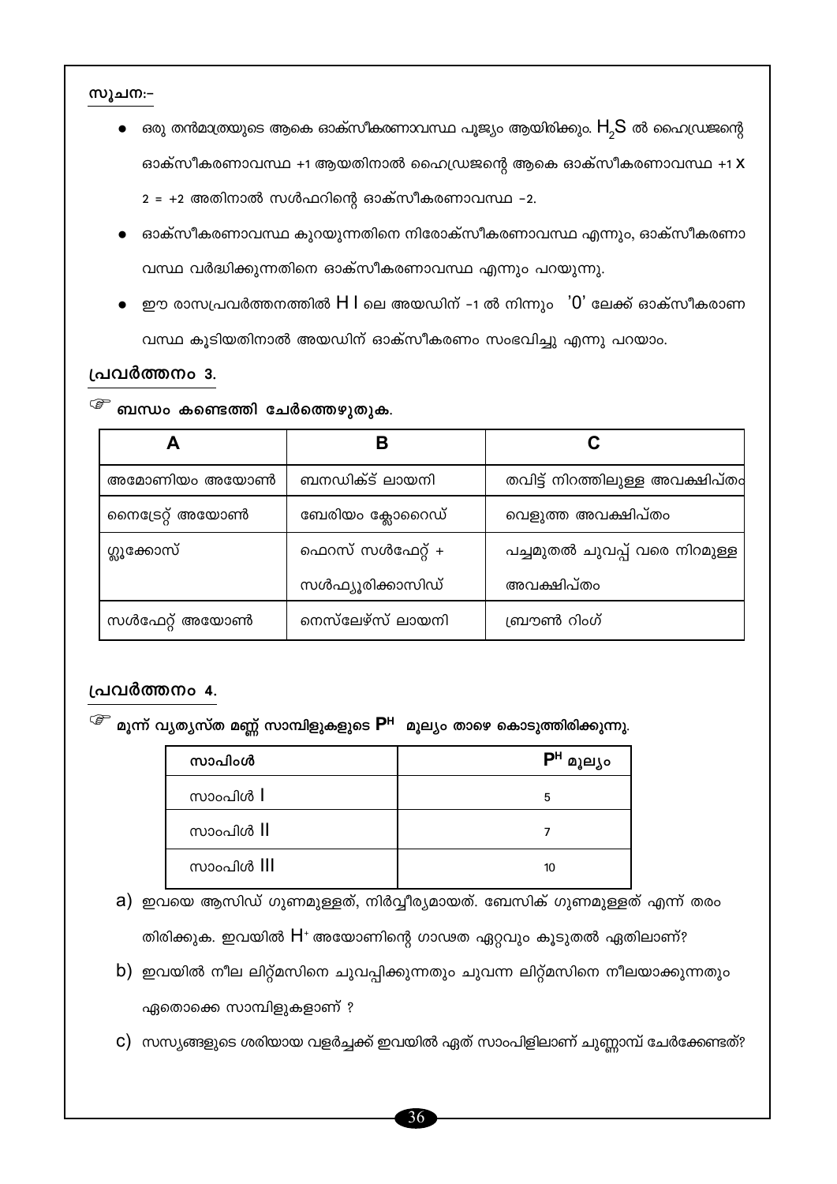**സൂചന:-**

- ഒരു തൻമാത്രയുടെ ആകെ ഓക്സീകരണാവസ്ഥ പൂജ്യം ആയിരിക്കും. $H_2S$ ൽ ഹൈഡ്രജന്റെ ഓക്സീകരണാവസ്ഥ +1 ആയതിനാൽ ഹൈഡ്രജന്റെ ആകെ ഓക്സീകരണാവസ്ഥ $+1 \times 2 = +2$ അതിനാൽ സൾഫറിന്റെ ഓക്സീകരണാവസ്ഥ -2.
- ഓക്സീകരണാവസ്ഥ കുറയുന്നതിനെ നിരോക്സീകരണാവസ്ഥ എന്നും, ഓക്സീകരണാവസ്ഥ വർദ്ധിക്കുന്നതിനെ ഓക്സീകരണാവസ്ഥ എന്നും പറയുന്നു.
- ഈ രാസപ്രവർത്തനത്തിൽ $HI$ ലെ അയഡിന് -1 ൽ നിന്നും '0' ലേക്ക് ഓക്സീകരാണവസ്ഥ കൂടിയതിനാൽ അയഡിന് ഓക്സീകരണം സംഭവിച്ചു എന്നു പറയാം.

## പ്രവർത്തനം 3.

☞ **ബന്ധം കണ്ടെത്തി ചേർത്തെഴുതുക.**

| A | B | C |
|---|---|---|
| അമോണിയം അയോൺ | ബനഡിക്ട് ലായനി | തവിട്ട് നിറത്തിലുള്ള അവക്ഷിപ്തം |
| നൈട്രേറ്റ് അയോൺ | ബേരിയം ക്ലോറൈഡ് | വെളുത്ത അവക്ഷിപ്തം |
| ഗ്ലൂക്കോസ് | ഫെറസ് സൾഫേറ്റ് + സൾഫ്യൂരിക്കാസിഡ് | പച്ചമുതൽ ചുവപ്പ് വരെ നിറമുള്ള അവക്ഷിപ്തം |
| സൾഫേറ്റ് അയോൺ | നെസ്‌ലേഴ്സ് ലായനി | ബ്രൗൺ റിംഗ് |

## പ്രവർത്തനം 4.

☞ **മൂന്ന് വ്യത്യസ്ത മണ്ണ് സാമ്പിളുകളുടെ $P^H$ മൂല്യം താഴെ കൊടുത്തിരിക്കുന്നു.**

| സാപിംൾ | $P^H$ മൂല്യം |
|---|---|
| സാംപിൾ I | 5 |
| സാംപിൾ II | 7 |
| സാംപിൾ III | 10 |

a) ഇവയെ ആസിഡ് ഗുണമുള്ളത്, നിർവ്വീര്യമായത്. ബേസിക് ഗുണമുള്ളത് എന്ന് തരം തിരിക്കുക. ഇവയിൽ $H^+$ അയോണിന്റെ ഗാഢത ഏറ്റവും കൂടുതൽ ഏതിലാണ്?

b) ഇവയിൽ നീല ലിറ്റ്മസിനെ ചുവപ്പിക്കുന്നതും ചുവന്ന ലിറ്റ്മസിനെ നീലയാക്കുന്നതും ഏതൊക്കെ സാമ്പിളുകളാണ് ?

c) സസ്യങ്ങളുടെ ശരിയായ വളർച്ചക്ക് ഇവയിൽ ഏത് സാംപിളിലാണ് ചുണ്ണാമ്പ് ചേർക്കേണ്ടത്?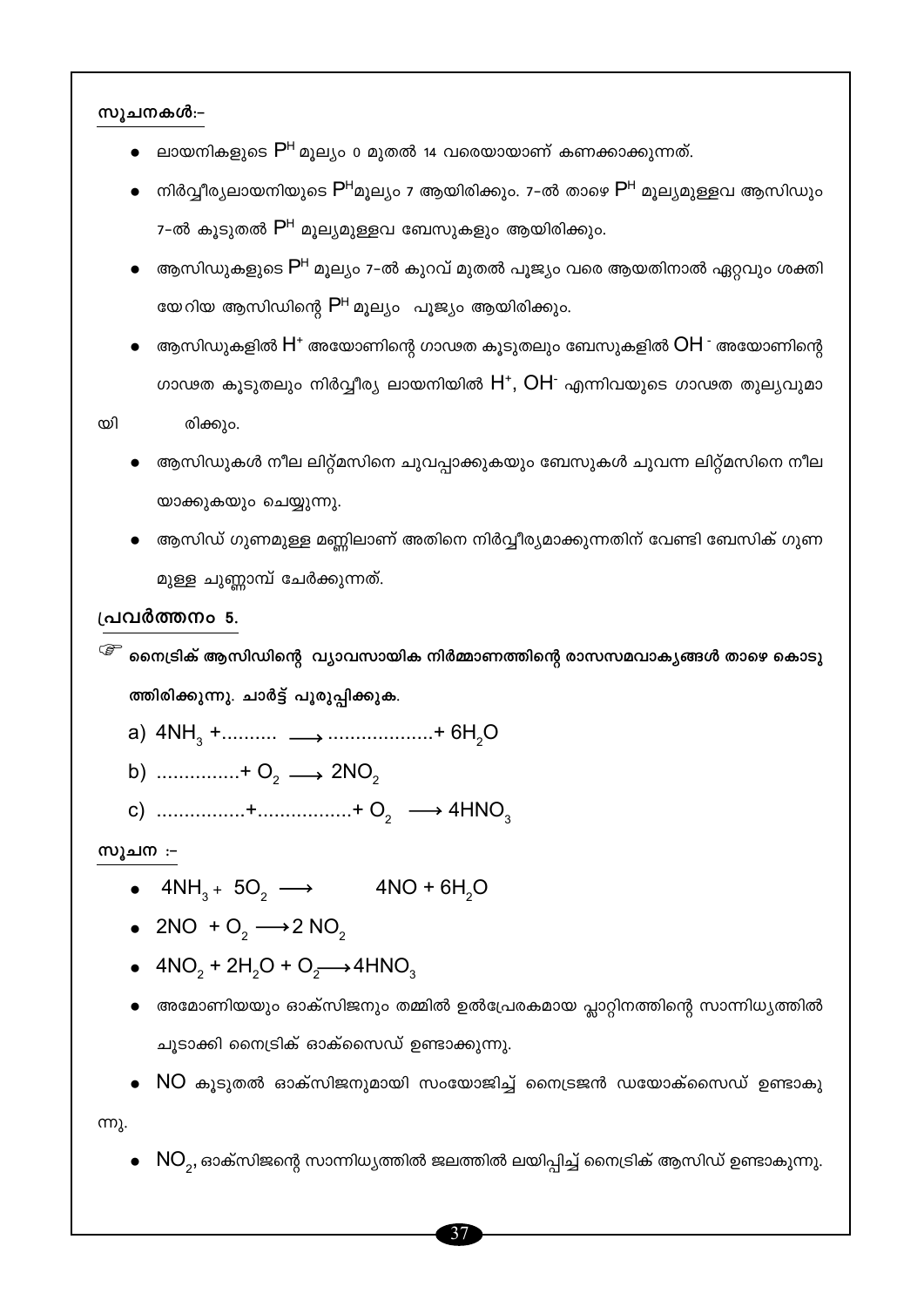**സൂചനകൾ:-**

- ലായനികളുടെ $P^H$ മൂല്യം 0 മുതൽ 14 വരെയായാണ് കണക്കാക്കുന്നത്.
- നിർവ്വീര്യലായനിയുടെ $P^H$മൂല്യം 7 ആയിരിക്കും. 7-ൽ താഴെ $P^H$ മൂല്യമുള്ളവ ആസിഡും 7-ൽ കൂടുതൽ $P^H$ മൂല്യമുള്ളവ ബേസുകളും ആയിരിക്കും.
- ആസിഡുകളുടെ $P^H$ മൂല്യം 7-ൽ കുറവ് മുതൽ പൂജ്യം വരെ ആയതിനാൽ ഏറ്റവും ശക്തി യേറിയ ആസിഡിന്റെ $P^H$ മൂല്യം പൂജ്യം ആയിരിക്കും.
- ആസിഡുകളിൽ $H^+$ അയോണിന്റെ ഗാഢത കൂടുതലും ബേസുകളിൽ $OH^-$ അയോണിന്റെ ഗാഢത കൂടുതലും നിർവ്വീര്യ ലായനിയിൽ $H^+$, $OH^-$ എന്നിവയുടെ ഗാഢത തുല്യവുമായി രിക്കും.
- ആസിഡുകൾ നീല ലിറ്റ്മസിനെ ചുവപ്പാക്കുകയും ബേസുകൾ ചുവന്ന ലിറ്റ്മസിനെ നീല യാക്കുകയും ചെയ്യുന്നു.
- ആസിഡ് ഗുണമുള്ള മണ്ണിലാണ് അതിനെ നിർവ്വീര്യമാക്കുന്നതിന് വേണ്ടി ബേസിക് ഗുണ മുള്ള ചുണ്ണാമ്പ് ചേർക്കുന്നത്.

**പ്രവർത്തനം 5.**

☞ **നൈട്രിക് ആസിഡിന്റെ വ്യാവസായിക നിർമ്മാണത്തിന്റെ രാസസമവാക്യങ്ങൾ താഴെ കൊടു ത്തിരിക്കുന്നു. ചാർട്ട് പൂരുപ്പിക്കുക.**

a) $4NH_3 + .......... \longrightarrow .................. + 6H_2O$

b) $.............. + O_2 \longrightarrow 2NO_2$

c) $................ + ................ + O_2 \longrightarrow 4HNO_3$

**സൂചന :-**

- $4NH_3 + 5O_2 \longrightarrow 4NO + 6H_2O$
- $2NO + O_2 \longrightarrow 2NO_2$
- $4NO_2 + 2H_2O + O_2 \longrightarrow 4HNO_3$
- അമോണിയയും ഓക്സിജനും തമ്മിൽ ഉൽപ്രേരകമായ പ്ലാറ്റിനത്തിന്റെ സാന്നിധ്യത്തിൽ ചൂടാക്കി നൈട്രിക് ഓക്സൈഡ് ഉണ്ടാക്കുന്നു.
- NO കൂടുതൽ ഓക്സിജനുമായി സംയോജിച്ച് നൈട്രജൻ ഡയോക്സൈഡ് ഉണ്ടാകുന്നു.
- $NO_2$, ഓക്സിജന്റെ സാന്നിധ്യത്തിൽ ജലത്തിൽ ലയിപ്പിച്ച് നൈട്രിക് ആസിഡ് ഉണ്ടാകുന്നു.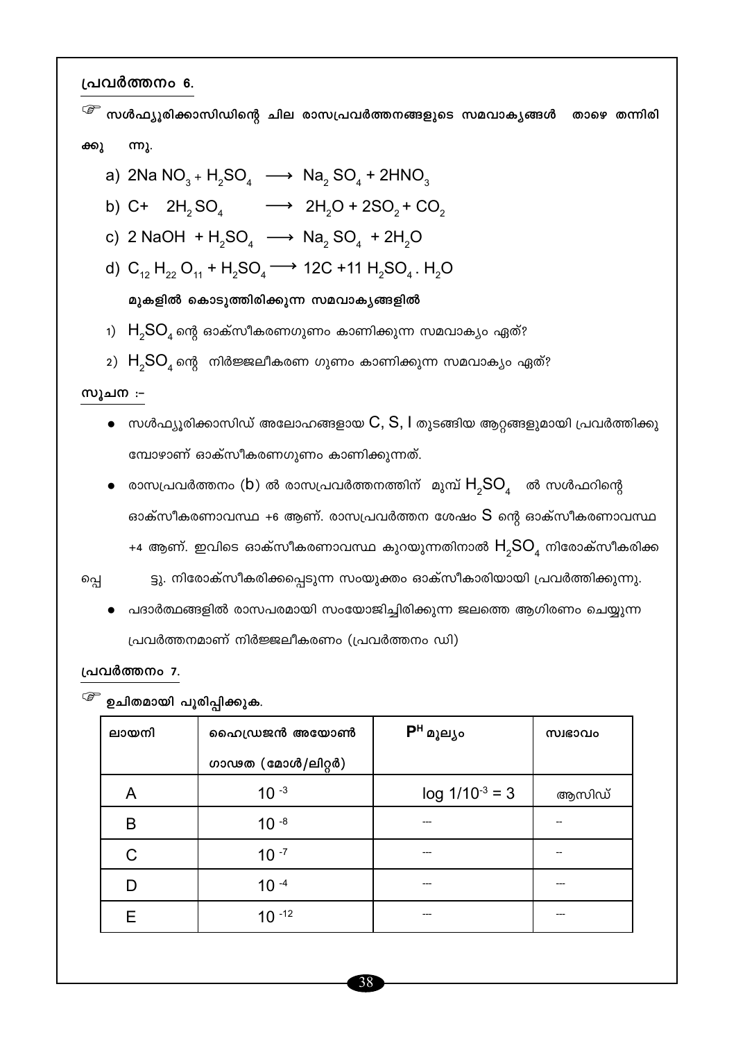**പ്രവർത്തനം 6.**

☞ **സൾഫ്യൂരിക്കാസിഡിന്റെ ചില രാസപ്രവർത്തനങ്ങളുടെ സമവാക്യങ്ങൾ താഴെ തന്നിരിക്കുന്നു.**

a) $2NaNO_3 + H_2SO_4 \longrightarrow Na_2SO_4 + 2HNO_3$

b) $C + 2H_2SO_4 \longrightarrow 2H_2O + 2SO_2 + CO_2$

c) $2NaOH + H_2SO_4 \longrightarrow Na_2SO_4 + 2H_2O$

d) $C_{12}H_{22}O_{11} + H_2SO_4 \longrightarrow 12C + 11H_2SO_4 . H_2O$

**മുകളിൽ കൊടുത്തിരിക്കുന്ന സമവാക്യങ്ങളിൽ**

1) $H_2SO_4$ ന്റെ ഓക്സീകരണഗുണം കാണിക്കുന്ന സമവാക്യം ഏത്?

2) $H_2SO_4$ ന്റെ നിർജ്ജലീകരണ ഗുണം കാണിക്കുന്ന സമവാക്യം ഏത്?

**സൂചന :-**

- സൾഫ്യൂരിക്കാസിഡ് അലോഹങ്ങളായ C, S, I തുടങ്ങിയ ആറ്റങ്ങളുമായി പ്രവർത്തിക്കുമ്പോഴാണ് ഓക്സീകരണഗുണം കാണിക്കുന്നത്.
- രാസപ്രവർത്തനം (b) ൽ രാസപ്രവർത്തനത്തിന് മുമ്പ് $H_2SO_4$ ൽ സൾഫറിന്റെ ഓക്സീകരണാവസ്ഥ +6 ആണ്. രാസപ്രവർത്തന ശേഷം S ന്റെ ഓക്സീകരണാവസ്ഥ +4 ആണ്. ഇവിടെ ഓക്സീകരണാവസ്ഥ കുറയുന്നതിനാൽ $H_2SO_4$ നിരോക്സീകരിക്കപ്പെട്ടു. നിരോക്സീകരിക്കപ്പെടുന്ന സംയുക്തം ഓക്സീകാരിയായി പ്രവർത്തിക്കുന്നു.
- പദാർത്ഥങ്ങളിൽ രാസപരമായി സംയോജിച്ചിരിക്കുന്ന ജലത്തെ ആഗിരണം ചെയ്യുന്ന പ്രവർത്തനമാണ് നിർജ്ജലീകരണം (പ്രവർത്തനം ഡി)

**പ്രവർത്തനം 7.**

☞ **ഉചിതമായി പൂരിപ്പിക്കുക.**

| ലായനി | ഹൈഡ്രജൻ അയോൺ ഗാഢത (മോൾ/ലിറ്റർ) | $P^H$ മൂല്യം | സ്വഭാവം |
|---|---|---|---|
| A | $10^{-3}$ | $\log 1/10^{-3} = 3$ | ആസിഡ് |
| B | $10^{-8}$ | --- | -- |
| C | $10^{-7}$ | --- | -- |
| D | $10^{-4}$ | --- | --- |
| E | $10^{-12}$ | --- | --- |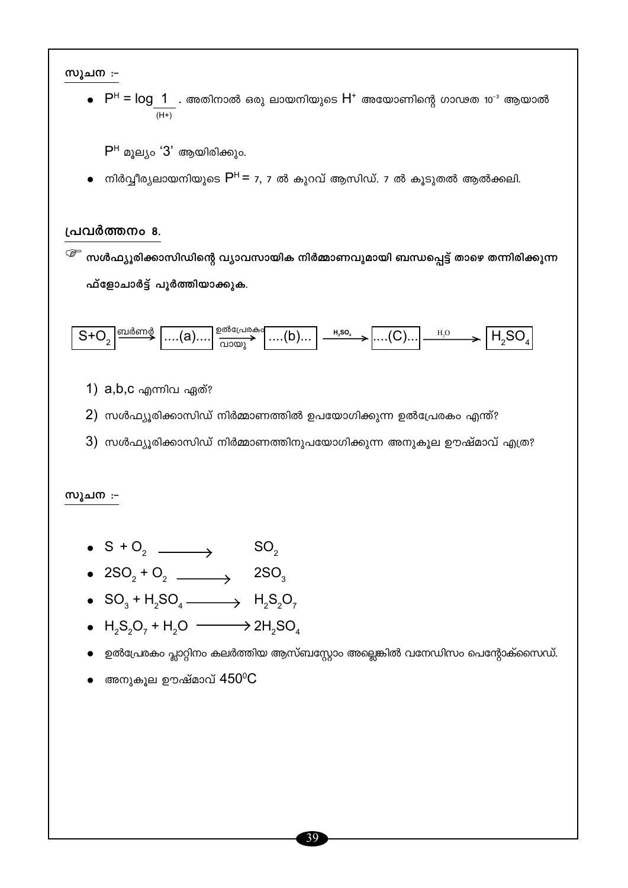**സൂചന :-**

- $P^H = \log \frac{1}{(H+)}$ . അതിനാൽ ഒരു ലായനിയുടെ $H^+$ അയോണിന്റെ ഗാഢത $10^{-3}$ ആയാൽ

  $P^H$ മൂല്യം '3' ആയിരിക്കും.

- നിർവ്വീര്യലായനിയുടെ $P^H$ = 7, 7 ൽ കുറവ് ആസിഡ്. 7 ൽ കൂടുതൽ ആൽക്കലി.

## പ്രവർത്തനം 8.

☞ **സൾഫ്യൂരിക്കാസിഡിന്റെ വ്യാവസായിക നിർമ്മാണവുമായി ബന്ധപ്പെട്ട് താഴെ തന്നിരിക്കുന്ന ഫ്ളോചാർട്ട് പൂർത്തിയാക്കുക.**

$$S+O_2 \xrightarrow{\text{ബർണർ}} \text{....(a)....} \xrightarrow[\text{വായു}]{\text{ഉൽപ്രേരകം}} \text{....(b)...} \xrightarrow{H_2SO_4} \text{....(C)...} \xrightarrow{H_2O} H_2SO_4$$

1) a,b,c എന്നിവ ഏത്?
2) സൾഫ്യൂരിക്കാസിഡ് നിർമ്മാണത്തിൽ ഉപയോഗിക്കുന്ന ഉൽപ്രേരകം എന്ത്?
3) സൾഫ്യൂരിക്കാസിഡ് നിർമ്മാണത്തിനുപയോഗിക്കുന്ന അനുകൂല ഊഷ്മാവ് എത്ര?

**സൂചന :-**

- $S + O_2 \longrightarrow SO_2$
- $2SO_2 + O_2 \longrightarrow 2SO_3$
- $SO_3 + H_2SO_4 \longrightarrow H_2S_2O_7$
- $H_2S_2O_7 + H_2O \longrightarrow 2H_2SO_4$
- ഉൽപ്രേരകം പ്ലാറ്റിനം കലർത്തിയ ആസ്ബസ്റ്റോം അല്ലെങ്കിൽ വനേഡിസം പെന്റോക്സൈഡ്.
- അനുകൂല ഊഷ്മാവ് $450^0C$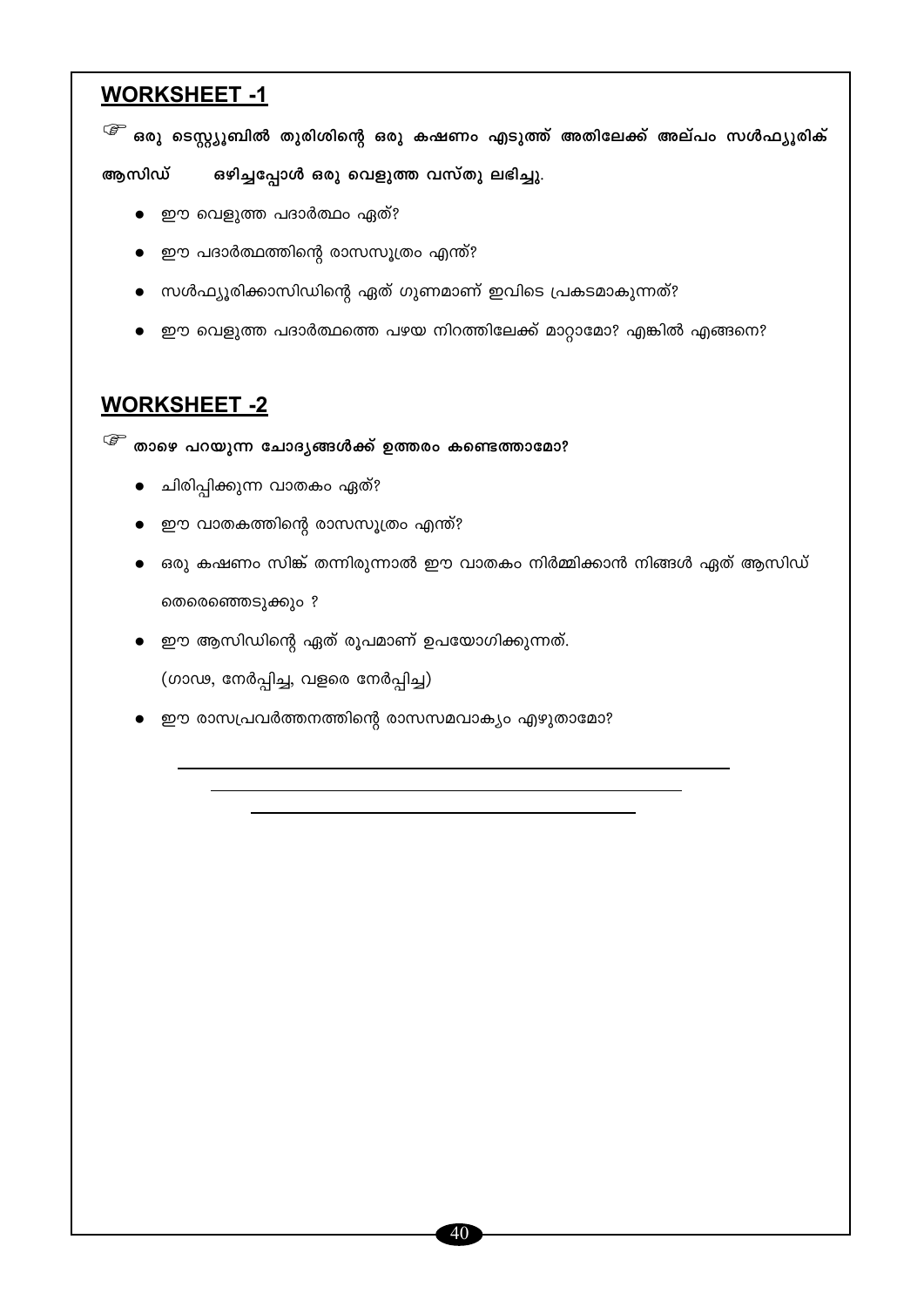## WORKSHEET -1

☞ **ഒരു ടെസ്റ്റ്യൂബിൽ തുരിശിന്റെ ഒരു കഷണം എടുത്ത് അതിലേക്ക് അല്പം സൾഫ്യൂരിക് ആസിഡ് ഒഴിച്ചപ്പോൾ ഒരു വെളുത്ത വസ്തു ലഭിച്ചു.**

- ഈ വെളുത്ത പദാർത്ഥം ഏത്?
- ഈ പദാർത്ഥത്തിന്റെ രാസസൂത്രം എന്ത്?
- സൾഫ്യൂരിക്കാസിഡിന്റെ ഏത് ഗുണമാണ് ഇവിടെ പ്രകടമാകുന്നത്?
- ഈ വെളുത്ത പദാർത്ഥത്തെ പഴയ നിറത്തിലേക്ക് മാറ്റാമോ? എങ്കിൽ എങ്ങനെ?

## WORKSHEET -2

☞ **താഴെ പറയുന്ന ചോദ്യങ്ങൾക്ക് ഉത്തരം കണ്ടെത്താമോ?**

- ചിരിപ്പിക്കുന്ന വാതകം ഏത്?
- ഈ വാതകത്തിന്റെ രാസസൂത്രം എന്ത്?
- ഒരു കഷണം സിങ്ക് തന്നിരുന്നാൽ ഈ വാതകം നിർമ്മിക്കാൻ നിങ്ങൾ ഏത് ആസിഡ് തെരെഞ്ഞെടുക്കും ?
- ഈ ആസിഡിന്റെ ഏത് രൂപമാണ് ഉപയോഗിക്കുന്നത്.

  (ഗാഢ, നേർപ്പിച്ച, വളരെ നേർപ്പിച്ച)
- ഈ രാസപ്രവർത്തനത്തിന്റെ രാസസമവാക്യം എഴുതാമോ?

_______________________________________________

_____________________________________________

________________________________________